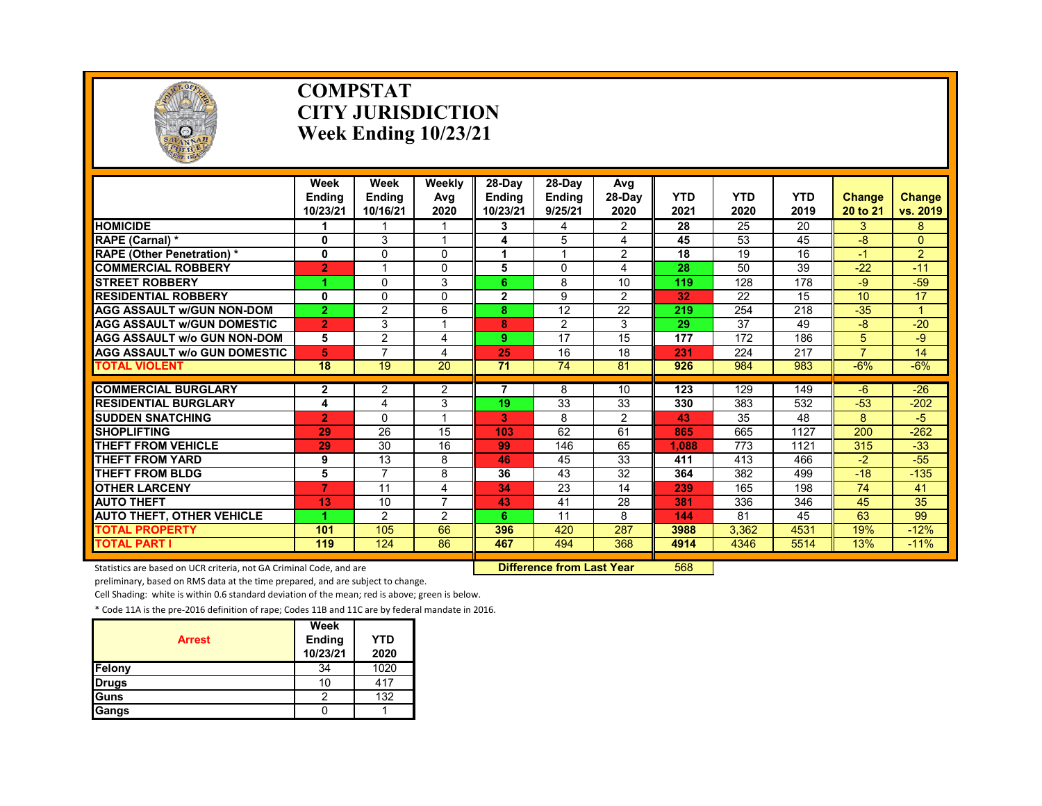# COMPSTAT
# CITY JURISDICTION
# Week Ending 10/23/21

| | Week Ending 10/23/21 | Week Ending 10/16/21 | Weekly Avg 2020 | 28-Day Ending 10/23/21 | 28-Day Ending 9/25/21 | Avg 28-Day 2020 | YTD 2021 | YTD 2020 | YTD 2019 | Change 20 to 21 | Change vs. 2019 |
|---|---|---|---|---|---|---|---|---|---|---|---|
| HOMICIDE | 1 | 1 | 1 | 3 | 4 | 2 | 28 | 25 | 20 | 3 | 8 |
| RAPE (Carnal) * | 0 | 3 | 1 | 4 | 5 | 4 | 45 | 53 | 45 | -8 | 0 |
| RAPE (Other Penetration) * | 0 | 0 | 0 | 1 | 1 | 2 | 18 | 19 | 16 | -1 | 2 |
| COMMERCIAL ROBBERY | 2 | 1 | 0 | 5 | 0 | 4 | 28 | 50 | 39 | -22 | -11 |
| STREET ROBBERY | 1 | 0 | 3 | 6 | 8 | 10 | 119 | 128 | 178 | -9 | -59 |
| RESIDENTIAL ROBBERY | 0 | 0 | 0 | 2 | 9 | 2 | 32 | 22 | 15 | 10 | 17 |
| AGG ASSAULT w/GUN NON-DOM | 2 | 2 | 6 | 8 | 12 | 22 | 219 | 254 | 218 | -35 | 1 |
| AGG ASSAULT w/GUN DOMESTIC | 2 | 3 | 1 | 8 | 2 | 3 | 29 | 37 | 49 | -8 | -20 |
| AGG ASSAULT w/o GUN NON-DOM | 5 | 2 | 4 | 9 | 17 | 15 | 177 | 172 | 186 | 5 | -9 |
| AGG ASSAULT w/o GUN DOMESTIC | 5 | 7 | 4 | 25 | 16 | 18 | 231 | 224 | 217 | 7 | 14 |
| TOTAL VIOLENT | 18 | 19 | 20 | 71 | 74 | 81 | 926 | 984 | 983 | -6% | -6% |
| COMMERCIAL BURGLARY | 2 | 2 | 2 | 7 | 8 | 10 | 123 | 129 | 149 | -6 | -26 |
| RESIDENTIAL BURGLARY | 4 | 4 | 3 | 19 | 33 | 33 | 330 | 383 | 532 | -53 | -202 |
| SUDDEN SNATCHING | 2 | 0 | 1 | 3 | 8 | 2 | 43 | 35 | 48 | 8 | -5 |
| SHOPLIFTING | 29 | 26 | 15 | 103 | 62 | 61 | 865 | 665 | 1127 | 200 | -262 |
| THEFT FROM VEHICLE | 29 | 30 | 16 | 99 | 146 | 65 | 1,088 | 773 | 1121 | 315 | -33 |
| THEFT FROM YARD | 9 | 13 | 8 | 46 | 45 | 33 | 411 | 413 | 466 | -2 | -55 |
| THEFT FROM BLDG | 5 | 7 | 8 | 36 | 43 | 32 | 364 | 382 | 499 | -18 | -135 |
| OTHER LARCENY | 7 | 11 | 4 | 34 | 23 | 14 | 239 | 165 | 198 | 74 | 41 |
| AUTO THEFT | 13 | 10 | 7 | 43 | 41 | 28 | 381 | 336 | 346 | 45 | 35 |
| AUTO THEFT, OTHER VEHICLE | 1 | 2 | 2 | 6 | 11 | 8 | 144 | 81 | 45 | 63 | 99 |
| TOTAL PROPERTY | 101 | 105 | 66 | 396 | 420 | 287 | 3988 | 3,362 | 4531 | 19% | -12% |
| TOTAL PART I | 119 | 124 | 86 | 467 | 494 | 368 | 4914 | 4346 | 5514 | 13% | -11% |
| | | | | Difference from Last Year | | | 568 | | | | |

Statistics are based on UCR criteria, not GA Criminal Code, and are preliminary, based on RMS data at the time prepared, and are subject to change.

Cell Shading: white is within 0.6 standard deviation of the mean; red is above; green is below.

* Code 11A is the pre-2016 definition of rape; Codes 11B and 11C are by federal mandate in 2016.

| Arrest | Week Ending 10/23/21 | YTD 2020 |
|---|---|---|
| Felony | 34 | 1020 |
| Drugs | 10 | 417 |
| Guns | 2 | 132 |
| Gangs | 0 | 1 |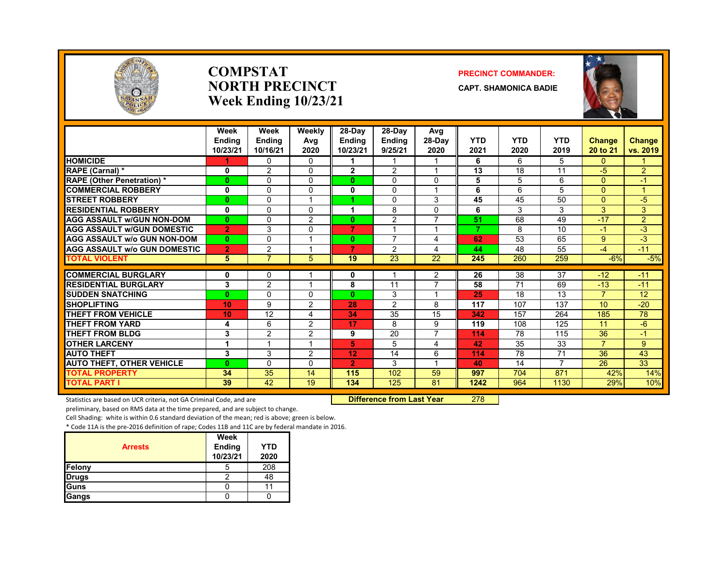# COMPSTAT
# NORTH PRECINCT
## Week Ending 10/23/21

**PRECINCT COMMANDER:**
**CAPT. SHAMONICA BADIE**

| | Week Ending 10/23/21 | Week Ending 10/16/21 | Weekly Avg 2020 | 28-Day Ending 10/23/21 | 28-Day Ending 9/25/21 | Avg 28-Day 2020 | YTD 2021 | YTD 2020 | YTD 2019 | Change 20 to 21 | Change vs. 2019 |
|---|---|---|---|---|---|---|---|---|---|---|---|
| HOMICIDE | 1 | 0 | 0 | 1 | 1 | 1 | 6 | 6 | 5 | 0 | 1 |
| RAPE (Carnal) * | 0 | 2 | 0 | 2 | 2 | 1 | 13 | 18 | 11 | -5 | 2 |
| RAPE (Other Penetration) * | 0 | 0 | 0 | 0 | 0 | 0 | 5 | 5 | 6 | 0 | -1 |
| COMMERCIAL ROBBERY | 0 | 0 | 0 | 0 | 0 | 1 | 6 | 6 | 5 | 0 | 1 |
| STREET ROBBERY | 0 | 0 | 1 | 1 | 0 | 3 | 45 | 45 | 50 | 0 | -5 |
| RESIDENTIAL ROBBERY | 0 | 0 | 0 | 1 | 8 | 0 | 6 | 3 | 3 | 3 | 3 |
| AGG ASSAULT w/GUN NON-DOM | 0 | 0 | 2 | 0 | 2 | 7 | 51 | 68 | 49 | -17 | 2 |
| AGG ASSAULT w/GUN DOMESTIC | 2 | 3 | 0 | 7 | 1 | 1 | 7 | 8 | 10 | -1 | -3 |
| AGG ASSAULT w/o GUN NON-DOM | 0 | 0 | 1 | 0 | 7 | 4 | 62 | 53 | 65 | 9 | -3 |
| AGG ASSAULT w/o GUN DOMESTIC | 2 | 2 | 1 | 7 | 2 | 4 | 44 | 48 | 55 | -4 | -11 |
| TOTAL VIOLENT | 5 | 7 | 5 | 19 | 23 | 22 | 245 | 260 | 259 | -6% | -5% |
| COMMERCIAL BURGLARY | 0 | 0 | 1 | 0 | 1 | 2 | 26 | 38 | 37 | -12 | -11 |
| RESIDENTIAL BURGLARY | 3 | 2 | 1 | 8 | 11 | 7 | 58 | 71 | 69 | -13 | -11 |
| SUDDEN SNATCHING | 0 | 0 | 0 | 0 | 3 | 1 | 25 | 18 | 13 | 7 | 12 |
| SHOPLIFTING | 10 | 9 | 2 | 28 | 2 | 8 | 117 | 107 | 137 | 10 | -20 |
| THEFT FROM VEHICLE | 10 | 12 | 4 | 34 | 35 | 15 | 342 | 157 | 264 | 185 | 78 |
| THEFT FROM YARD | 4 | 6 | 2 | 17 | 8 | 9 | 119 | 108 | 125 | 11 | -6 |
| THEFT FROM BLDG | 3 | 2 | 2 | 9 | 20 | 7 | 114 | 78 | 115 | 36 | -1 |
| OTHER LARCENY | 1 | 1 | 1 | 5 | 5 | 4 | 42 | 35 | 33 | 7 | 9 |
| AUTO THEFT | 3 | 3 | 2 | 12 | 14 | 6 | 114 | 78 | 71 | 36 | 43 |
| AUTO THEFT, OTHER VEHICLE | 0 | 0 | 0 | 2 | 3 | 1 | 40 | 14 | 7 | 26 | 33 |
| TOTAL PROPERTY | 34 | 35 | 14 | 115 | 102 | 59 | 997 | 704 | 871 | 42% | 14% |
| TOTAL PART I | 39 | 42 | 19 | 134 | 125 | 81 | 1242 | 964 | 1130 | 29% | 10% |

**Difference from Last Year** 278

Statistics are based on UCR criteria, not GA Criminal Code, and are preliminary, based on RMS data at the time prepared, and are subject to change.
Cell Shading: white is within 0.6 standard deviation of the mean; red is above; green is below.
* Code 11A is the pre-2016 definition of rape; Codes 11B and 11C are by federal mandate in 2016.

| Arrests | Week Ending 10/23/21 | YTD 2020 |
|---|---|---|
| Felony | 5 | 208 |
| Drugs | 2 | 48 |
| Guns | 0 | 11 |
| Gangs | 0 | 0 |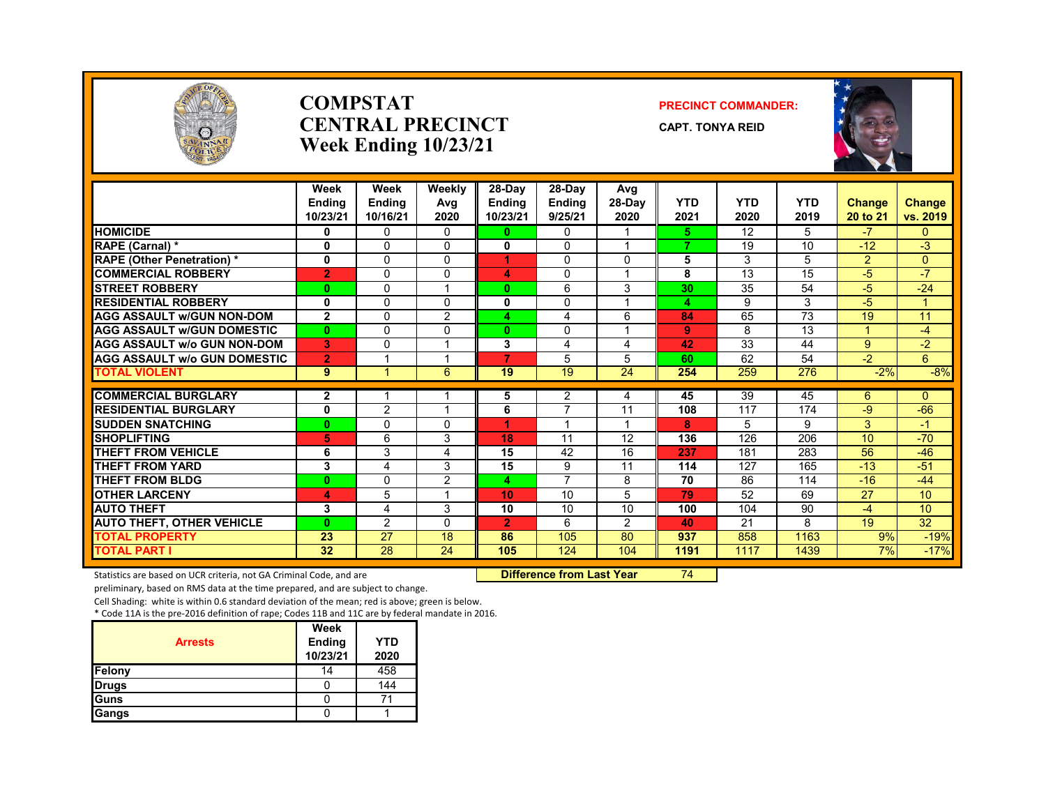# COMPSTAT
# CENTRAL PRECINCT
# Week Ending 10/23/21

**PRECINCT COMMANDER:**

**CAPT. TONYA REID**

| | Week Ending 10/23/21 | Week Ending 10/16/21 | Weekly Avg 2020 | 28-Day Ending 10/23/21 | 28-Day Ending 9/25/21 | Avg 28-Day 2020 | YTD 2021 | YTD 2020 | YTD 2019 | Change 20 to 21 | Change vs. 2019 |
|---|---|---|---|---|---|---|---|---|---|---|---|
| HOMICIDE | 0 | 0 | 0 | 0 | 0 | 1 | 5 | 12 | 5 | -7 | 0 |
| RAPE (Carnal) * | 0 | 0 | 0 | 0 | 0 | 1 | 7 | 19 | 10 | -12 | -3 |
| RAPE (Other Penetration) * | 0 | 0 | 0 | 1 | 0 | 0 | 5 | 3 | 5 | 2 | 0 |
| COMMERCIAL ROBBERY | 2 | 0 | 0 | 4 | 0 | 1 | 8 | 13 | 15 | -5 | -7 |
| STREET ROBBERY | 0 | 0 | 1 | 0 | 6 | 3 | 30 | 35 | 54 | -5 | -24 |
| RESIDENTIAL ROBBERY | 0 | 0 | 0 | 0 | 0 | 1 | 4 | 9 | 3 | -5 | 1 |
| AGG ASSAULT w/GUN NON-DOM | 2 | 0 | 2 | 4 | 4 | 6 | 84 | 65 | 73 | 19 | 11 |
| AGG ASSAULT w/GUN DOMESTIC | 0 | 0 | 0 | 0 | 0 | 1 | 9 | 8 | 13 | 1 | -4 |
| AGG ASSAULT w/o GUN NON-DOM | 3 | 0 | 1 | 3 | 4 | 4 | 42 | 33 | 44 | 9 | -2 |
| AGG ASSAULT w/o GUN DOMESTIC | 2 | 1 | 1 | 7 | 5 | 5 | 60 | 62 | 54 | -2 | 6 |
| TOTAL VIOLENT | 9 | 1 | 6 | 19 | 19 | 24 | 254 | 259 | 276 | -2% | -8% |
| COMMERCIAL BURGLARY | 2 | 1 | 1 | 5 | 2 | 4 | 45 | 39 | 45 | 6 | 0 |
| RESIDENTIAL BURGLARY | 0 | 2 | 1 | 6 | 7 | 11 | 108 | 117 | 174 | -9 | -66 |
| SUDDEN SNATCHING | 0 | 0 | 0 | 1 | 1 | 1 | 8 | 5 | 9 | 3 | -1 |
| SHOPLIFTING | 5 | 6 | 3 | 18 | 11 | 12 | 136 | 126 | 206 | 10 | -70 |
| THEFT FROM VEHICLE | 6 | 3 | 4 | 15 | 42 | 16 | 237 | 181 | 283 | 56 | -46 |
| THEFT FROM YARD | 3 | 4 | 3 | 15 | 9 | 11 | 114 | 127 | 165 | -13 | -51 |
| THEFT FROM BLDG | 0 | 0 | 2 | 4 | 7 | 8 | 70 | 86 | 114 | -16 | -44 |
| OTHER LARCENY | 4 | 5 | 1 | 10 | 10 | 5 | 79 | 52 | 69 | 27 | 10 |
| AUTO THEFT | 3 | 4 | 3 | 10 | 10 | 10 | 100 | 104 | 90 | -4 | 10 |
| AUTO THEFT, OTHER VEHICLE | 0 | 2 | 0 | 2 | 6 | 2 | 40 | 21 | 8 | 19 | 32 |
| TOTAL PROPERTY | 23 | 27 | 18 | 86 | 105 | 80 | 937 | 858 | 1163 | 9% | -19% |
| TOTAL PART I | 32 | 28 | 24 | 105 | 124 | 104 | 1191 | 1117 | 1439 | 7% | -17% |

**Difference from Last Year** 74

Statistics are based on UCR criteria, not GA Criminal Code, and are preliminary, based on RMS data at the time prepared, and are subject to change.

Cell Shading: white is within 0.6 standard deviation of the mean; red is above; green is below.

* Code 11A is the pre-2016 definition of rape; Codes 11B and 11C are by federal mandate in 2016.

| Arrests | Week Ending 10/23/21 | YTD 2020 |
|---|---|---|
| Felony | 14 | 458 |
| Drugs | 0 | 144 |
| Guns | 0 | 71 |
| Gangs | 0 | 1 |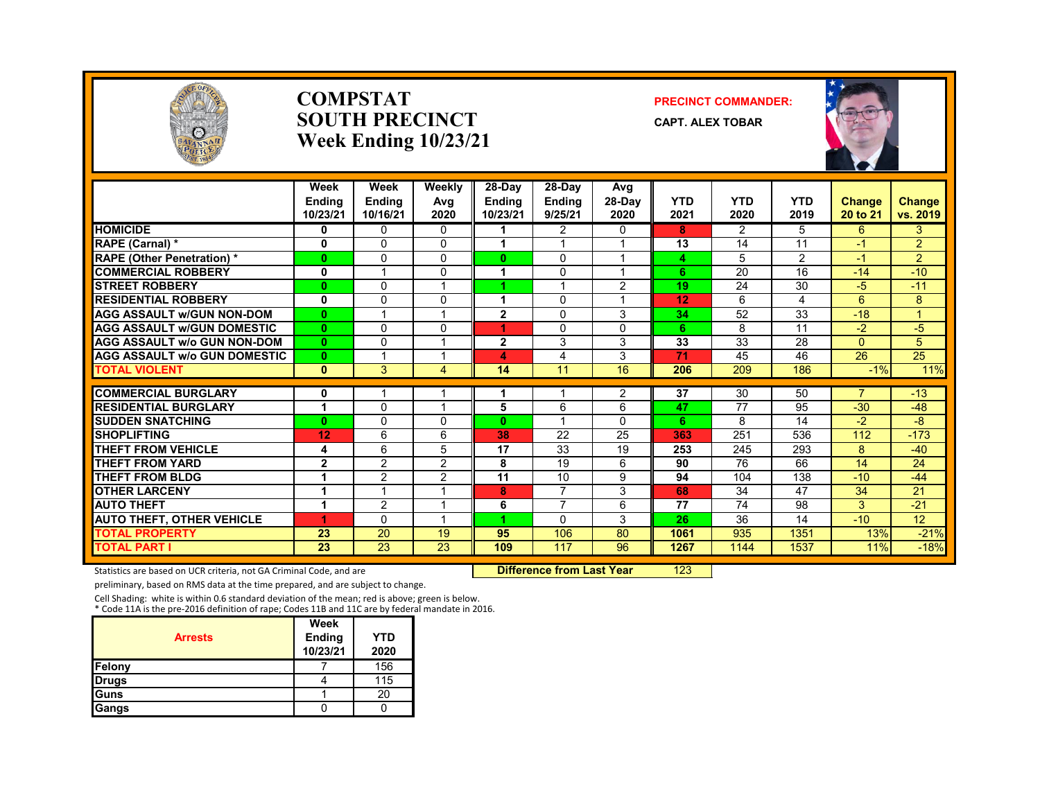# COMPSTAT
# SOUTH PRECINCT
# Week Ending 10/23/21

**PRECINCT COMMANDER:**

**CAPT. ALEX TOBAR**

| | Week Ending 10/23/21 | Week Ending 10/16/21 | Weekly Avg 2020 | 28-Day Ending 10/23/21 | 28-Day Ending 9/25/21 | Avg 28-Day 2020 | YTD 2021 | YTD 2020 | YTD 2019 | Change 20 to 21 | Change vs. 2019 |
|---|---|---|---|---|---|---|---|---|---|---|---|
| HOMICIDE | 0 | 0 | 0 | 1 | 2 | 0 | 8 | 2 | 5 | 6 | 3 |
| RAPE (Carnal) * | 0 | 0 | 0 | 1 | 1 | 1 | 13 | 14 | 11 | -1 | 2 |
| RAPE (Other Penetration) * | 0 | 0 | 0 | 0 | 0 | 1 | 4 | 5 | 2 | -1 | 2 |
| COMMERCIAL ROBBERY | 0 | 1 | 0 | 1 | 0 | 1 | 6 | 20 | 16 | -14 | -10 |
| STREET ROBBERY | 0 | 0 | 1 | 1 | 1 | 2 | 19 | 24 | 30 | -5 | -11 |
| RESIDENTIAL ROBBERY | 0 | 0 | 0 | 1 | 0 | 1 | 12 | 6 | 4 | 6 | 8 |
| AGG ASSAULT w/GUN NON-DOM | 0 | 1 | 1 | 2 | 0 | 3 | 34 | 52 | 33 | -18 | 1 |
| AGG ASSAULT w/GUN DOMESTIC | 0 | 0 | 0 | 1 | 0 | 0 | 6 | 8 | 11 | -2 | -5 |
| AGG ASSAULT w/o GUN NON-DOM | 0 | 0 | 1 | 2 | 3 | 3 | 33 | 33 | 28 | 0 | 5 |
| AGG ASSAULT w/o GUN DOMESTIC | 0 | 1 | 1 | 4 | 4 | 3 | 71 | 45 | 46 | 26 | 25 |
| TOTAL VIOLENT | 0 | 3 | 4 | 14 | 11 | 16 | 206 | 209 | 186 | -1% | 11% |
| COMMERCIAL BURGLARY | 0 | 1 | 1 | 1 | 1 | 2 | 37 | 30 | 50 | 7 | -13 |
| RESIDENTIAL BURGLARY | 1 | 0 | 1 | 5 | 6 | 6 | 47 | 77 | 95 | -30 | -48 |
| SUDDEN SNATCHING | 0 | 0 | 0 | 0 | 1 | 0 | 6 | 8 | 14 | -2 | -8 |
| SHOPLIFTING | 12 | 6 | 6 | 38 | 22 | 25 | 363 | 251 | 536 | 112 | -173 |
| THEFT FROM VEHICLE | 4 | 6 | 5 | 17 | 33 | 19 | 253 | 245 | 293 | 8 | -40 |
| THEFT FROM YARD | 2 | 2 | 2 | 8 | 19 | 6 | 90 | 76 | 66 | 14 | 24 |
| THEFT FROM BLDG | 1 | 2 | 2 | 11 | 10 | 9 | 94 | 104 | 138 | -10 | -44 |
| OTHER LARCENY | 1 | 1 | 1 | 8 | 7 | 3 | 68 | 34 | 47 | 34 | 21 |
| AUTO THEFT | 1 | 2 | 1 | 6 | 7 | 6 | 77 | 74 | 98 | 3 | -21 |
| AUTO THEFT, OTHER VEHICLE | 1 | 0 | 1 | 1 | 0 | 3 | 26 | 36 | 14 | -10 | 12 |
| TOTAL PROPERTY | 23 | 20 | 19 | 95 | 106 | 80 | 1061 | 935 | 1351 | 13% | -21% |
| TOTAL PART I | 23 | 23 | 23 | 109 | 117 | 96 | 1267 | 1144 | 1537 | 11% | -18% |

**Difference from Last Year** 123

Statistics are based on UCR criteria, not GA Criminal Code, and are preliminary, based on RMS data at the time prepared, and are subject to change.

Cell Shading: white is within 0.6 standard deviation of the mean; red is above; green is below.

* Code 11A is the pre-2016 definition of rape; Codes 11B and 11C are by federal mandate in 2016.

| Arrests | Week Ending 10/23/21 | YTD 2020 |
|---|---|---|
| Felony | 7 | 156 |
| Drugs | 4 | 115 |
| Guns | 1 | 20 |
| Gangs | 0 | 0 |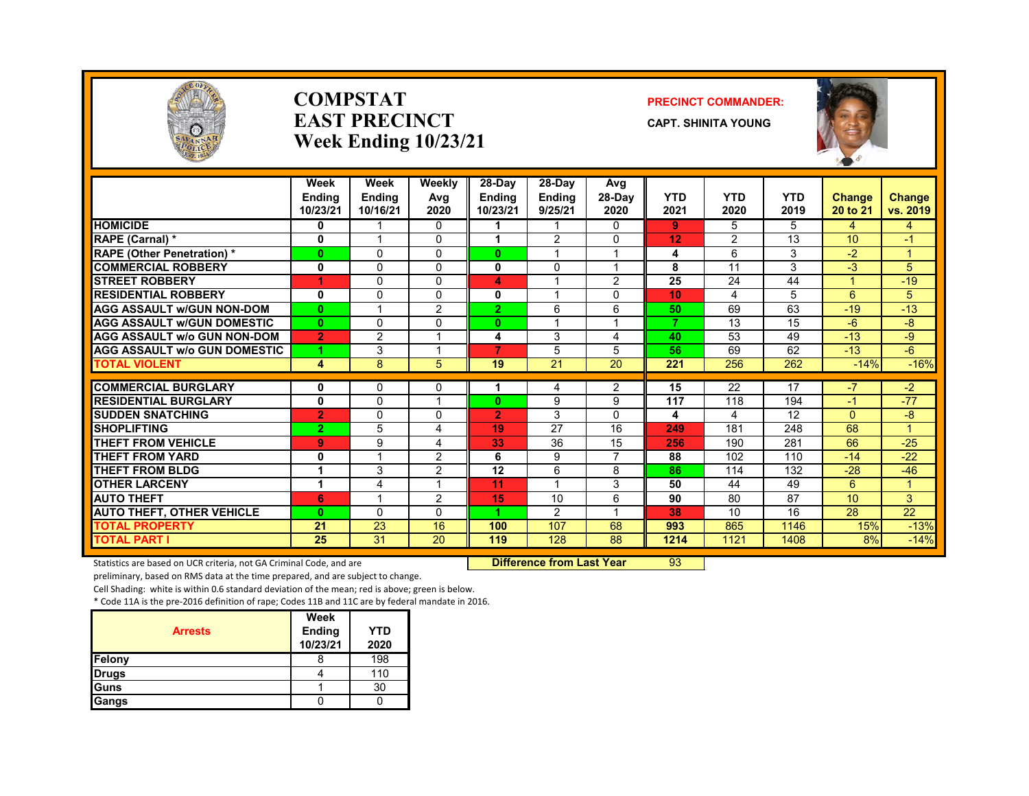# COMPSTAT
# EAST PRECINCT
# Week Ending 10/23/21

**PRECINCT COMMANDER:**

**CAPT. SHINITA YOUNG**

| | Week Ending 10/23/21 | Week Ending 10/16/21 | Weekly Avg 2020 | 28-Day Ending 10/23/21 | 28-Day Ending 9/25/21 | Avg 28-Day 2020 | YTD 2021 | YTD 2020 | YTD 2019 | Change 20 to 21 | Change vs. 2019 |
|---|---|---|---|---|---|---|---|---|---|---|---|
| HOMICIDE | 0 | 1 | 0 | 1 | 1 | 0 | 9 | 5 | 5 | 4 | 4 |
| RAPE (Carnal) * | 0 | 1 | 0 | 1 | 2 | 0 | 12 | 2 | 13 | 10 | -1 |
| RAPE (Other Penetration) * | 0 | 0 | 0 | 0 | 1 | 1 | 4 | 6 | 3 | -2 | 1 |
| COMMERCIAL ROBBERY | 0 | 0 | 0 | 0 | 0 | 1 | 8 | 11 | 3 | -3 | 5 |
| STREET ROBBERY | 1 | 0 | 0 | 4 | 1 | 2 | 25 | 24 | 44 | 1 | -19 |
| RESIDENTIAL ROBBERY | 0 | 0 | 0 | 0 | 1 | 0 | 10 | 4 | 5 | 6 | 5 |
| AGG ASSAULT w/GUN NON-DOM | 0 | 1 | 2 | 2 | 6 | 6 | 50 | 69 | 63 | -19 | -13 |
| AGG ASSAULT w/GUN DOMESTIC | 0 | 0 | 0 | 0 | 1 | 1 | 7 | 13 | 15 | -6 | -8 |
| AGG ASSAULT w/o GUN NON-DOM | 2 | 2 | 1 | 4 | 3 | 4 | 40 | 53 | 49 | -13 | -9 |
| AGG ASSAULT w/o GUN DOMESTIC | 1 | 3 | 1 | 7 | 5 | 5 | 56 | 69 | 62 | -13 | -6 |
| TOTAL VIOLENT | 4 | 8 | 5 | 19 | 21 | 20 | 221 | 256 | 262 | -14% | -16% |
| COMMERCIAL BURGLARY | 0 | 0 | 0 | 1 | 4 | 2 | 15 | 22 | 17 | -7 | -2 |
| RESIDENTIAL BURGLARY | 0 | 0 | 1 | 0 | 9 | 9 | 117 | 118 | 194 | -1 | -77 |
| SUDDEN SNATCHING | 2 | 0 | 0 | 2 | 3 | 0 | 4 | 4 | 12 | 0 | -8 |
| SHOPLIFTING | 2 | 5 | 4 | 19 | 27 | 16 | 249 | 181 | 248 | 68 | 1 |
| THEFT FROM VEHICLE | 9 | 9 | 4 | 33 | 36 | 15 | 256 | 190 | 281 | 66 | -25 |
| THEFT FROM YARD | 0 | 1 | 2 | 6 | 9 | 7 | 88 | 102 | 110 | -14 | -22 |
| THEFT FROM BLDG | 1 | 3 | 2 | 12 | 6 | 8 | 86 | 114 | 132 | -28 | -46 |
| OTHER LARCENY | 1 | 4 | 1 | 11 | 1 | 3 | 50 | 44 | 49 | 6 | 1 |
| AUTO THEFT | 6 | 1 | 2 | 15 | 10 | 6 | 90 | 80 | 87 | 10 | 3 |
| AUTO THEFT, OTHER VEHICLE | 0 | 0 | 0 | 1 | 2 | 1 | 38 | 10 | 16 | 28 | 22 |
| TOTAL PROPERTY | 21 | 23 | 16 | 100 | 107 | 68 | 993 | 865 | 1146 | 15% | -13% |
| TOTAL PART I | 25 | 31 | 20 | 119 | 128 | 88 | 1214 | 1121 | 1408 | 8% | -14% |

Statistics are based on UCR criteria, not GA Criminal Code, and are preliminary, based on RMS data at the time prepared, and are subject to change.

**Difference from Last Year** 93

Cell Shading: white is within 0.6 standard deviation of the mean; red is above; green is below.

* Code 11A is the pre-2016 definition of rape; Codes 11B and 11C are by federal mandate in 2016.

| Arrests | Week Ending 10/23/21 | YTD 2020 |
|---|---|---|
| Felony | 8 | 198 |
| Drugs | 4 | 110 |
| Guns | 1 | 30 |
| Gangs | 0 | 0 |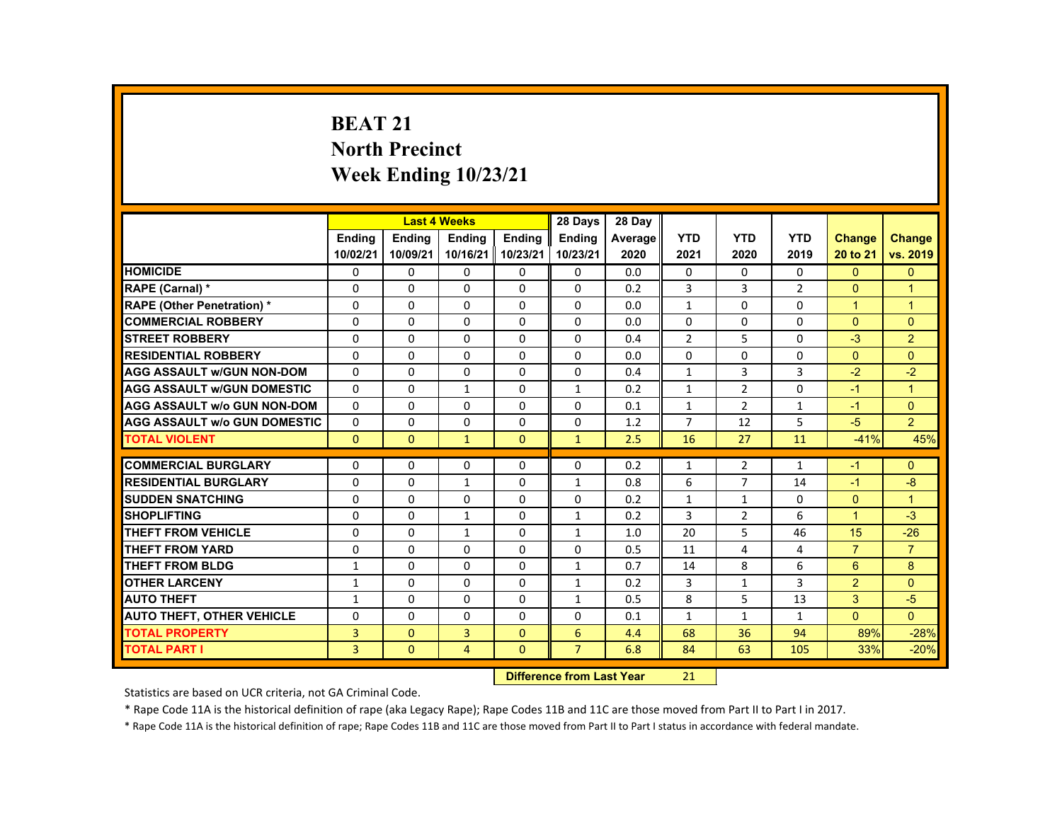# BEAT 21
## North Precinct
## Week Ending 10/23/21

| | Last 4 Weeks | | | | 28 Days | 28 Day | | | | | |
|---|---|---|---|---|---|---|---|---|---|---|---|
| | Ending 10/02/21 | Ending 10/09/21 | Ending 10/16/21 | Ending 10/23/21 | Ending 10/23/21 | Average 2020 | YTD 2021 | YTD 2020 | YTD 2019 | Change 20 to 21 | Change vs. 2019 |
| HOMICIDE | 0 | 0 | 0 | 0 | 0 | 0.0 | 0 | 0 | 0 | 0 | 0 |
| RAPE (Carnal) * | 0 | 0 | 0 | 0 | 0 | 0.2 | 3 | 3 | 2 | 0 | 1 |
| RAPE (Other Penetration) * | 0 | 0 | 0 | 0 | 0 | 0.0 | 1 | 0 | 0 | 1 | 1 |
| COMMERCIAL ROBBERY | 0 | 0 | 0 | 0 | 0 | 0.0 | 0 | 0 | 0 | 0 | 0 |
| STREET ROBBERY | 0 | 0 | 0 | 0 | 0 | 0.4 | 2 | 5 | 0 | -3 | 2 |
| RESIDENTIAL ROBBERY | 0 | 0 | 0 | 0 | 0 | 0.0 | 0 | 0 | 0 | 0 | 0 |
| AGG ASSAULT w/GUN NON-DOM | 0 | 0 | 0 | 0 | 0 | 0.4 | 1 | 3 | 3 | -2 | -2 |
| AGG ASSAULT w/GUN DOMESTIC | 0 | 0 | 1 | 0 | 1 | 0.2 | 1 | 2 | 0 | -1 | 1 |
| AGG ASSAULT w/o GUN NON-DOM | 0 | 0 | 0 | 0 | 0 | 0.1 | 1 | 2 | 1 | -1 | 0 |
| AGG ASSAULT w/o GUN DOMESTIC | 0 | 0 | 0 | 0 | 0 | 1.2 | 7 | 12 | 5 | -5 | 2 |
| TOTAL VIOLENT | 0 | 0 | 1 | 0 | 1 | 2.5 | 16 | 27 | 11 | -41% | 45% |
| COMMERCIAL BURGLARY | 0 | 0 | 0 | 0 | 0 | 0.2 | 1 | 2 | 1 | -1 | 0 |
| RESIDENTIAL BURGLARY | 0 | 0 | 1 | 0 | 1 | 0.8 | 6 | 7 | 14 | -1 | -8 |
| SUDDEN SNATCHING | 0 | 0 | 0 | 0 | 0 | 0.2 | 1 | 1 | 0 | 0 | 1 |
| SHOPLIFTING | 0 | 0 | 1 | 0 | 1 | 0.2 | 3 | 2 | 6 | 1 | -3 |
| THEFT FROM VEHICLE | 0 | 0 | 1 | 0 | 1 | 1.0 | 20 | 5 | 46 | 15 | -26 |
| THEFT FROM YARD | 0 | 0 | 0 | 0 | 0 | 0.5 | 11 | 4 | 4 | 7 | 7 |
| THEFT FROM BLDG | 1 | 0 | 0 | 0 | 1 | 0.7 | 14 | 8 | 6 | 6 | 8 |
| OTHER LARCENY | 1 | 0 | 0 | 0 | 1 | 0.2 | 3 | 1 | 3 | 2 | 0 |
| AUTO THEFT | 1 | 0 | 0 | 0 | 1 | 0.5 | 8 | 5 | 13 | 3 | -5 |
| AUTO THEFT, OTHER VEHICLE | 0 | 0 | 0 | 0 | 0 | 0.1 | 1 | 1 | 1 | 0 | 0 |
| TOTAL PROPERTY | 3 | 0 | 3 | 0 | 6 | 4.4 | 68 | 36 | 94 | 89% | -28% |
| TOTAL PART I | 3 | 0 | 4 | 0 | 7 | 6.8 | 84 | 63 | 105 | 33% | -20% |

**Difference from Last Year** 21

Statistics are based on UCR criteria, not GA Criminal Code.

* Rape Code 11A is the historical definition of rape (aka Legacy Rape); Rape Codes 11B and 11C are those moved from Part II to Part I in 2017.

* Rape Code 11A is the historical definition of rape; Rape Codes 11B and 11C are those moved from Part II to Part I status in accordance with federal mandate.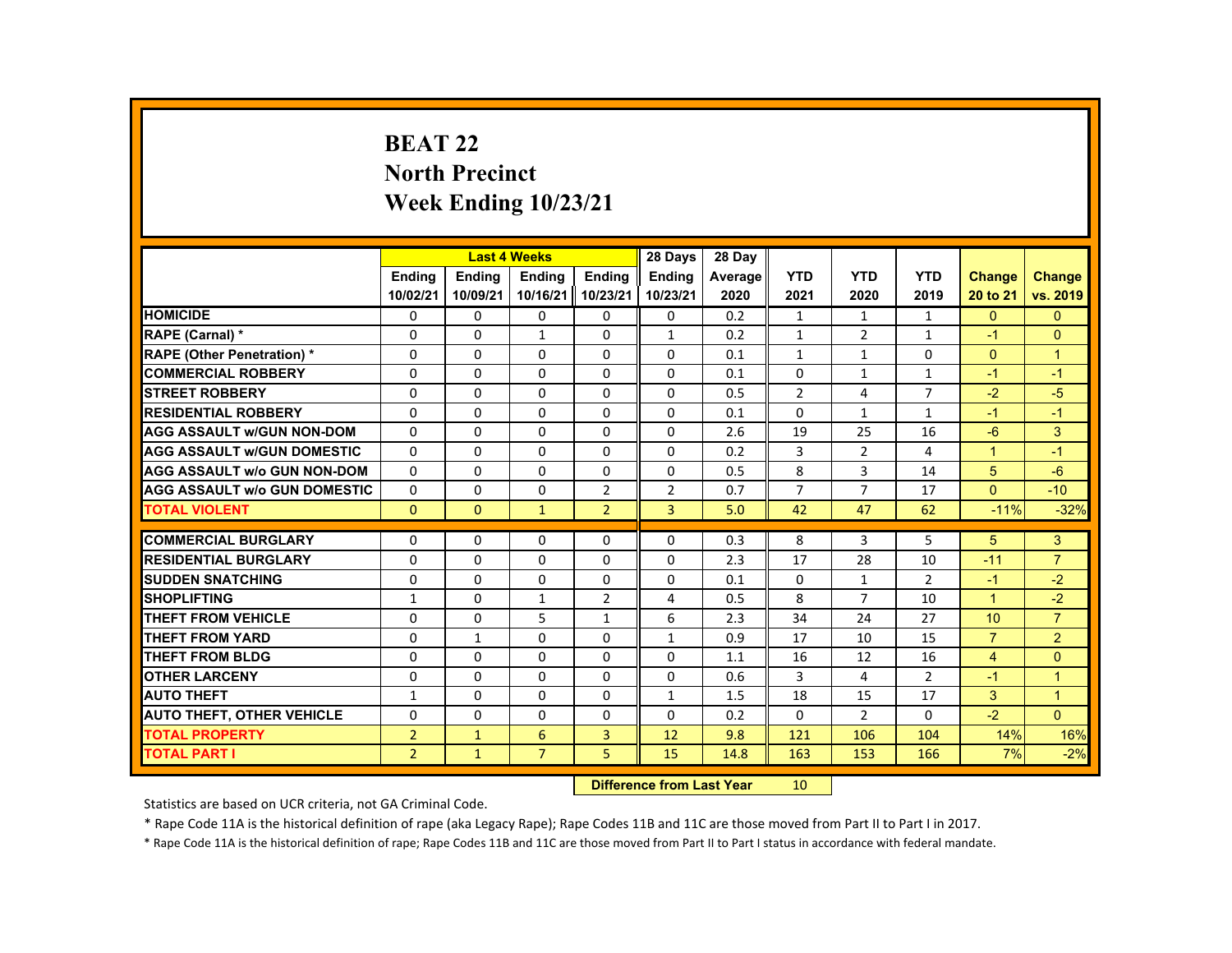# BEAT 22
## North Precinct
## Week Ending 10/23/21

| | Last 4 Weeks | | | | 28 Days | 28 Day | | | | | |
|---|---|---|---|---|---|---|---|---|---|---|---|
| | Ending 10/02/21 | Ending 10/09/21 | Ending 10/16/21 | Ending 10/23/21 | Ending 10/23/21 | Average 2020 | YTD 2021 | YTD 2020 | YTD 2019 | Change 20 to 21 | Change vs. 2019 |
| HOMICIDE | 0 | 0 | 0 | 0 | 0 | 0.2 | 1 | 1 | 1 | 0 | 0 |
| RAPE (Carnal) * | 0 | 0 | 1 | 0 | 1 | 0.2 | 1 | 2 | 1 | -1 | 0 |
| RAPE (Other Penetration) * | 0 | 0 | 0 | 0 | 0 | 0.1 | 1 | 1 | 0 | 0 | 1 |
| COMMERCIAL ROBBERY | 0 | 0 | 0 | 0 | 0 | 0.1 | 0 | 1 | 1 | -1 | -1 |
| STREET ROBBERY | 0 | 0 | 0 | 0 | 0 | 0.5 | 2 | 4 | 7 | -2 | -5 |
| RESIDENTIAL ROBBERY | 0 | 0 | 0 | 0 | 0 | 0.1 | 0 | 1 | 1 | -1 | -1 |
| AGG ASSAULT w/GUN NON-DOM | 0 | 0 | 0 | 0 | 0 | 2.6 | 19 | 25 | 16 | -6 | 3 |
| AGG ASSAULT w/GUN DOMESTIC | 0 | 0 | 0 | 0 | 0 | 0.2 | 3 | 2 | 4 | 1 | -1 |
| AGG ASSAULT w/o GUN NON-DOM | 0 | 0 | 0 | 0 | 0 | 0.5 | 8 | 3 | 14 | 5 | -6 |
| AGG ASSAULT w/o GUN DOMESTIC | 0 | 0 | 0 | 2 | 2 | 0.7 | 7 | 7 | 17 | 0 | -10 |
| TOTAL VIOLENT | 0 | 0 | 1 | 2 | 3 | 5.0 | 42 | 47 | 62 | -11% | -32% |
| COMMERCIAL BURGLARY | 0 | 0 | 0 | 0 | 0 | 0.3 | 8 | 3 | 5 | 5 | 3 |
| RESIDENTIAL BURGLARY | 0 | 0 | 0 | 0 | 0 | 2.3 | 17 | 28 | 10 | -11 | 7 |
| SUDDEN SNATCHING | 0 | 0 | 0 | 0 | 0 | 0.1 | 0 | 1 | 2 | -1 | -2 |
| SHOPLIFTING | 1 | 0 | 1 | 2 | 4 | 0.5 | 8 | 7 | 10 | 1 | -2 |
| THEFT FROM VEHICLE | 0 | 0 | 5 | 1 | 6 | 2.3 | 34 | 24 | 27 | 10 | 7 |
| THEFT FROM YARD | 0 | 1 | 0 | 0 | 1 | 0.9 | 17 | 10 | 15 | 7 | 2 |
| THEFT FROM BLDG | 0 | 0 | 0 | 0 | 0 | 1.1 | 16 | 12 | 16 | 4 | 0 |
| OTHER LARCENY | 0 | 0 | 0 | 0 | 0 | 0.6 | 3 | 4 | 2 | -1 | 1 |
| AUTO THEFT | 1 | 0 | 0 | 0 | 1 | 1.5 | 18 | 15 | 17 | 3 | 1 |
| AUTO THEFT, OTHER VEHICLE | 0 | 0 | 0 | 0 | 0 | 0.2 | 0 | 2 | 0 | -2 | 0 |
| TOTAL PROPERTY | 2 | 1 | 6 | 3 | 12 | 9.8 | 121 | 106 | 104 | 14% | 16% |
| TOTAL PART I | 2 | 1 | 7 | 5 | 15 | 14.8 | 163 | 153 | 166 | 7% | -2% |

**Difference from Last Year** 10

Statistics are based on UCR criteria, not GA Criminal Code.

* Rape Code 11A is the historical definition of rape (aka Legacy Rape); Rape Codes 11B and 11C are those moved from Part II to Part I in 2017.

* Rape Code 11A is the historical definition of rape; Rape Codes 11B and 11C are those moved from Part II to Part I status in accordance with federal mandate.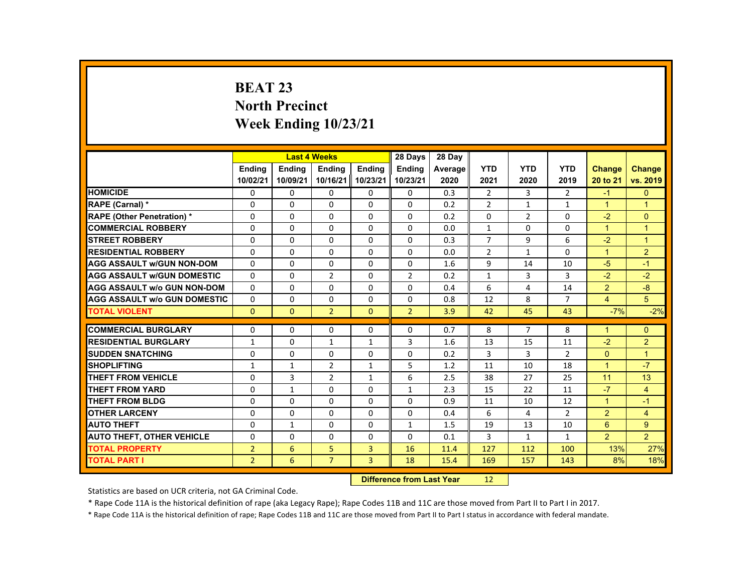# BEAT 23
# North Precinct
# Week Ending 10/23/21

| | Last 4 Weeks | | | | 28 Days | 28 Day | | | | | |
|---|---|---|---|---|---|---|---|---|---|---|---|
| | Ending 10/02/21 | Ending 10/09/21 | Ending 10/16/21 | Ending 10/23/21 | Ending 10/23/21 | Average 2020 | YTD 2021 | YTD 2020 | YTD 2019 | Change 20 to 21 | Change vs. 2019 |
| HOMICIDE | 0 | 0 | 0 | 0 | 0 | 0.3 | 2 | 3 | 2 | -1 | 0 |
| RAPE (Carnal) * | 0 | 0 | 0 | 0 | 0 | 0.2 | 2 | 1 | 1 | 1 | 1 |
| RAPE (Other Penetration) * | 0 | 0 | 0 | 0 | 0 | 0.2 | 0 | 2 | 0 | -2 | 0 |
| COMMERCIAL ROBBERY | 0 | 0 | 0 | 0 | 0 | 0.0 | 1 | 0 | 0 | 1 | 1 |
| STREET ROBBERY | 0 | 0 | 0 | 0 | 0 | 0.3 | 7 | 9 | 6 | -2 | 1 |
| RESIDENTIAL ROBBERY | 0 | 0 | 0 | 0 | 0 | 0.0 | 2 | 1 | 0 | 1 | 2 |
| AGG ASSAULT w/GUN NON-DOM | 0 | 0 | 0 | 0 | 0 | 1.6 | 9 | 14 | 10 | -5 | -1 |
| AGG ASSAULT w/GUN DOMESTIC | 0 | 0 | 2 | 0 | 2 | 0.2 | 1 | 3 | 3 | -2 | -2 |
| AGG ASSAULT w/o GUN NON-DOM | 0 | 0 | 0 | 0 | 0 | 0.4 | 6 | 4 | 14 | 2 | -8 |
| AGG ASSAULT w/o GUN DOMESTIC | 0 | 0 | 0 | 0 | 0 | 0.8 | 12 | 8 | 7 | 4 | 5 |
| TOTAL VIOLENT | 0 | 0 | 2 | 0 | 2 | 3.9 | 42 | 45 | 43 | -7% | -2% |
| COMMERCIAL BURGLARY | 0 | 0 | 0 | 0 | 0 | 0.7 | 8 | 7 | 8 | 1 | 0 |
| RESIDENTIAL BURGLARY | 1 | 0 | 1 | 1 | 3 | 1.6 | 13 | 15 | 11 | -2 | 2 |
| SUDDEN SNATCHING | 0 | 0 | 0 | 0 | 0 | 0.2 | 3 | 3 | 2 | 0 | 1 |
| SHOPLIFTING | 1 | 1 | 2 | 1 | 5 | 1.2 | 11 | 10 | 18 | 1 | -7 |
| THEFT FROM VEHICLE | 0 | 3 | 2 | 1 | 6 | 2.5 | 38 | 27 | 25 | 11 | 13 |
| THEFT FROM YARD | 0 | 1 | 0 | 0 | 1 | 2.3 | 15 | 22 | 11 | -7 | 4 |
| THEFT FROM BLDG | 0 | 0 | 0 | 0 | 0 | 0.9 | 11 | 10 | 12 | 1 | -1 |
| OTHER LARCENY | 0 | 0 | 0 | 0 | 0 | 0.4 | 6 | 4 | 2 | 2 | 4 |
| AUTO THEFT | 0 | 1 | 0 | 0 | 1 | 1.5 | 19 | 13 | 10 | 6 | 9 |
| AUTO THEFT, OTHER VEHICLE | 0 | 0 | 0 | 0 | 0 | 0.1 | 3 | 1 | 1 | 2 | 2 |
| TOTAL PROPERTY | 2 | 6 | 5 | 3 | 16 | 11.4 | 127 | 112 | 100 | 13% | 27% |
| TOTAL PART I | 2 | 6 | 7 | 3 | 18 | 15.4 | 169 | 157 | 143 | 8% | 18% |

**Difference from Last Year** 12

Statistics are based on UCR criteria, not GA Criminal Code.

* Rape Code 11A is the historical definition of rape (aka Legacy Rape); Rape Codes 11B and 11C are those moved from Part II to Part I in 2017.

* Rape Code 11A is the historical definition of rape; Rape Codes 11B and 11C are those moved from Part II to Part I status in accordance with federal mandate.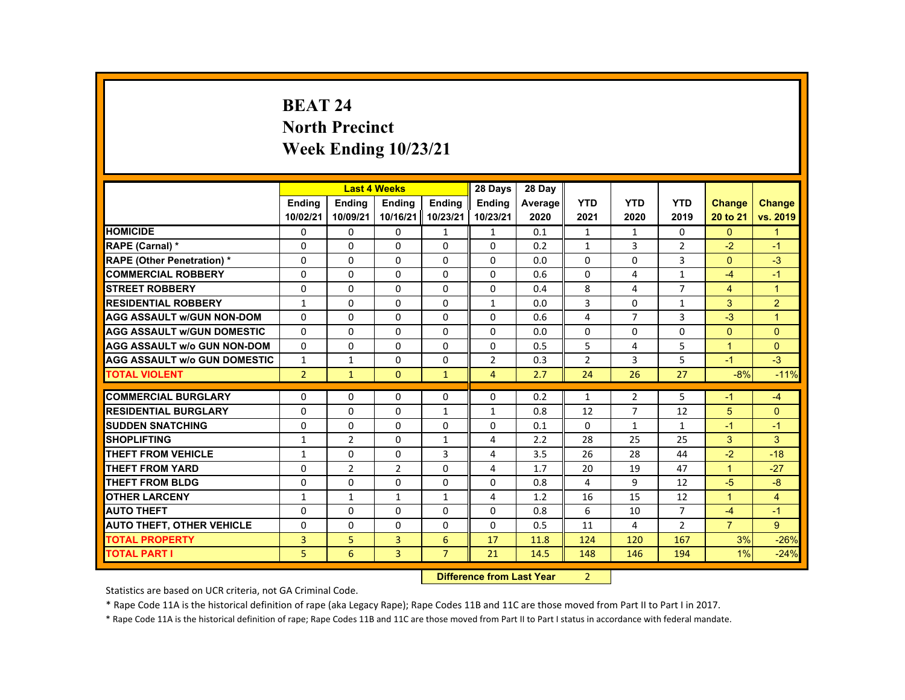# BEAT 24
## North Precinct
## Week Ending 10/23/21

| | Last 4 Weeks | | | | 28 Days | 28 Day | | | | | |
|---|---|---|---|---|---|---|---|---|---|---|---|
| | Ending 10/02/21 | Ending 10/09/21 | Ending 10/16/21 | Ending 10/23/21 | Ending 10/23/21 | Average 2020 | YTD 2021 | YTD 2020 | YTD 2019 | Change 20 to 21 | Change vs. 2019 |
| HOMICIDE | 0 | 0 | 0 | 1 | 1 | 0.1 | 1 | 1 | 0 | 0 | 1 |
| RAPE (Carnal) * | 0 | 0 | 0 | 0 | 0 | 0.2 | 1 | 3 | 2 | -2 | -1 |
| RAPE (Other Penetration) * | 0 | 0 | 0 | 0 | 0 | 0.0 | 0 | 0 | 3 | 0 | -3 |
| COMMERCIAL ROBBERY | 0 | 0 | 0 | 0 | 0 | 0.6 | 0 | 4 | 1 | -4 | -1 |
| STREET ROBBERY | 0 | 0 | 0 | 0 | 0 | 0.4 | 8 | 4 | 7 | 4 | 1 |
| RESIDENTIAL ROBBERY | 1 | 0 | 0 | 0 | 1 | 0.0 | 3 | 0 | 1 | 3 | 2 |
| AGG ASSAULT w/GUN NON-DOM | 0 | 0 | 0 | 0 | 0 | 0.6 | 4 | 7 | 3 | -3 | 1 |
| AGG ASSAULT w/GUN DOMESTIC | 0 | 0 | 0 | 0 | 0 | 0.0 | 0 | 0 | 0 | 0 | 0 |
| AGG ASSAULT w/o GUN NON-DOM | 0 | 0 | 0 | 0 | 0 | 0.5 | 5 | 4 | 5 | 1 | 0 |
| AGG ASSAULT w/o GUN DOMESTIC | 1 | 1 | 0 | 0 | 2 | 0.3 | 2 | 3 | 5 | -1 | -3 |
| TOTAL VIOLENT | 2 | 1 | 0 | 1 | 4 | 2.7 | 24 | 26 | 27 | -8% | -11% |
| COMMERCIAL BURGLARY | 0 | 0 | 0 | 0 | 0 | 0.2 | 1 | 2 | 5 | -1 | -4 |
| RESIDENTIAL BURGLARY | 0 | 0 | 0 | 1 | 1 | 0.8 | 12 | 7 | 12 | 5 | 0 |
| SUDDEN SNATCHING | 0 | 0 | 0 | 0 | 0 | 0.1 | 0 | 1 | 1 | -1 | -1 |
| SHOPLIFTING | 1 | 2 | 0 | 1 | 4 | 2.2 | 28 | 25 | 25 | 3 | 3 |
| THEFT FROM VEHICLE | 1 | 0 | 0 | 3 | 4 | 3.5 | 26 | 28 | 44 | -2 | -18 |
| THEFT FROM YARD | 0 | 2 | 2 | 0 | 4 | 1.7 | 20 | 19 | 47 | 1 | -27 |
| THEFT FROM BLDG | 0 | 0 | 0 | 0 | 0 | 0.8 | 4 | 9 | 12 | -5 | -8 |
| OTHER LARCENY | 1 | 1 | 1 | 1 | 4 | 1.2 | 16 | 15 | 12 | 1 | 4 |
| AUTO THEFT | 0 | 0 | 0 | 0 | 0 | 0.8 | 6 | 10 | 7 | -4 | -1 |
| AUTO THEFT, OTHER VEHICLE | 0 | 0 | 0 | 0 | 0 | 0.5 | 11 | 4 | 2 | 7 | 9 |
| TOTAL PROPERTY | 3 | 5 | 3 | 6 | 17 | 11.8 | 124 | 120 | 167 | 3% | -26% |
| TOTAL PART I | 5 | 6 | 3 | 7 | 21 | 14.5 | 148 | 146 | 194 | 1% | -24% |

**Difference from Last Year** 2

Statistics are based on UCR criteria, not GA Criminal Code.

* Rape Code 11A is the historical definition of rape (aka Legacy Rape); Rape Codes 11B and 11C are those moved from Part II to Part I in 2017.

* Rape Code 11A is the historical definition of rape; Rape Codes 11B and 11C are those moved from Part II to Part I status in accordance with federal mandate.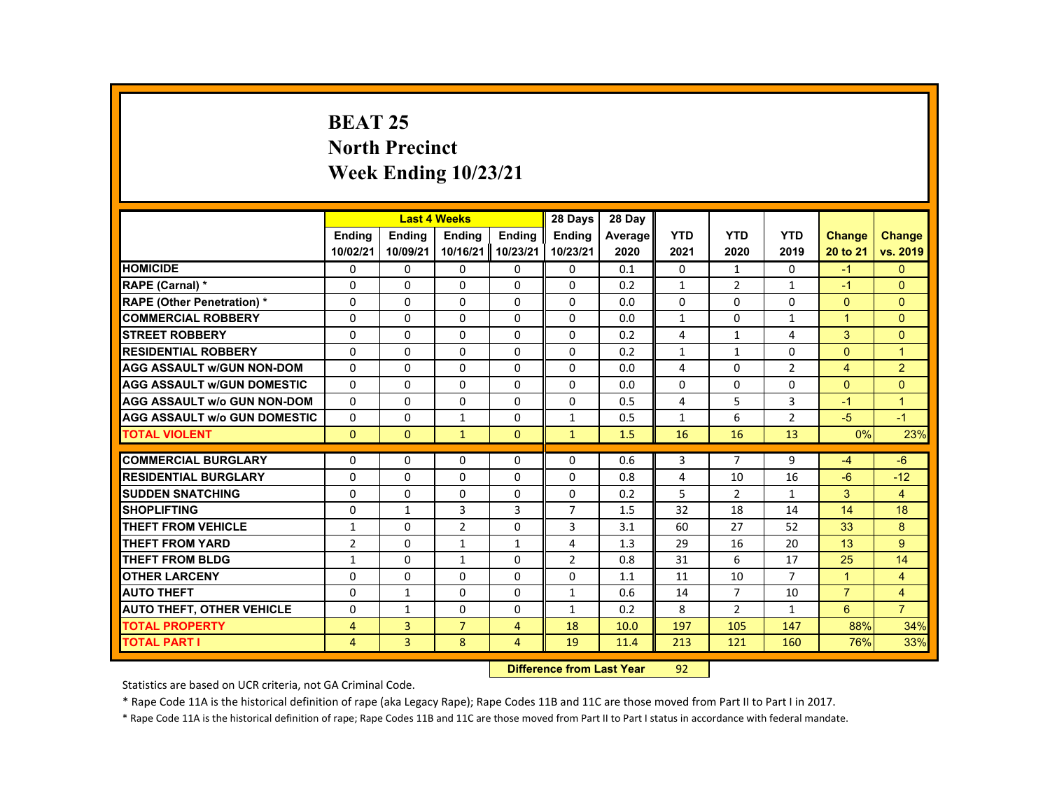# BEAT 25
## North Precinct
## Week Ending 10/23/21

| | Last 4 Weeks | | | | 28 Days | 28 Day | | | | | |
|---|---|---|---|---|---|---|---|---|---|---|---|
| | Ending 10/02/21 | Ending 10/09/21 | Ending 10/16/21 | Ending 10/23/21 | Ending 10/23/21 | Average 2020 | YTD 2021 | YTD 2020 | YTD 2019 | Change 20 to 21 | Change vs. 2019 |
| HOMICIDE | 0 | 0 | 0 | 0 | 0 | 0.1 | 0 | 1 | 0 | -1 | 0 |
| RAPE (Carnal) * | 0 | 0 | 0 | 0 | 0 | 0.2 | 1 | 2 | 1 | -1 | 0 |
| RAPE (Other Penetration) * | 0 | 0 | 0 | 0 | 0 | 0.0 | 0 | 0 | 0 | 0 | 0 |
| COMMERCIAL ROBBERY | 0 | 0 | 0 | 0 | 0 | 0.0 | 1 | 0 | 1 | 1 | 0 |
| STREET ROBBERY | 0 | 0 | 0 | 0 | 0 | 0.2 | 4 | 1 | 4 | 3 | 0 |
| RESIDENTIAL ROBBERY | 0 | 0 | 0 | 0 | 0 | 0.2 | 1 | 1 | 0 | 0 | 1 |
| AGG ASSAULT w/GUN NON-DOM | 0 | 0 | 0 | 0 | 0 | 0.0 | 4 | 0 | 2 | 4 | 2 |
| AGG ASSAULT w/GUN DOMESTIC | 0 | 0 | 0 | 0 | 0 | 0.0 | 0 | 0 | 0 | 0 | 0 |
| AGG ASSAULT w/o GUN NON-DOM | 0 | 0 | 0 | 0 | 0 | 0.5 | 4 | 5 | 3 | -1 | 1 |
| AGG ASSAULT w/o GUN DOMESTIC | 0 | 0 | 1 | 0 | 1 | 0.5 | 1 | 6 | 2 | -5 | -1 |
| TOTAL VIOLENT | 0 | 0 | 1 | 0 | 1 | 1.5 | 16 | 16 | 13 | 0% | 23% |
| COMMERCIAL BURGLARY | 0 | 0 | 0 | 0 | 0 | 0.6 | 3 | 7 | 9 | -4 | -6 |
| RESIDENTIAL BURGLARY | 0 | 0 | 0 | 0 | 0 | 0.8 | 4 | 10 | 16 | -6 | -12 |
| SUDDEN SNATCHING | 0 | 0 | 0 | 0 | 0 | 0.2 | 5 | 2 | 1 | 3 | 4 |
| SHOPLIFTING | 0 | 1 | 3 | 3 | 7 | 1.5 | 32 | 18 | 14 | 14 | 18 |
| THEFT FROM VEHICLE | 1 | 0 | 2 | 0 | 3 | 3.1 | 60 | 27 | 52 | 33 | 8 |
| THEFT FROM YARD | 2 | 0 | 1 | 1 | 4 | 1.3 | 29 | 16 | 20 | 13 | 9 |
| THEFT FROM BLDG | 1 | 0 | 1 | 0 | 2 | 0.8 | 31 | 6 | 17 | 25 | 14 |
| OTHER LARCENY | 0 | 0 | 0 | 0 | 0 | 1.1 | 11 | 10 | 7 | 1 | 4 |
| AUTO THEFT | 0 | 1 | 0 | 0 | 1 | 0.6 | 14 | 7 | 10 | 7 | 4 |
| AUTO THEFT, OTHER VEHICLE | 0 | 1 | 0 | 0 | 1 | 0.2 | 8 | 2 | 1 | 6 | 7 |
| TOTAL PROPERTY | 4 | 3 | 7 | 4 | 18 | 10.0 | 197 | 105 | 147 | 88% | 34% |
| TOTAL PART I | 4 | 3 | 8 | 4 | 19 | 11.4 | 213 | 121 | 160 | 76% | 33% |

| Difference from Last Year | 92 |
|---|---|

Statistics are based on UCR criteria, not GA Criminal Code.

* Rape Code 11A is the historical definition of rape (aka Legacy Rape); Rape Codes 11B and 11C are those moved from Part II to Part I in 2017.

* Rape Code 11A is the historical definition of rape; Rape Codes 11B and 11C are those moved from Part II to Part I status in accordance with federal mandate.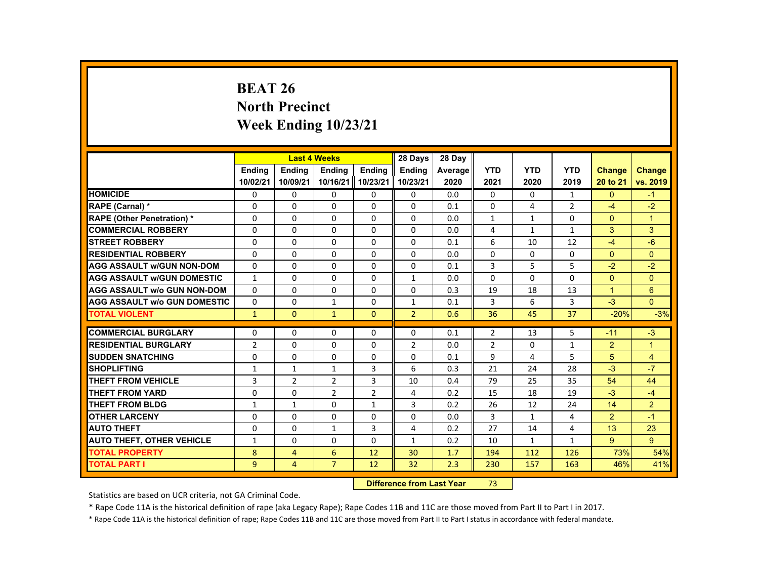# BEAT 26
## North Precinct
## Week Ending 10/23/21

| | Last 4 Weeks | | | | 28 Days | 28 Day | | | | | |
|---|---|---|---|---|---|---|---|---|---|---|---|
| | Ending 10/02/21 | Ending 10/09/21 | Ending 10/16/21 | Ending 10/23/21 | Ending 10/23/21 | Average 2020 | YTD 2021 | YTD 2020 | YTD 2019 | Change 20 to 21 | Change vs. 2019 |
| HOMICIDE | 0 | 0 | 0 | 0 | 0 | 0.0 | 0 | 0 | 1 | 0 | -1 |
| RAPE (Carnal) * | 0 | 0 | 0 | 0 | 0 | 0.1 | 0 | 4 | 2 | -4 | -2 |
| RAPE (Other Penetration) * | 0 | 0 | 0 | 0 | 0 | 0.0 | 1 | 1 | 0 | 0 | 1 |
| COMMERCIAL ROBBERY | 0 | 0 | 0 | 0 | 0 | 0.0 | 4 | 1 | 1 | 3 | 3 |
| STREET ROBBERY | 0 | 0 | 0 | 0 | 0 | 0.1 | 6 | 10 | 12 | -4 | -6 |
| RESIDENTIAL ROBBERY | 0 | 0 | 0 | 0 | 0 | 0.0 | 0 | 0 | 0 | 0 | 0 |
| AGG ASSAULT w/GUN NON-DOM | 0 | 0 | 0 | 0 | 0 | 0.1 | 3 | 5 | 5 | -2 | -2 |
| AGG ASSAULT w/GUN DOMESTIC | 1 | 0 | 0 | 0 | 1 | 0.0 | 0 | 0 | 0 | 0 | 0 |
| AGG ASSAULT w/o GUN NON-DOM | 0 | 0 | 0 | 0 | 0 | 0.3 | 19 | 18 | 13 | 1 | 6 |
| AGG ASSAULT w/o GUN DOMESTIC | 0 | 0 | 1 | 0 | 1 | 0.1 | 3 | 6 | 3 | -3 | 0 |
| TOTAL VIOLENT | 1 | 0 | 1 | 0 | 2 | 0.6 | 36 | 45 | 37 | -20% | -3% |
| COMMERCIAL BURGLARY | 0 | 0 | 0 | 0 | 0 | 0.1 | 2 | 13 | 5 | -11 | -3 |
| RESIDENTIAL BURGLARY | 2 | 0 | 0 | 0 | 2 | 0.0 | 2 | 0 | 1 | 2 | 1 |
| SUDDEN SNATCHING | 0 | 0 | 0 | 0 | 0 | 0.1 | 9 | 4 | 5 | 5 | 4 |
| SHOPLIFTING | 1 | 1 | 1 | 3 | 6 | 0.3 | 21 | 24 | 28 | -3 | -7 |
| THEFT FROM VEHICLE | 3 | 2 | 2 | 3 | 10 | 0.4 | 79 | 25 | 35 | 54 | 44 |
| THEFT FROM YARD | 0 | 0 | 2 | 2 | 4 | 0.2 | 15 | 18 | 19 | -3 | -4 |
| THEFT FROM BLDG | 1 | 1 | 0 | 1 | 3 | 0.2 | 26 | 12 | 24 | 14 | 2 |
| OTHER LARCENY | 0 | 0 | 0 | 0 | 0 | 0.0 | 3 | 1 | 4 | 2 | -1 |
| AUTO THEFT | 0 | 0 | 1 | 3 | 4 | 0.2 | 27 | 14 | 4 | 13 | 23 |
| AUTO THEFT, OTHER VEHICLE | 1 | 0 | 0 | 0 | 1 | 0.2 | 10 | 1 | 1 | 9 | 9 |
| TOTAL PROPERTY | 8 | 4 | 6 | 12 | 30 | 1.7 | 194 | 112 | 126 | 73% | 54% |
| TOTAL PART I | 9 | 4 | 7 | 12 | 32 | 2.3 | 230 | 157 | 163 | 46% | 41% |

**Difference from Last Year** 73

Statistics are based on UCR criteria, not GA Criminal Code.

* Rape Code 11A is the historical definition of rape (aka Legacy Rape); Rape Codes 11B and 11C are those moved from Part II to Part I in 2017.

* Rape Code 11A is the historical definition of rape; Rape Codes 11B and 11C are those moved from Part II to Part I status in accordance with federal mandate.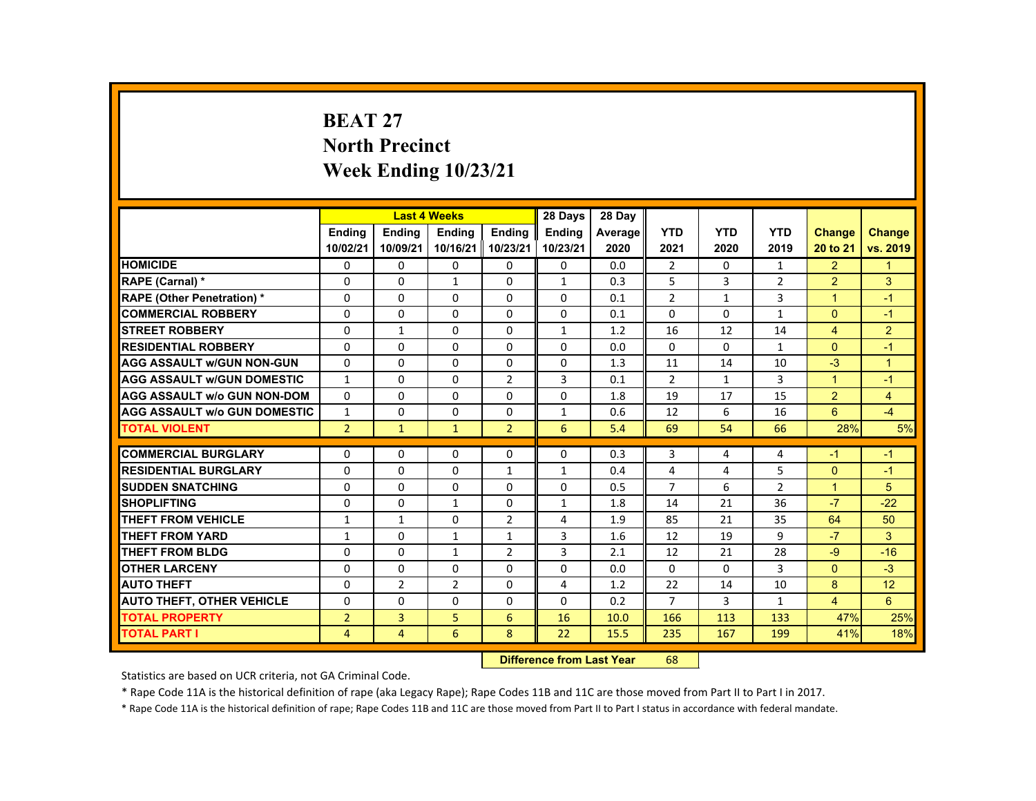# BEAT 27
## North Precinct
## Week Ending 10/23/21

| | Last 4 Weeks | | | | 28 Days | 28 Day | | | | | |
|---|---|---|---|---|---|---|---|---|---|---|---|
| | Ending 10/02/21 | Ending 10/09/21 | Ending 10/16/21 | Ending 10/23/21 | Ending 10/23/21 | Average 2020 | YTD 2021 | YTD 2020 | YTD 2019 | Change 20 to 21 | Change vs. 2019 |
| HOMICIDE | 0 | 0 | 0 | 0 | 0 | 0.0 | 2 | 0 | 1 | 2 | 1 |
| RAPE (Carnal) * | 0 | 0 | 1 | 0 | 1 | 0.3 | 5 | 3 | 2 | 2 | 3 |
| RAPE (Other Penetration) * | 0 | 0 | 0 | 0 | 0 | 0.1 | 2 | 1 | 3 | 1 | -1 |
| COMMERCIAL ROBBERY | 0 | 0 | 0 | 0 | 0 | 0.1 | 0 | 0 | 1 | 0 | -1 |
| STREET ROBBERY | 0 | 1 | 0 | 0 | 1 | 1.2 | 16 | 12 | 14 | 4 | 2 |
| RESIDENTIAL ROBBERY | 0 | 0 | 0 | 0 | 0 | 0.0 | 0 | 0 | 1 | 0 | -1 |
| AGG ASSAULT w/GUN NON-GUN | 0 | 0 | 0 | 0 | 0 | 1.3 | 11 | 14 | 10 | -3 | 1 |
| AGG ASSAULT w/GUN DOMESTIC | 1 | 0 | 0 | 2 | 3 | 0.1 | 2 | 1 | 3 | 1 | -1 |
| AGG ASSAULT w/o GUN NON-DOM | 0 | 0 | 0 | 0 | 0 | 1.8 | 19 | 17 | 15 | 2 | 4 |
| AGG ASSAULT w/o GUN DOMESTIC | 1 | 0 | 0 | 0 | 1 | 0.6 | 12 | 6 | 16 | 6 | -4 |
| TOTAL VIOLENT | 2 | 1 | 1 | 2 | 6 | 5.4 | 69 | 54 | 66 | 28% | 5% |
| COMMERCIAL BURGLARY | 0 | 0 | 0 | 0 | 0 | 0.3 | 3 | 4 | 4 | -1 | -1 |
| RESIDENTIAL BURGLARY | 0 | 0 | 0 | 1 | 1 | 0.4 | 4 | 4 | 5 | 0 | -1 |
| SUDDEN SNATCHING | 0 | 0 | 0 | 0 | 0 | 0.5 | 7 | 6 | 2 | 1 | 5 |
| SHOPLIFTING | 0 | 0 | 1 | 0 | 1 | 1.8 | 14 | 21 | 36 | -7 | -22 |
| THEFT FROM VEHICLE | 1 | 1 | 0 | 2 | 4 | 1.9 | 85 | 21 | 35 | 64 | 50 |
| THEFT FROM YARD | 1 | 0 | 1 | 1 | 3 | 1.6 | 12 | 19 | 9 | -7 | 3 |
| THEFT FROM BLDG | 0 | 0 | 1 | 2 | 3 | 2.1 | 12 | 21 | 28 | -9 | -16 |
| OTHER LARCENY | 0 | 0 | 0 | 0 | 0 | 0.0 | 0 | 0 | 3 | 0 | -3 |
| AUTO THEFT | 0 | 2 | 2 | 0 | 4 | 1.2 | 22 | 14 | 10 | 8 | 12 |
| AUTO THEFT, OTHER VEHICLE | 0 | 0 | 0 | 0 | 0 | 0.2 | 7 | 3 | 1 | 4 | 6 |
| TOTAL PROPERTY | 2 | 3 | 5 | 6 | 16 | 10.0 | 166 | 113 | 133 | 47% | 25% |
| TOTAL PART I | 4 | 4 | 6 | 8 | 22 | 15.5 | 235 | 167 | 199 | 41% | 18% |

**Difference from Last Year** 68

Statistics are based on UCR criteria, not GA Criminal Code.

* Rape Code 11A is the historical definition of rape (aka Legacy Rape); Rape Codes 11B and 11C are those moved from Part II to Part I in 2017.

* Rape Code 11A is the historical definition of rape; Rape Codes 11B and 11C are those moved from Part II to Part I status in accordance with federal mandate.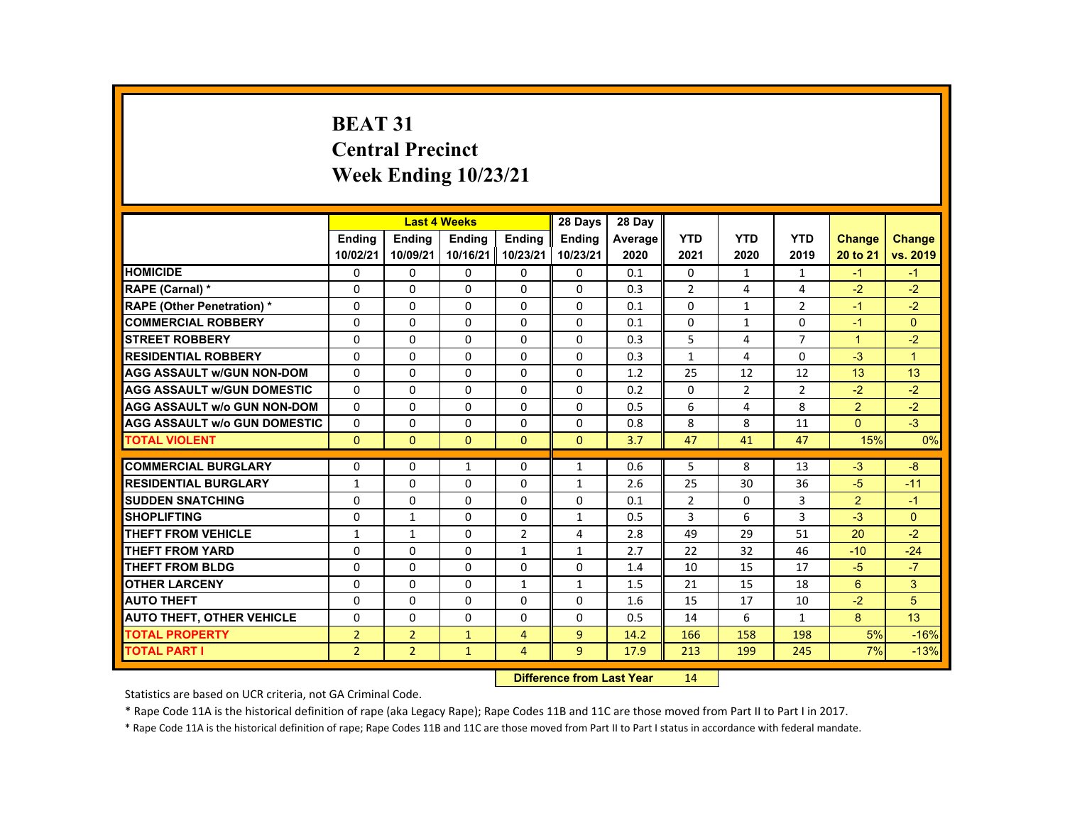# BEAT 31
# Central Precinct
# Week Ending 10/23/21

| | Last 4 Weeks | | | | 28 Days | 28 Day | | | | | |
|---|---|---|---|---|---|---|---|---|---|---|---|
| | Ending 10/02/21 | Ending 10/09/21 | Ending 10/16/21 | Ending 10/23/21 | Ending 10/23/21 | Average 2020 | YTD 2021 | YTD 2020 | YTD 2019 | Change 20 to 21 | Change vs. 2019 |
| HOMICIDE | 0 | 0 | 0 | 0 | 0 | 0.1 | 0 | 1 | 1 | -1 | -1 |
| RAPE (Carnal) * | 0 | 0 | 0 | 0 | 0 | 0.3 | 2 | 4 | 4 | -2 | -2 |
| RAPE (Other Penetration) * | 0 | 0 | 0 | 0 | 0 | 0.1 | 0 | 1 | 2 | -1 | -2 |
| COMMERCIAL ROBBERY | 0 | 0 | 0 | 0 | 0 | 0.1 | 0 | 1 | 0 | -1 | 0 |
| STREET ROBBERY | 0 | 0 | 0 | 0 | 0 | 0.3 | 5 | 4 | 7 | 1 | -2 |
| RESIDENTIAL ROBBERY | 0 | 0 | 0 | 0 | 0 | 0.3 | 1 | 4 | 0 | -3 | 1 |
| AGG ASSAULT w/GUN NON-DOM | 0 | 0 | 0 | 0 | 0 | 1.2 | 25 | 12 | 12 | 13 | 13 |
| AGG ASSAULT w/GUN DOMESTIC | 0 | 0 | 0 | 0 | 0 | 0.2 | 0 | 2 | 2 | -2 | -2 |
| AGG ASSAULT w/o GUN NON-DOM | 0 | 0 | 0 | 0 | 0 | 0.5 | 6 | 4 | 8 | 2 | -2 |
| AGG ASSAULT w/o GUN DOMESTIC | 0 | 0 | 0 | 0 | 0 | 0.8 | 8 | 8 | 11 | 0 | -3 |
| TOTAL VIOLENT | 0 | 0 | 0 | 0 | 0 | 3.7 | 47 | 41 | 47 | 15% | 0% |
| COMMERCIAL BURGLARY | 0 | 0 | 1 | 0 | 1 | 0.6 | 5 | 8 | 13 | -3 | -8 |
| RESIDENTIAL BURGLARY | 1 | 0 | 0 | 0 | 1 | 2.6 | 25 | 30 | 36 | -5 | -11 |
| SUDDEN SNATCHING | 0 | 0 | 0 | 0 | 0 | 0.1 | 2 | 0 | 3 | 2 | -1 |
| SHOPLIFTING | 0 | 1 | 0 | 0 | 1 | 0.5 | 3 | 6 | 3 | -3 | 0 |
| THEFT FROM VEHICLE | 1 | 1 | 0 | 2 | 4 | 2.8 | 49 | 29 | 51 | 20 | -2 |
| THEFT FROM YARD | 0 | 0 | 0 | 1 | 1 | 2.7 | 22 | 32 | 46 | -10 | -24 |
| THEFT FROM BLDG | 0 | 0 | 0 | 0 | 0 | 1.4 | 10 | 15 | 17 | -5 | -7 |
| OTHER LARCENY | 0 | 0 | 0 | 1 | 1 | 1.5 | 21 | 15 | 18 | 6 | 3 |
| AUTO THEFT | 0 | 0 | 0 | 0 | 0 | 1.6 | 15 | 17 | 10 | -2 | 5 |
| AUTO THEFT, OTHER VEHICLE | 0 | 0 | 0 | 0 | 0 | 0.5 | 14 | 6 | 1 | 8 | 13 |
| TOTAL PROPERTY | 2 | 2 | 1 | 4 | 9 | 14.2 | 166 | 158 | 198 | 5% | -16% |
| TOTAL PART I | 2 | 2 | 1 | 4 | 9 | 17.9 | 213 | 199 | 245 | 7% | -13% |

**Difference from Last Year** 14

Statistics are based on UCR criteria, not GA Criminal Code.

* Rape Code 11A is the historical definition of rape (aka Legacy Rape); Rape Codes 11B and 11C are those moved from Part II to Part I in 2017.

* Rape Code 11A is the historical definition of rape; Rape Codes 11B and 11C are those moved from Part II to Part I status in accordance with federal mandate.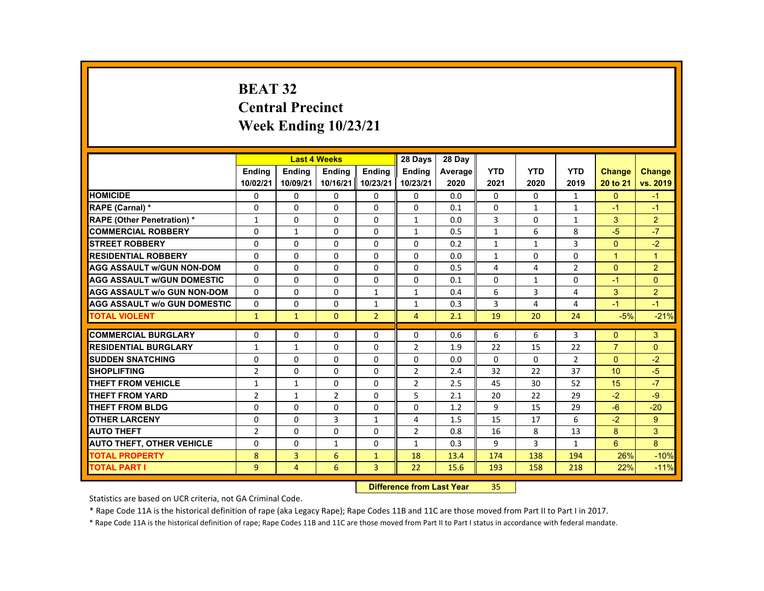# BEAT 32
## Central Precinct
## Week Ending 10/23/21

| | Last 4 Weeks | | | | 28 Days | 28 Day | | | | | |
|---|---|---|---|---|---|---|---|---|---|---|---|
| | Ending 10/02/21 | Ending 10/09/21 | Ending 10/16/21 | Ending 10/23/21 | Ending 10/23/21 | Average 2020 | YTD 2021 | YTD 2020 | YTD 2019 | Change 20 to 21 | Change vs. 2019 |
| HOMICIDE | 0 | 0 | 0 | 0 | 0 | 0.0 | 0 | 0 | 1 | 0 | -1 |
| RAPE (Carnal) * | 0 | 0 | 0 | 0 | 0 | 0.1 | 0 | 1 | 1 | -1 | -1 |
| RAPE (Other Penetration) * | 1 | 0 | 0 | 0 | 1 | 0.0 | 3 | 0 | 1 | 3 | 2 |
| COMMERCIAL ROBBERY | 0 | 1 | 0 | 0 | 1 | 0.5 | 1 | 6 | 8 | -5 | -7 |
| STREET ROBBERY | 0 | 0 | 0 | 0 | 0 | 0.2 | 1 | 1 | 3 | 0 | -2 |
| RESIDENTIAL ROBBERY | 0 | 0 | 0 | 0 | 0 | 0.0 | 1 | 0 | 0 | 1 | 1 |
| AGG ASSAULT w/GUN NON-DOM | 0 | 0 | 0 | 0 | 0 | 0.5 | 4 | 4 | 2 | 0 | 2 |
| AGG ASSAULT w/GUN DOMESTIC | 0 | 0 | 0 | 0 | 0 | 0.1 | 0 | 1 | 0 | -1 | 0 |
| AGG ASSAULT w/o GUN NON-DOM | 0 | 0 | 0 | 1 | 1 | 0.4 | 6 | 3 | 4 | 3 | 2 |
| AGG ASSAULT w/o GUN DOMESTIC | 0 | 0 | 0 | 1 | 1 | 0.3 | 3 | 4 | 4 | -1 | -1 |
| TOTAL VIOLENT | 1 | 1 | 0 | 2 | 4 | 2.1 | 19 | 20 | 24 | -5% | -21% |
| COMMERCIAL BURGLARY | 0 | 0 | 0 | 0 | 0 | 0.6 | 6 | 6 | 3 | 0 | 3 |
| RESIDENTIAL BURGLARY | 1 | 1 | 0 | 0 | 2 | 1.9 | 22 | 15 | 22 | 7 | 0 |
| SUDDEN SNATCHING | 0 | 0 | 0 | 0 | 0 | 0.0 | 0 | 0 | 2 | 0 | -2 |
| SHOPLIFTING | 2 | 0 | 0 | 0 | 2 | 2.4 | 32 | 22 | 37 | 10 | -5 |
| THEFT FROM VEHICLE | 1 | 1 | 0 | 0 | 2 | 2.5 | 45 | 30 | 52 | 15 | -7 |
| THEFT FROM YARD | 2 | 1 | 2 | 0 | 5 | 2.1 | 20 | 22 | 29 | -2 | -9 |
| THEFT FROM BLDG | 0 | 0 | 0 | 0 | 0 | 1.2 | 9 | 15 | 29 | -6 | -20 |
| OTHER LARCENY | 0 | 0 | 3 | 1 | 4 | 1.5 | 15 | 17 | 6 | -2 | 9 |
| AUTO THEFT | 2 | 0 | 0 | 0 | 2 | 0.8 | 16 | 8 | 13 | 8 | 3 |
| AUTO THEFT, OTHER VEHICLE | 0 | 0 | 1 | 0 | 1 | 0.3 | 9 | 3 | 1 | 6 | 8 |
| TOTAL PROPERTY | 8 | 3 | 6 | 1 | 18 | 13.4 | 174 | 138 | 194 | 26% | -10% |
| TOTAL PART I | 9 | 4 | 6 | 3 | 22 | 15.6 | 193 | 158 | 218 | 22% | -11% |

**Difference from Last Year** 35

Statistics are based on UCR criteria, not GA Criminal Code.

* Rape Code 11A is the historical definition of rape (aka Legacy Rape); Rape Codes 11B and 11C are those moved from Part II to Part I in 2017.

* Rape Code 11A is the historical definition of rape; Rape Codes 11B and 11C are those moved from Part II to Part I status in accordance with federal mandate.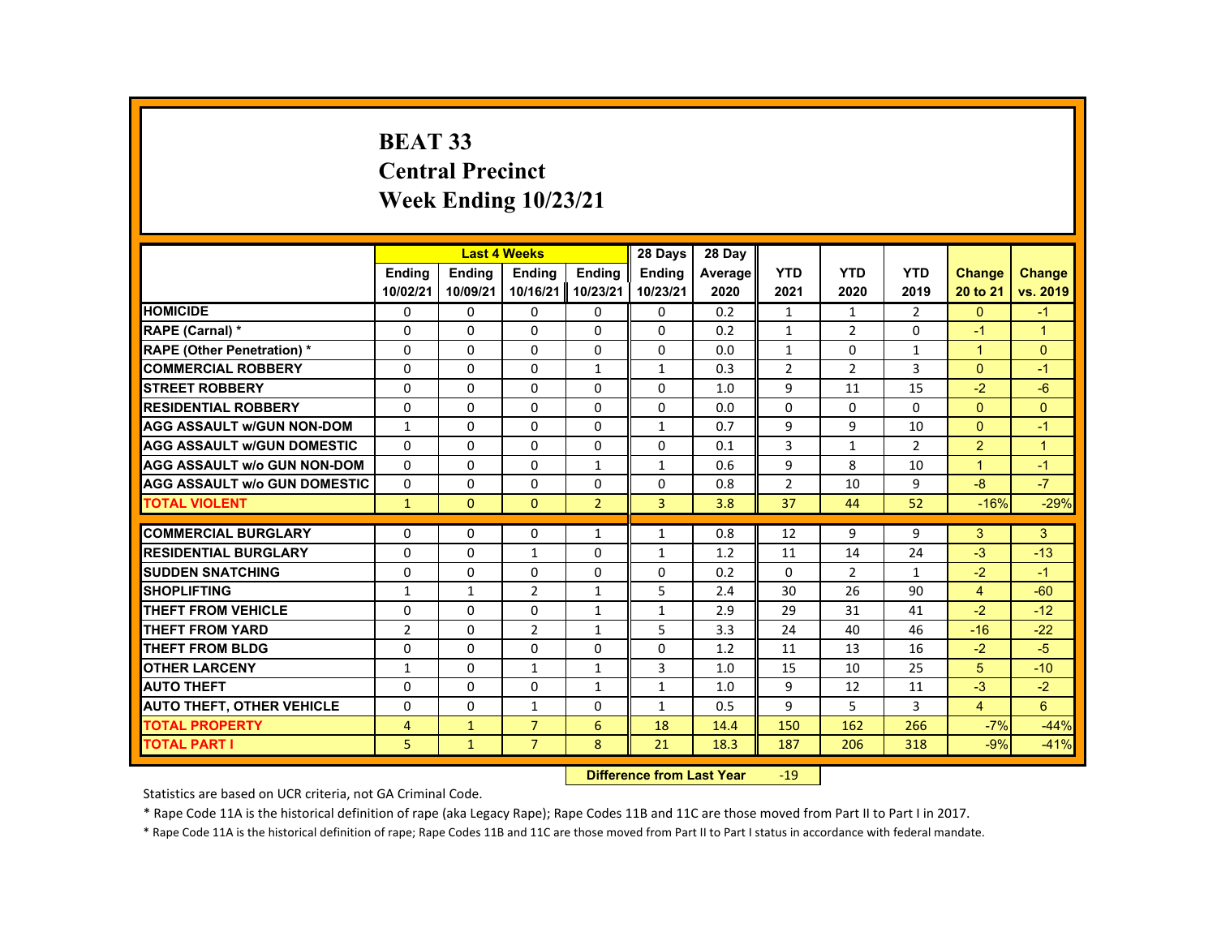# BEAT 33
## Central Precinct
## Week Ending 10/23/21

| | Last 4 Weeks | | | | 28 Days | 28 Day | | | | | |
|---|---|---|---|---|---|---|---|---|---|---|---|
| | Ending 10/02/21 | Ending 10/09/21 | Ending 10/16/21 | Ending 10/23/21 | Ending 10/23/21 | Average 2020 | YTD 2021 | YTD 2020 | YTD 2019 | Change 20 to 21 | Change vs. 2019 |
| HOMICIDE | 0 | 0 | 0 | 0 | 0 | 0.2 | 1 | 1 | 2 | 0 | -1 |
| RAPE (Carnal) * | 0 | 0 | 0 | 0 | 0 | 0.2 | 1 | 2 | 0 | -1 | 1 |
| RAPE (Other Penetration) * | 0 | 0 | 0 | 0 | 0 | 0.0 | 1 | 0 | 1 | 1 | 0 |
| COMMERCIAL ROBBERY | 0 | 0 | 0 | 1 | 1 | 0.3 | 2 | 2 | 3 | 0 | -1 |
| STREET ROBBERY | 0 | 0 | 0 | 0 | 0 | 1.0 | 9 | 11 | 15 | -2 | -6 |
| RESIDENTIAL ROBBERY | 0 | 0 | 0 | 0 | 0 | 0.0 | 0 | 0 | 0 | 0 | 0 |
| AGG ASSAULT w/GUN NON-DOM | 1 | 0 | 0 | 0 | 1 | 0.7 | 9 | 9 | 10 | 0 | -1 |
| AGG ASSAULT w/GUN DOMESTIC | 0 | 0 | 0 | 0 | 0 | 0.1 | 3 | 1 | 2 | 2 | 1 |
| AGG ASSAULT w/o GUN NON-DOM | 0 | 0 | 0 | 1 | 1 | 0.6 | 9 | 8 | 10 | 1 | -1 |
| AGG ASSAULT w/o GUN DOMESTIC | 0 | 0 | 0 | 0 | 0 | 0.8 | 2 | 10 | 9 | -8 | -7 |
| TOTAL VIOLENT | 1 | 0 | 0 | 2 | 3 | 3.8 | 37 | 44 | 52 | -16% | -29% |
| COMMERCIAL BURGLARY | 0 | 0 | 0 | 1 | 1 | 0.8 | 12 | 9 | 9 | 3 | 3 |
| RESIDENTIAL BURGLARY | 0 | 0 | 1 | 0 | 1 | 1.2 | 11 | 14 | 24 | -3 | -13 |
| SUDDEN SNATCHING | 0 | 0 | 0 | 0 | 0 | 0.2 | 0 | 2 | 1 | -2 | -1 |
| SHOPLIFTING | 1 | 1 | 2 | 1 | 5 | 2.4 | 30 | 26 | 90 | 4 | -60 |
| THEFT FROM VEHICLE | 0 | 0 | 0 | 1 | 1 | 2.9 | 29 | 31 | 41 | -2 | -12 |
| THEFT FROM YARD | 2 | 0 | 2 | 1 | 5 | 3.3 | 24 | 40 | 46 | -16 | -22 |
| THEFT FROM BLDG | 0 | 0 | 0 | 0 | 0 | 1.2 | 11 | 13 | 16 | -2 | -5 |
| OTHER LARCENY | 1 | 0 | 1 | 1 | 3 | 1.0 | 15 | 10 | 25 | 5 | -10 |
| AUTO THEFT | 0 | 0 | 0 | 1 | 1 | 1.0 | 9 | 12 | 11 | -3 | -2 |
| AUTO THEFT, OTHER VEHICLE | 0 | 0 | 1 | 0 | 1 | 0.5 | 9 | 5 | 3 | 4 | 6 |
| TOTAL PROPERTY | 4 | 1 | 7 | 6 | 18 | 14.4 | 150 | 162 | 266 | -7% | -44% |
| TOTAL PART I | 5 | 1 | 7 | 8 | 21 | 18.3 | 187 | 206 | 318 | -9% | -41% |

**Difference from Last Year** -19

Statistics are based on UCR criteria, not GA Criminal Code.

* Rape Code 11A is the historical definition of rape (aka Legacy Rape); Rape Codes 11B and 11C are those moved from Part II to Part I in 2017.

* Rape Code 11A is the historical definition of rape; Rape Codes 11B and 11C are those moved from Part II to Part I status in accordance with federal mandate.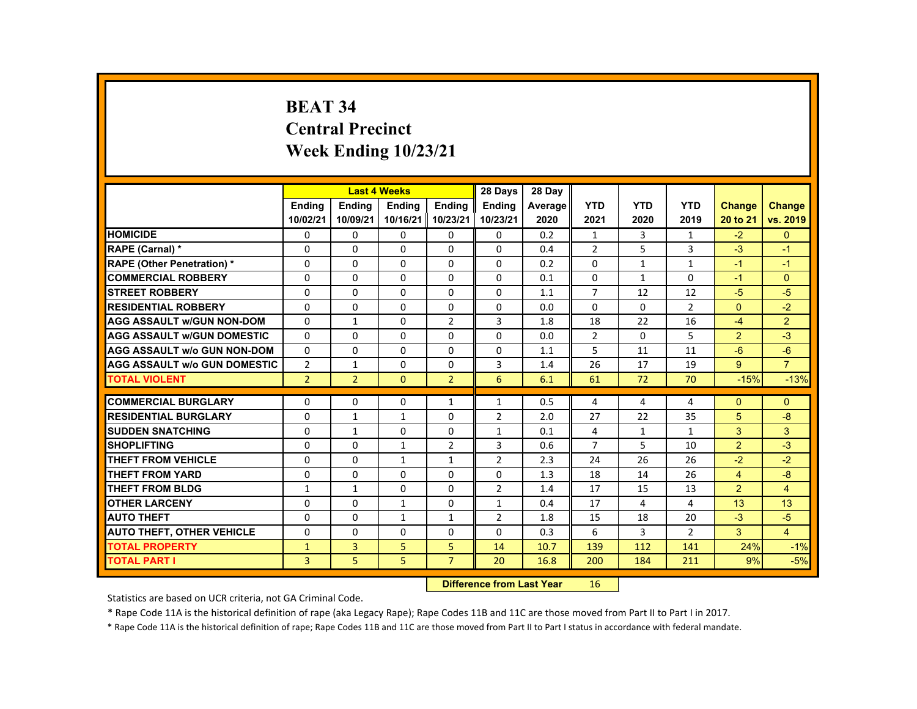# BEAT 34
## Central Precinct
## Week Ending 10/23/21

| | Last 4 Weeks | | | | 28 Days | 28 Day | | | | | |
|---|---|---|---|---|---|---|---|---|---|---|---|
| | Ending 10/02/21 | Ending 10/09/21 | Ending 10/16/21 | Ending 10/23/21 | Ending 10/23/21 | Average 2020 | YTD 2021 | YTD 2020 | YTD 2019 | Change 20 to 21 | Change vs. 2019 |
| HOMICIDE | 0 | 0 | 0 | 0 | 0 | 0.2 | 1 | 3 | 1 | -2 | 0 |
| RAPE (Carnal) * | 0 | 0 | 0 | 0 | 0 | 0.4 | 2 | 5 | 3 | -3 | -1 |
| RAPE (Other Penetration) * | 0 | 0 | 0 | 0 | 0 | 0.2 | 0 | 1 | 1 | -1 | -1 |
| COMMERCIAL ROBBERY | 0 | 0 | 0 | 0 | 0 | 0.1 | 0 | 1 | 0 | -1 | 0 |
| STREET ROBBERY | 0 | 0 | 0 | 0 | 0 | 1.1 | 7 | 12 | 12 | -5 | -5 |
| RESIDENTIAL ROBBERY | 0 | 0 | 0 | 0 | 0 | 0.0 | 0 | 0 | 2 | 0 | -2 |
| AGG ASSAULT w/GUN NON-DOM | 0 | 1 | 0 | 2 | 3 | 1.8 | 18 | 22 | 16 | -4 | 2 |
| AGG ASSAULT w/GUN DOMESTIC | 0 | 0 | 0 | 0 | 0 | 0.0 | 2 | 0 | 5 | 2 | -3 |
| AGG ASSAULT w/o GUN NON-DOM | 0 | 0 | 0 | 0 | 0 | 1.1 | 5 | 11 | 11 | -6 | -6 |
| AGG ASSAULT w/o GUN DOMESTIC | 2 | 1 | 0 | 0 | 3 | 1.4 | 26 | 17 | 19 | 9 | 7 |
| TOTAL VIOLENT | 2 | 2 | 0 | 2 | 6 | 6.1 | 61 | 72 | 70 | -15% | -13% |
| COMMERCIAL BURGLARY | 0 | 0 | 0 | 1 | 1 | 0.5 | 4 | 4 | 4 | 0 | 0 |
| RESIDENTIAL BURGLARY | 0 | 1 | 1 | 0 | 2 | 2.0 | 27 | 22 | 35 | 5 | -8 |
| SUDDEN SNATCHING | 0 | 1 | 0 | 0 | 1 | 0.1 | 4 | 1 | 1 | 3 | 3 |
| SHOPLIFTING | 0 | 0 | 1 | 2 | 3 | 0.6 | 7 | 5 | 10 | 2 | -3 |
| THEFT FROM VEHICLE | 0 | 0 | 1 | 1 | 2 | 2.3 | 24 | 26 | 26 | -2 | -2 |
| THEFT FROM YARD | 0 | 0 | 0 | 0 | 0 | 1.3 | 18 | 14 | 26 | 4 | -8 |
| THEFT FROM BLDG | 1 | 1 | 0 | 0 | 2 | 1.4 | 17 | 15 | 13 | 2 | 4 |
| OTHER LARCENY | 0 | 0 | 1 | 0 | 1 | 0.4 | 17 | 4 | 4 | 13 | 13 |
| AUTO THEFT | 0 | 0 | 1 | 1 | 2 | 1.8 | 15 | 18 | 20 | -3 | -5 |
| AUTO THEFT, OTHER VEHICLE | 0 | 0 | 0 | 0 | 0 | 0.3 | 6 | 3 | 2 | 3 | 4 |
| TOTAL PROPERTY | 1 | 3 | 5 | 5 | 14 | 10.7 | 139 | 112 | 141 | 24% | -1% |
| TOTAL PART I | 3 | 5 | 5 | 7 | 20 | 16.8 | 200 | 184 | 211 | 9% | -5% |

**Difference from Last Year** 16

Statistics are based on UCR criteria, not GA Criminal Code.

* Rape Code 11A is the historical definition of rape (aka Legacy Rape); Rape Codes 11B and 11C are those moved from Part II to Part I in 2017.

* Rape Code 11A is the historical definition of rape; Rape Codes 11B and 11C are those moved from Part II to Part I status in accordance with federal mandate.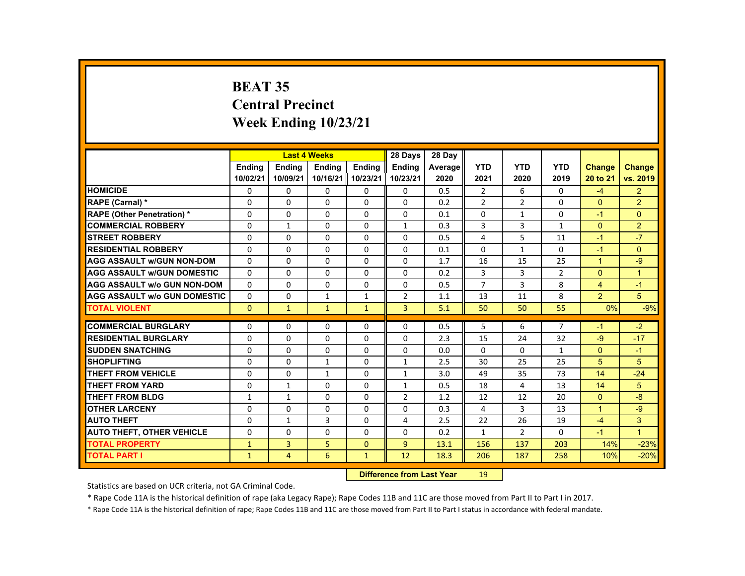# BEAT 35
## Central Precinct
## Week Ending 10/23/21

| | Last 4 Weeks | | | | 28 Days | 28 Day | | | | | |
|---|---|---|---|---|---|---|---|---|---|---|---|
| | Ending 10/02/21 | Ending 10/09/21 | Ending 10/16/21 | Ending 10/23/21 | Ending 10/23/21 | Average 2020 | YTD 2021 | YTD 2020 | YTD 2019 | Change 20 to 21 | Change vs. 2019 |
| HOMICIDE | 0 | 0 | 0 | 0 | 0 | 0.5 | 2 | 6 | 0 | -4 | 2 |
| RAPE (Carnal) * | 0 | 0 | 0 | 0 | 0 | 0.2 | 2 | 2 | 0 | 0 | 2 |
| RAPE (Other Penetration) * | 0 | 0 | 0 | 0 | 0 | 0.1 | 0 | 1 | 0 | -1 | 0 |
| COMMERCIAL ROBBERY | 0 | 1 | 0 | 0 | 1 | 0.3 | 3 | 3 | 1 | 0 | 2 |
| STREET ROBBERY | 0 | 0 | 0 | 0 | 0 | 0.5 | 4 | 5 | 11 | -1 | -7 |
| RESIDENTIAL ROBBERY | 0 | 0 | 0 | 0 | 0 | 0.1 | 0 | 1 | 0 | -1 | 0 |
| AGG ASSAULT w/GUN NON-DOM | 0 | 0 | 0 | 0 | 0 | 1.7 | 16 | 15 | 25 | 1 | -9 |
| AGG ASSAULT w/GUN DOMESTIC | 0 | 0 | 0 | 0 | 0 | 0.2 | 3 | 3 | 2 | 0 | 1 |
| AGG ASSAULT w/o GUN NON-DOM | 0 | 0 | 0 | 0 | 0 | 0.5 | 7 | 3 | 8 | 4 | -1 |
| AGG ASSAULT w/o GUN DOMESTIC | 0 | 0 | 1 | 1 | 2 | 1.1 | 13 | 11 | 8 | 2 | 5 |
| TOTAL VIOLENT | 0 | 1 | 1 | 1 | 3 | 5.1 | 50 | 50 | 55 | 0% | -9% |
| COMMERCIAL BURGLARY | 0 | 0 | 0 | 0 | 0 | 0.5 | 5 | 6 | 7 | -1 | -2 |
| RESIDENTIAL BURGLARY | 0 | 0 | 0 | 0 | 0 | 2.3 | 15 | 24 | 32 | -9 | -17 |
| SUDDEN SNATCHING | 0 | 0 | 0 | 0 | 0 | 0.0 | 0 | 0 | 1 | 0 | -1 |
| SHOPLIFTING | 0 | 0 | 1 | 0 | 1 | 2.5 | 30 | 25 | 25 | 5 | 5 |
| THEFT FROM VEHICLE | 0 | 0 | 1 | 0 | 1 | 3.0 | 49 | 35 | 73 | 14 | -24 |
| THEFT FROM YARD | 0 | 1 | 0 | 0 | 1 | 0.5 | 18 | 4 | 13 | 14 | 5 |
| THEFT FROM BLDG | 1 | 1 | 0 | 0 | 2 | 1.2 | 12 | 12 | 20 | 0 | -8 |
| OTHER LARCENY | 0 | 0 | 0 | 0 | 0 | 0.3 | 4 | 3 | 13 | 1 | -9 |
| AUTO THEFT | 0 | 1 | 3 | 0 | 4 | 2.5 | 22 | 26 | 19 | -4 | 3 |
| AUTO THEFT, OTHER VEHICLE | 0 | 0 | 0 | 0 | 0 | 0.2 | 1 | 2 | 0 | -1 | 1 |
| TOTAL PROPERTY | 1 | 3 | 5 | 0 | 9 | 13.1 | 156 | 137 | 203 | 14% | -23% |
| TOTAL PART I | 1 | 4 | 6 | 1 | 12 | 18.3 | 206 | 187 | 258 | 10% | -20% |

**Difference from Last Year**: 19

Statistics are based on UCR criteria, not GA Criminal Code.

* Rape Code 11A is the historical definition of rape (aka Legacy Rape); Rape Codes 11B and 11C are those moved from Part II to Part I in 2017.

* Rape Code 11A is the historical definition of rape; Rape Codes 11B and 11C are those moved from Part II to Part I status in accordance with federal mandate.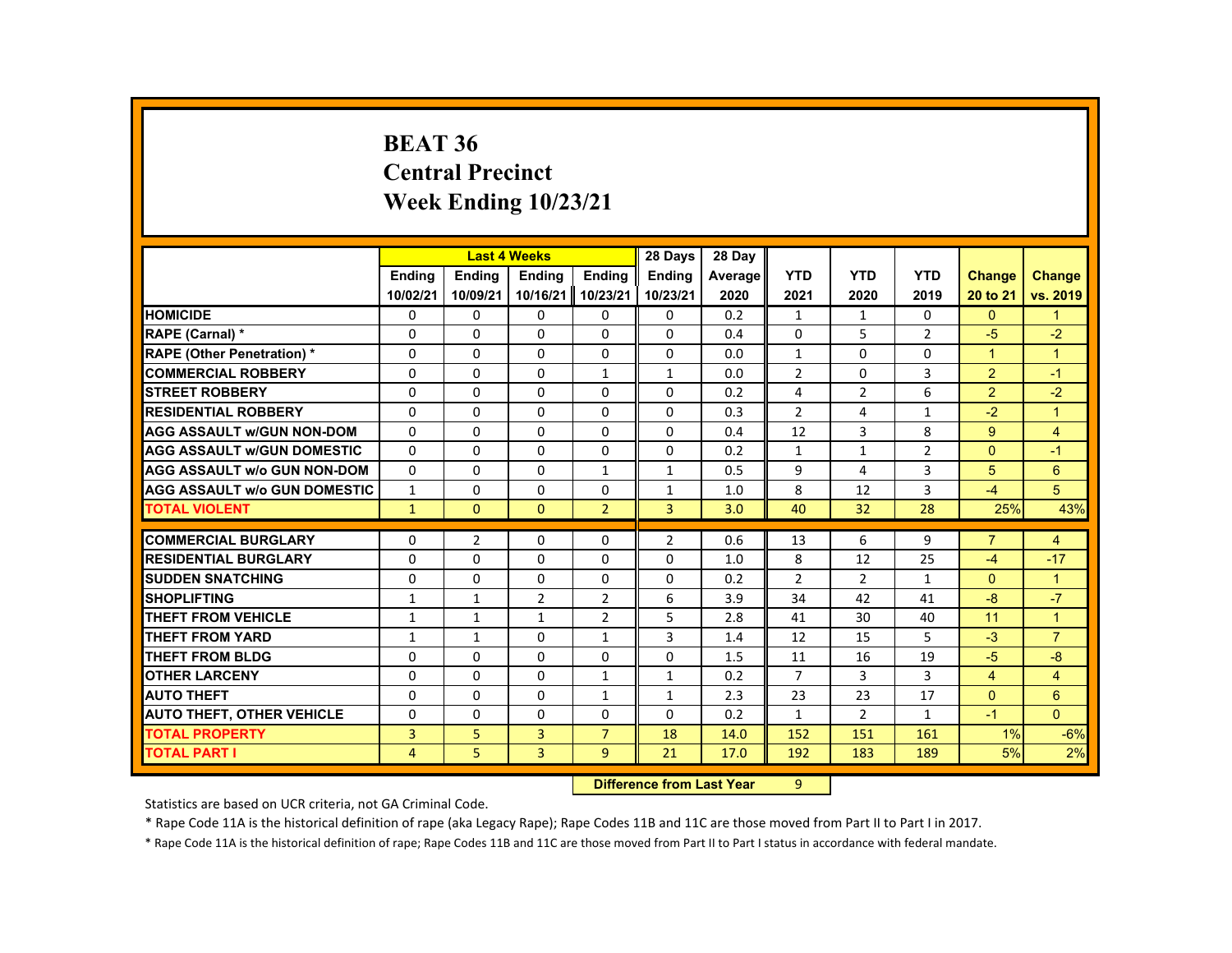# BEAT 36
## Central Precinct
## Week Ending 10/23/21

| | Last 4 Weeks | | | | 28 Days | 28 Day | | | | | |
|---|---|---|---|---|---|---|---|---|---|---|---|
| | Ending 10/02/21 | Ending 10/09/21 | Ending 10/16/21 | Ending 10/23/21 | Ending 10/23/21 | Average 2020 | YTD 2021 | YTD 2020 | YTD 2019 | Change 20 to 21 | Change vs. 2019 |
| HOMICIDE | 0 | 0 | 0 | 0 | 0 | 0.2 | 1 | 1 | 0 | 0 | 1 |
| RAPE (Carnal) * | 0 | 0 | 0 | 0 | 0 | 0.4 | 0 | 5 | 2 | -5 | -2 |
| RAPE (Other Penetration) * | 0 | 0 | 0 | 0 | 0 | 0.0 | 1 | 0 | 0 | 1 | 1 |
| COMMERCIAL ROBBERY | 0 | 0 | 0 | 1 | 1 | 0.0 | 2 | 0 | 3 | 2 | -1 |
| STREET ROBBERY | 0 | 0 | 0 | 0 | 0 | 0.2 | 4 | 2 | 6 | 2 | -2 |
| RESIDENTIAL ROBBERY | 0 | 0 | 0 | 0 | 0 | 0.3 | 2 | 4 | 1 | -2 | 1 |
| AGG ASSAULT w/GUN NON-DOM | 0 | 0 | 0 | 0 | 0 | 0.4 | 12 | 3 | 8 | 9 | 4 |
| AGG ASSAULT w/GUN DOMESTIC | 0 | 0 | 0 | 0 | 0 | 0.2 | 1 | 1 | 2 | 0 | -1 |
| AGG ASSAULT w/o GUN NON-DOM | 0 | 0 | 0 | 1 | 1 | 0.5 | 9 | 4 | 3 | 5 | 6 |
| AGG ASSAULT w/o GUN DOMESTIC | 1 | 0 | 0 | 0 | 1 | 1.0 | 8 | 12 | 3 | -4 | 5 |
| TOTAL VIOLENT | 1 | 0 | 0 | 2 | 3 | 3.0 | 40 | 32 | 28 | 25% | 43% |
| COMMERCIAL BURGLARY | 0 | 2 | 0 | 0 | 2 | 0.6 | 13 | 6 | 9 | 7 | 4 |
| RESIDENTIAL BURGLARY | 0 | 0 | 0 | 0 | 0 | 1.0 | 8 | 12 | 25 | -4 | -17 |
| SUDDEN SNATCHING | 0 | 0 | 0 | 0 | 0 | 0.2 | 2 | 2 | 1 | 0 | 1 |
| SHOPLIFTING | 1 | 1 | 2 | 2 | 6 | 3.9 | 34 | 42 | 41 | -8 | -7 |
| THEFT FROM VEHICLE | 1 | 1 | 1 | 2 | 5 | 2.8 | 41 | 30 | 40 | 11 | 1 |
| THEFT FROM YARD | 1 | 1 | 0 | 1 | 3 | 1.4 | 12 | 15 | 5 | -3 | 7 |
| THEFT FROM BLDG | 0 | 0 | 0 | 0 | 0 | 1.5 | 11 | 16 | 19 | -5 | -8 |
| OTHER LARCENY | 0 | 0 | 0 | 1 | 1 | 0.2 | 7 | 3 | 3 | 4 | 4 |
| AUTO THEFT | 0 | 0 | 0 | 1 | 1 | 2.3 | 23 | 23 | 17 | 0 | 6 |
| AUTO THEFT, OTHER VEHICLE | 0 | 0 | 0 | 0 | 0 | 0.2 | 1 | 2 | 1 | -1 | 0 |
| TOTAL PROPERTY | 3 | 5 | 3 | 7 | 18 | 14.0 | 152 | 151 | 161 | 1% | -6% |
| TOTAL PART I | 4 | 5 | 3 | 9 | 21 | 17.0 | 192 | 183 | 189 | 5% | 2% |

**Difference from Last Year** 9

Statistics are based on UCR criteria, not GA Criminal Code.

* Rape Code 11A is the historical definition of rape (aka Legacy Rape); Rape Codes 11B and 11C are those moved from Part II to Part I in 2017.

* Rape Code 11A is the historical definition of rape; Rape Codes 11B and 11C are those moved from Part II to Part I status in accordance with federal mandate.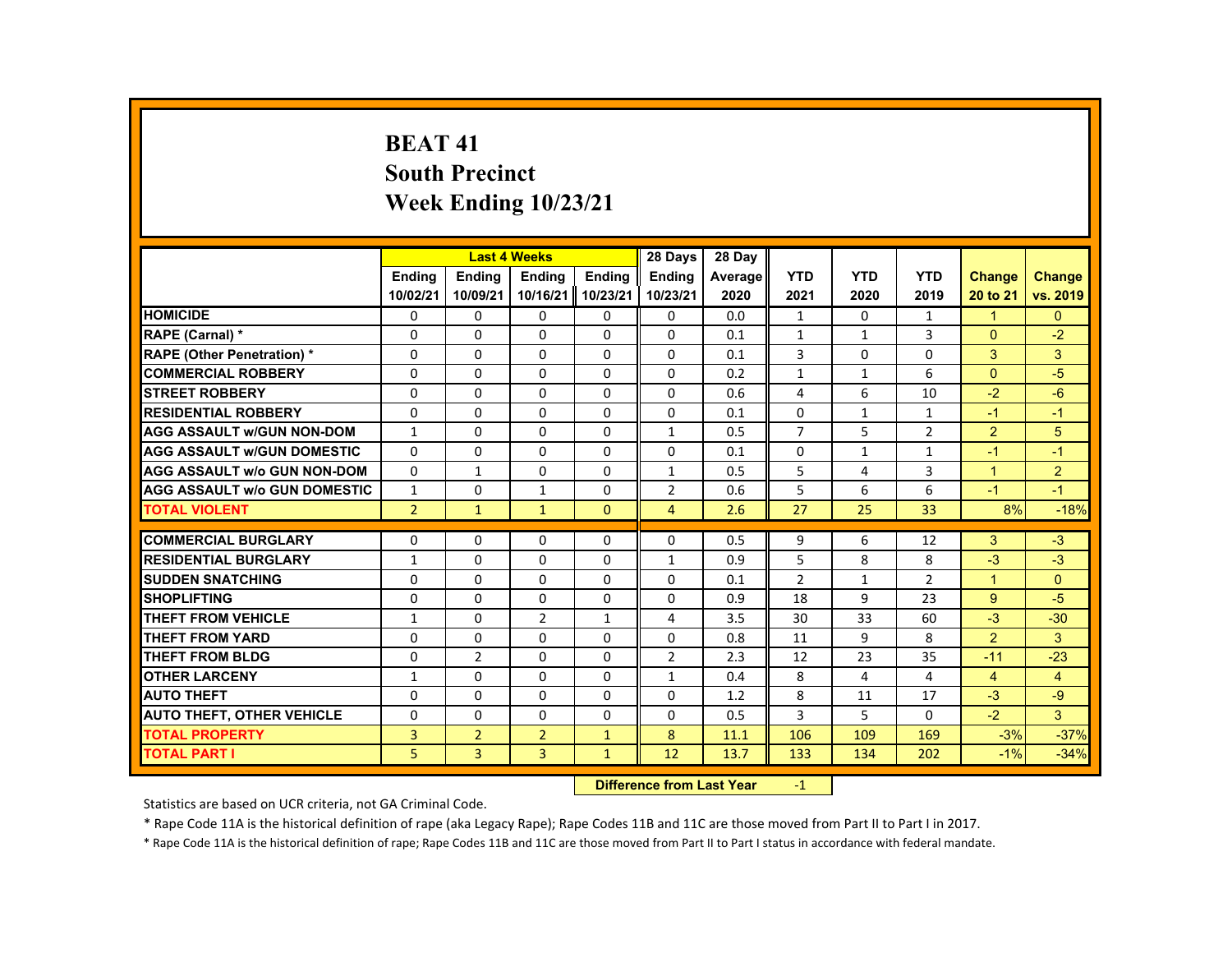# BEAT 41
## South Precinct
## Week Ending 10/23/21

| | Last 4 Weeks | | | | 28 Days | 28 Day | | | | | |
|---|---|---|---|---|---|---|---|---|---|---|---|
| | Ending 10/02/21 | Ending 10/09/21 | Ending 10/16/21 | Ending 10/23/21 | Ending 10/23/21 | Average 2020 | YTD 2021 | YTD 2020 | YTD 2019 | Change 20 to 21 | Change vs. 2019 |
| HOMICIDE | 0 | 0 | 0 | 0 | 0 | 0.0 | 1 | 0 | 1 | 1 | 0 |
| RAPE (Carnal) * | 0 | 0 | 0 | 0 | 0 | 0.1 | 1 | 1 | 3 | 0 | -2 |
| RAPE (Other Penetration) * | 0 | 0 | 0 | 0 | 0 | 0.1 | 3 | 0 | 0 | 3 | 3 |
| COMMERCIAL ROBBERY | 0 | 0 | 0 | 0 | 0 | 0.2 | 1 | 1 | 6 | 0 | -5 |
| STREET ROBBERY | 0 | 0 | 0 | 0 | 0 | 0.6 | 4 | 6 | 10 | -2 | -6 |
| RESIDENTIAL ROBBERY | 0 | 0 | 0 | 0 | 0 | 0.1 | 0 | 1 | 1 | -1 | -1 |
| AGG ASSAULT w/GUN NON-DOM | 1 | 0 | 0 | 0 | 1 | 0.5 | 7 | 5 | 2 | 2 | 5 |
| AGG ASSAULT w/GUN DOMESTIC | 0 | 0 | 0 | 0 | 0 | 0.1 | 0 | 1 | 1 | -1 | -1 |
| AGG ASSAULT w/o GUN NON-DOM | 0 | 1 | 0 | 0 | 1 | 0.5 | 5 | 4 | 3 | 1 | 2 |
| AGG ASSAULT w/o GUN DOMESTIC | 1 | 0 | 1 | 0 | 2 | 0.6 | 5 | 6 | 6 | -1 | -1 |
| TOTAL VIOLENT | 2 | 1 | 1 | 0 | 4 | 2.6 | 27 | 25 | 33 | 8% | -18% |
| COMMERCIAL BURGLARY | 0 | 0 | 0 | 0 | 0 | 0.5 | 9 | 6 | 12 | 3 | -3 |
| RESIDENTIAL BURGLARY | 1 | 0 | 0 | 0 | 1 | 0.9 | 5 | 8 | 8 | -3 | -3 |
| SUDDEN SNATCHING | 0 | 0 | 0 | 0 | 0 | 0.1 | 2 | 1 | 2 | 1 | 0 |
| SHOPLIFTING | 0 | 0 | 0 | 0 | 0 | 0.9 | 18 | 9 | 23 | 9 | -5 |
| THEFT FROM VEHICLE | 1 | 0 | 2 | 1 | 4 | 3.5 | 30 | 33 | 60 | -3 | -30 |
| THEFT FROM YARD | 0 | 0 | 0 | 0 | 0 | 0.8 | 11 | 9 | 8 | 2 | 3 |
| THEFT FROM BLDG | 0 | 2 | 0 | 0 | 2 | 2.3 | 12 | 23 | 35 | -11 | -23 |
| OTHER LARCENY | 1 | 0 | 0 | 0 | 1 | 0.4 | 8 | 4 | 4 | 4 | 4 |
| AUTO THEFT | 0 | 0 | 0 | 0 | 0 | 1.2 | 8 | 11 | 17 | -3 | -9 |
| AUTO THEFT, OTHER VEHICLE | 0 | 0 | 0 | 0 | 0 | 0.5 | 3 | 5 | 0 | -2 | 3 |
| TOTAL PROPERTY | 3 | 2 | 2 | 1 | 8 | 11.1 | 106 | 109 | 169 | -3% | -37% |
| TOTAL PART I | 5 | 3 | 3 | 1 | 12 | 13.7 | 133 | 134 | 202 | -1% | -34% |

**Difference from Last Year** -1

Statistics are based on UCR criteria, not GA Criminal Code.

* Rape Code 11A is the historical definition of rape (aka Legacy Rape); Rape Codes 11B and 11C are those moved from Part II to Part I in 2017.

* Rape Code 11A is the historical definition of rape; Rape Codes 11B and 11C are those moved from Part II to Part I status in accordance with federal mandate.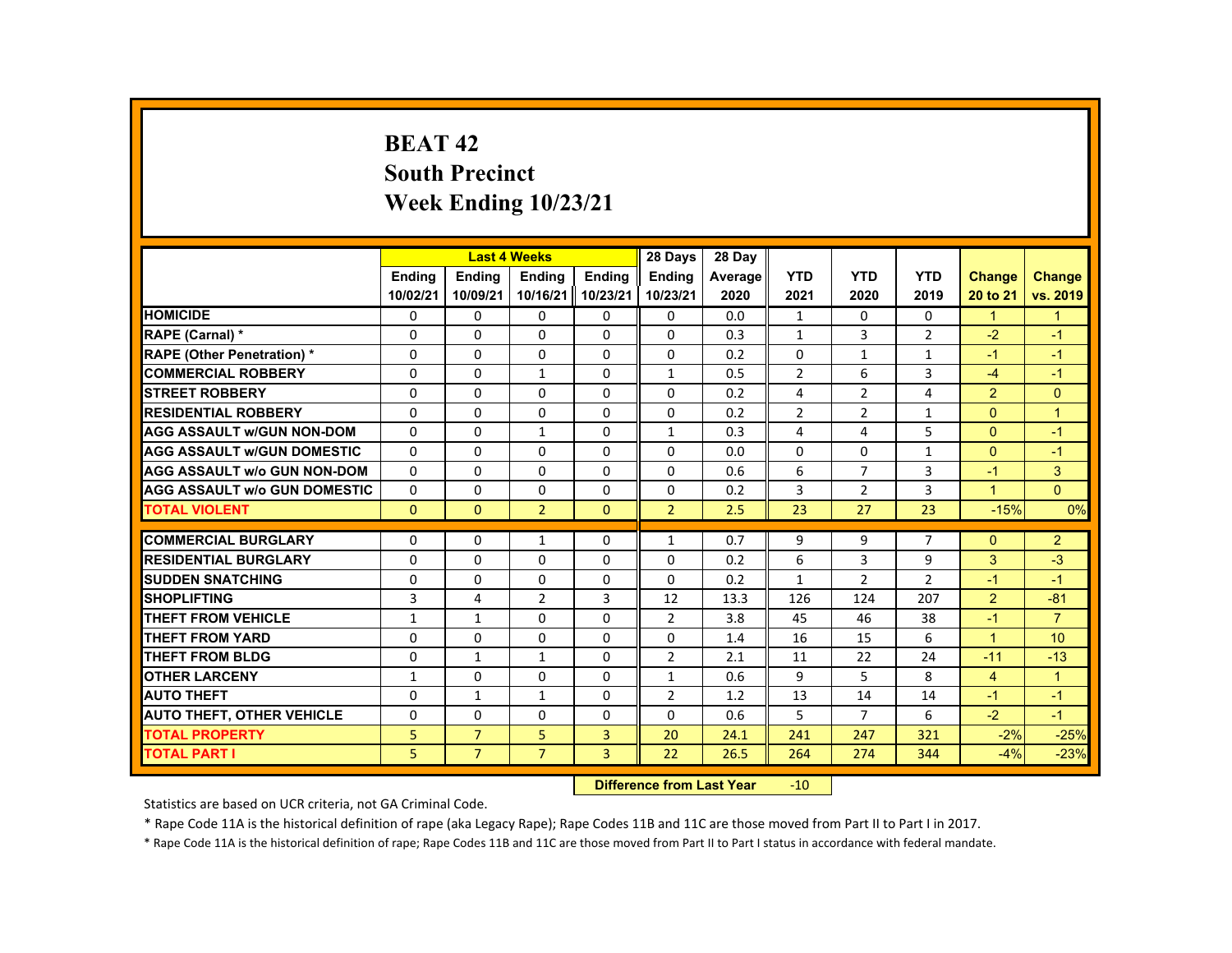# BEAT 42
## South Precinct
## Week Ending 10/23/21

| | Last 4 Weeks | | | | 28 Days | 28 Day | | | | | |
|---|---|---|---|---|---|---|---|---|---|---|---|
| | Ending 10/02/21 | Ending 10/09/21 | Ending 10/16/21 | Ending 10/23/21 | Ending 10/23/21 | Average 2020 | YTD 2021 | YTD 2020 | YTD 2019 | Change 20 to 21 | Change vs. 2019 |
| HOMICIDE | 0 | 0 | 0 | 0 | 0 | 0.0 | 1 | 0 | 0 | 1 | 1 |
| RAPE (Carnal) * | 0 | 0 | 0 | 0 | 0 | 0.3 | 1 | 3 | 2 | -2 | -1 |
| RAPE (Other Penetration) * | 0 | 0 | 0 | 0 | 0 | 0.2 | 0 | 1 | 1 | -1 | -1 |
| COMMERCIAL ROBBERY | 0 | 0 | 1 | 0 | 1 | 0.5 | 2 | 6 | 3 | -4 | -1 |
| STREET ROBBERY | 0 | 0 | 0 | 0 | 0 | 0.2 | 4 | 2 | 4 | 2 | 0 |
| RESIDENTIAL ROBBERY | 0 | 0 | 0 | 0 | 0 | 0.2 | 2 | 2 | 1 | 0 | 1 |
| AGG ASSAULT w/GUN NON-DOM | 0 | 0 | 1 | 0 | 1 | 0.3 | 4 | 4 | 5 | 0 | -1 |
| AGG ASSAULT w/GUN DOMESTIC | 0 | 0 | 0 | 0 | 0 | 0.0 | 0 | 0 | 1 | 0 | -1 |
| AGG ASSAULT w/o GUN NON-DOM | 0 | 0 | 0 | 0 | 0 | 0.6 | 6 | 7 | 3 | -1 | 3 |
| AGG ASSAULT w/o GUN DOMESTIC | 0 | 0 | 0 | 0 | 0 | 0.2 | 3 | 2 | 3 | 1 | 0 |
| TOTAL VIOLENT | 0 | 0 | 2 | 0 | 2 | 2.5 | 23 | 27 | 23 | -15% | 0% |
| COMMERCIAL BURGLARY | 0 | 0 | 1 | 0 | 1 | 0.7 | 9 | 9 | 7 | 0 | 2 |
| RESIDENTIAL BURGLARY | 0 | 0 | 0 | 0 | 0 | 0.2 | 6 | 3 | 9 | 3 | -3 |
| SUDDEN SNATCHING | 0 | 0 | 0 | 0 | 0 | 0.2 | 1 | 2 | 2 | -1 | -1 |
| SHOPLIFTING | 3 | 4 | 2 | 3 | 12 | 13.3 | 126 | 124 | 207 | 2 | -81 |
| THEFT FROM VEHICLE | 1 | 1 | 0 | 0 | 2 | 3.8 | 45 | 46 | 38 | -1 | 7 |
| THEFT FROM YARD | 0 | 0 | 0 | 0 | 0 | 1.4 | 16 | 15 | 6 | 1 | 10 |
| THEFT FROM BLDG | 0 | 1 | 1 | 0 | 2 | 2.1 | 11 | 22 | 24 | -11 | -13 |
| OTHER LARCENY | 1 | 0 | 0 | 0 | 1 | 0.6 | 9 | 5 | 8 | 4 | 1 |
| AUTO THEFT | 0 | 1 | 1 | 0 | 2 | 1.2 | 13 | 14 | 14 | -1 | -1 |
| AUTO THEFT, OTHER VEHICLE | 0 | 0 | 0 | 0 | 0 | 0.6 | 5 | 7 | 6 | -2 | -1 |
| TOTAL PROPERTY | 5 | 7 | 5 | 3 | 20 | 24.1 | 241 | 247 | 321 | -2% | -25% |
| TOTAL PART I | 5 | 7 | 7 | 3 | 22 | 26.5 | 264 | 274 | 344 | -4% | -23% |

**Difference from Last Year** -10

Statistics are based on UCR criteria, not GA Criminal Code.

* Rape Code 11A is the historical definition of rape (aka Legacy Rape); Rape Codes 11B and 11C are those moved from Part II to Part I in 2017.

* Rape Code 11A is the historical definition of rape; Rape Codes 11B and 11C are those moved from Part II to Part I status in accordance with federal mandate.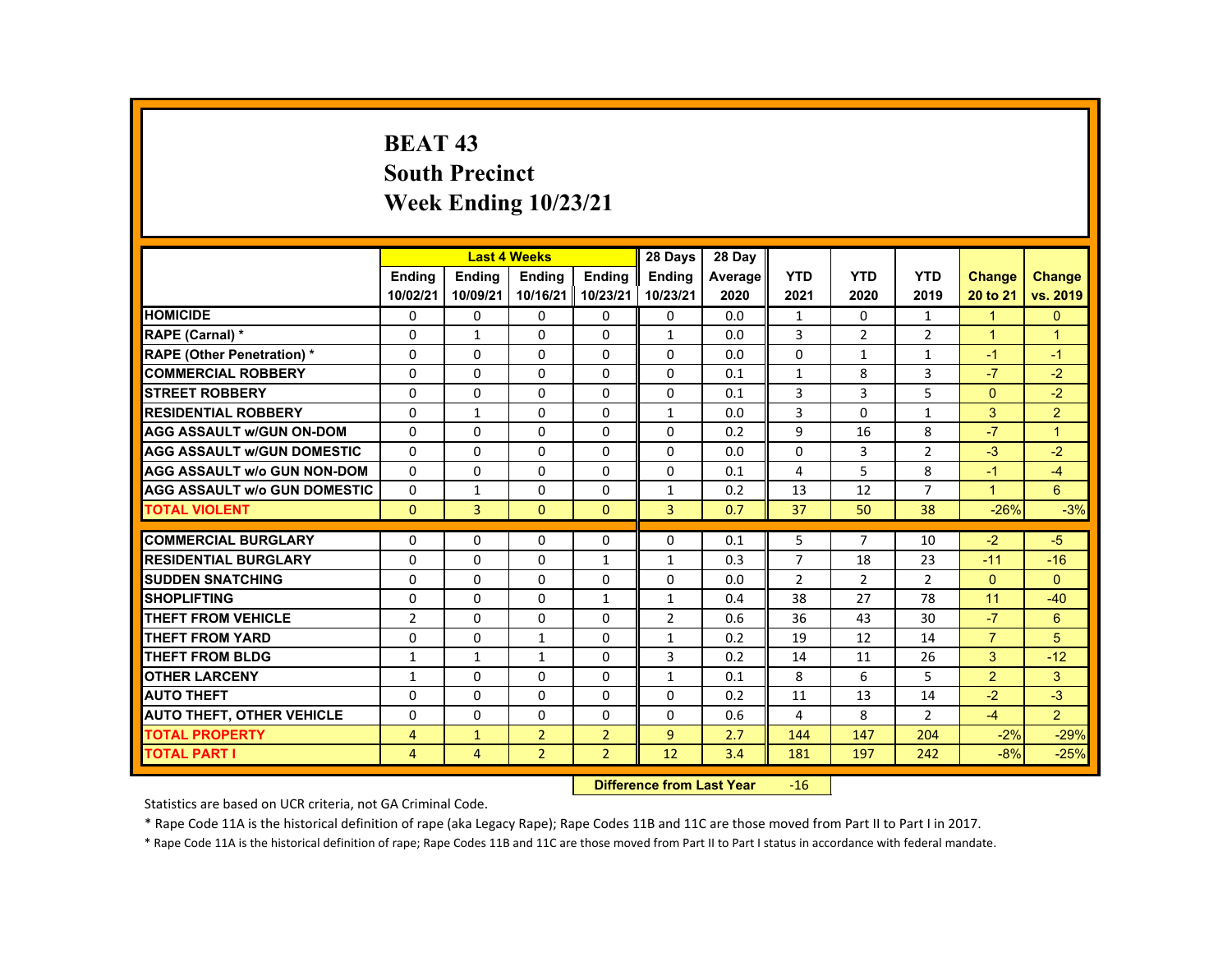# BEAT 43
# South Precinct
# Week Ending 10/23/21

| | Last 4 Weeks | | | | 28 Days | 28 Day | | | | | |
|---|---|---|---|---|---|---|---|---|---|---|---|
| | Ending 10/02/21 | Ending 10/09/21 | Ending 10/16/21 | Ending 10/23/21 | Ending 10/23/21 | Average 2020 | YTD 2021 | YTD 2020 | YTD 2019 | Change 20 to 21 | Change vs. 2019 |
| HOMICIDE | 0 | 0 | 0 | 0 | 0 | 0.0 | 1 | 0 | 1 | 1 | 0 |
| RAPE (Carnal) * | 0 | 1 | 0 | 0 | 1 | 0.0 | 3 | 2 | 2 | 1 | 1 |
| RAPE (Other Penetration) * | 0 | 0 | 0 | 0 | 0 | 0.0 | 0 | 1 | 1 | -1 | -1 |
| COMMERCIAL ROBBERY | 0 | 0 | 0 | 0 | 0 | 0.1 | 1 | 8 | 3 | -7 | -2 |
| STREET ROBBERY | 0 | 0 | 0 | 0 | 0 | 0.1 | 3 | 3 | 5 | 0 | -2 |
| RESIDENTIAL ROBBERY | 0 | 1 | 0 | 0 | 1 | 0.0 | 3 | 0 | 1 | 3 | 2 |
| AGG ASSAULT w/GUN ON-DOM | 0 | 0 | 0 | 0 | 0 | 0.2 | 9 | 16 | 8 | -7 | 1 |
| AGG ASSAULT w/GUN DOMESTIC | 0 | 0 | 0 | 0 | 0 | 0.0 | 0 | 3 | 2 | -3 | -2 |
| AGG ASSAULT w/o GUN NON-DOM | 0 | 0 | 0 | 0 | 0 | 0.1 | 4 | 5 | 8 | -1 | -4 |
| AGG ASSAULT w/o GUN DOMESTIC | 0 | 1 | 0 | 0 | 1 | 0.2 | 13 | 12 | 7 | 1 | 6 |
| TOTAL VIOLENT | 0 | 3 | 0 | 0 | 3 | 0.7 | 37 | 50 | 38 | -26% | -3% |
| COMMERCIAL BURGLARY | 0 | 0 | 0 | 0 | 0 | 0.1 | 5 | 7 | 10 | -2 | -5 |
| RESIDENTIAL BURGLARY | 0 | 0 | 0 | 1 | 1 | 0.3 | 7 | 18 | 23 | -11 | -16 |
| SUDDEN SNATCHING | 0 | 0 | 0 | 0 | 0 | 0.0 | 2 | 2 | 2 | 0 | 0 |
| SHOPLIFTING | 0 | 0 | 0 | 1 | 1 | 0.4 | 38 | 27 | 78 | 11 | -40 |
| THEFT FROM VEHICLE | 2 | 0 | 0 | 0 | 2 | 0.6 | 36 | 43 | 30 | -7 | 6 |
| THEFT FROM YARD | 0 | 0 | 1 | 0 | 1 | 0.2 | 19 | 12 | 14 | 7 | 5 |
| THEFT FROM BLDG | 1 | 1 | 1 | 0 | 3 | 0.2 | 14 | 11 | 26 | 3 | -12 |
| OTHER LARCENY | 1 | 0 | 0 | 0 | 1 | 0.1 | 8 | 6 | 5 | 2 | 3 |
| AUTO THEFT | 0 | 0 | 0 | 0 | 0 | 0.2 | 11 | 13 | 14 | -2 | -3 |
| AUTO THEFT, OTHER VEHICLE | 0 | 0 | 0 | 0 | 0 | 0.6 | 4 | 8 | 2 | -4 | 2 |
| TOTAL PROPERTY | 4 | 1 | 2 | 2 | 9 | 2.7 | 144 | 147 | 204 | -2% | -29% |
| TOTAL PART I | 4 | 4 | 2 | 2 | 12 | 3.4 | 181 | 197 | 242 | -8% | -25% |

**Difference from Last Year** -16

Statistics are based on UCR criteria, not GA Criminal Code.

* Rape Code 11A is the historical definition of rape (aka Legacy Rape); Rape Codes 11B and 11C are those moved from Part II to Part I in 2017.

* Rape Code 11A is the historical definition of rape; Rape Codes 11B and 11C are those moved from Part II to Part I status in accordance with federal mandate.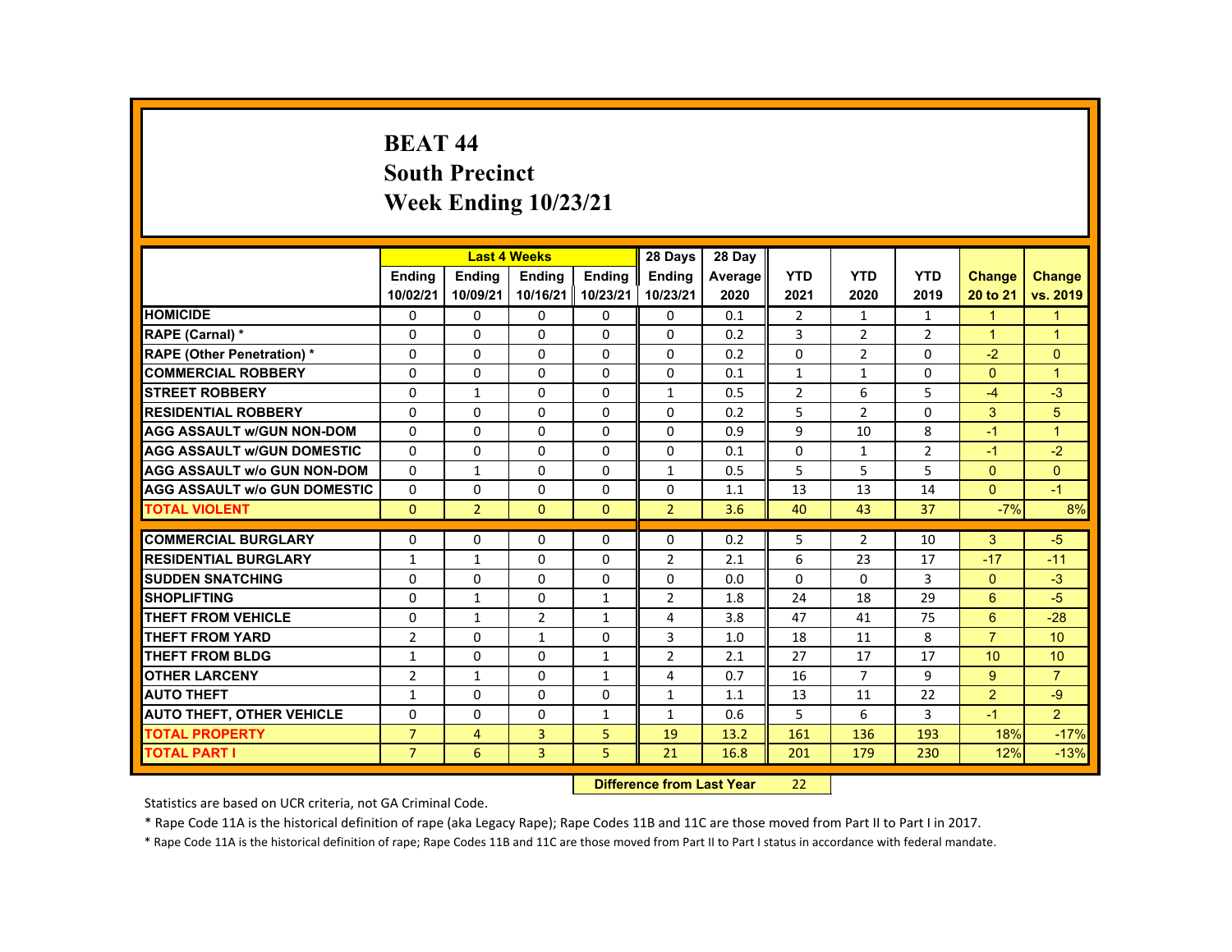# BEAT 44
# South Precinct
# Week Ending 10/23/21

| | Last 4 Weeks | | | | 28 Days | 28 Day | | | | | |
|---|---|---|---|---|---|---|---|---|---|---|---|
| | Ending 10/02/21 | Ending 10/09/21 | Ending 10/16/21 | Ending 10/23/21 | Ending 10/23/21 | Average 2020 | YTD 2021 | YTD 2020 | YTD 2019 | Change 20 to 21 | Change vs. 2019 |
| HOMICIDE | 0 | 0 | 0 | 0 | 0 | 0.1 | 2 | 1 | 1 | 1 | 1 |
| RAPE (Carnal) * | 0 | 0 | 0 | 0 | 0 | 0.2 | 3 | 2 | 2 | 1 | 1 |
| RAPE (Other Penetration) * | 0 | 0 | 0 | 0 | 0 | 0.2 | 0 | 2 | 0 | -2 | 0 |
| COMMERCIAL ROBBERY | 0 | 0 | 0 | 0 | 0 | 0.1 | 1 | 1 | 0 | 0 | 1 |
| STREET ROBBERY | 0 | 1 | 0 | 0 | 1 | 0.5 | 2 | 6 | 5 | -4 | -3 |
| RESIDENTIAL ROBBERY | 0 | 0 | 0 | 0 | 0 | 0.2 | 5 | 2 | 0 | 3 | 5 |
| AGG ASSAULT w/GUN NON-DOM | 0 | 0 | 0 | 0 | 0 | 0.9 | 9 | 10 | 8 | -1 | 1 |
| AGG ASSAULT w/GUN DOMESTIC | 0 | 0 | 0 | 0 | 0 | 0.1 | 0 | 1 | 2 | -1 | -2 |
| AGG ASSAULT w/o GUN NON-DOM | 0 | 1 | 0 | 0 | 1 | 0.5 | 5 | 5 | 5 | 0 | 0 |
| AGG ASSAULT w/o GUN DOMESTIC | 0 | 0 | 0 | 0 | 0 | 1.1 | 13 | 13 | 14 | 0 | -1 |
| TOTAL VIOLENT | 0 | 2 | 0 | 0 | 2 | 3.6 | 40 | 43 | 37 | -7% | 8% |
| COMMERCIAL BURGLARY | 0 | 0 | 0 | 0 | 0 | 0.2 | 5 | 2 | 10 | 3 | -5 |
| RESIDENTIAL BURGLARY | 1 | 1 | 0 | 0 | 2 | 2.1 | 6 | 23 | 17 | -17 | -11 |
| SUDDEN SNATCHING | 0 | 0 | 0 | 0 | 0 | 0.0 | 0 | 0 | 3 | 0 | -3 |
| SHOPLIFTING | 0 | 1 | 0 | 1 | 2 | 1.8 | 24 | 18 | 29 | 6 | -5 |
| THEFT FROM VEHICLE | 0 | 1 | 2 | 1 | 4 | 3.8 | 47 | 41 | 75 | 6 | -28 |
| THEFT FROM YARD | 2 | 0 | 1 | 0 | 3 | 1.0 | 18 | 11 | 8 | 7 | 10 |
| THEFT FROM BLDG | 1 | 0 | 0 | 1 | 2 | 2.1 | 27 | 17 | 17 | 10 | 10 |
| OTHER LARCENY | 2 | 1 | 0 | 1 | 4 | 0.7 | 16 | 7 | 9 | 9 | 7 |
| AUTO THEFT | 1 | 0 | 0 | 0 | 1 | 1.1 | 13 | 11 | 22 | 2 | -9 |
| AUTO THEFT, OTHER VEHICLE | 0 | 0 | 0 | 1 | 1 | 0.6 | 5 | 6 | 3 | -1 | 2 |
| TOTAL PROPERTY | 7 | 4 | 3 | 5 | 19 | 13.2 | 161 | 136 | 193 | 18% | -17% |
| TOTAL PART I | 7 | 6 | 3 | 5 | 21 | 16.8 | 201 | 179 | 230 | 12% | -13% |

**Difference from Last Year** 22

Statistics are based on UCR criteria, not GA Criminal Code.

* Rape Code 11A is the historical definition of rape (aka Legacy Rape); Rape Codes 11B and 11C are those moved from Part II to Part I in 2017.

* Rape Code 11A is the historical definition of rape; Rape Codes 11B and 11C are those moved from Part II to Part I status in accordance with federal mandate.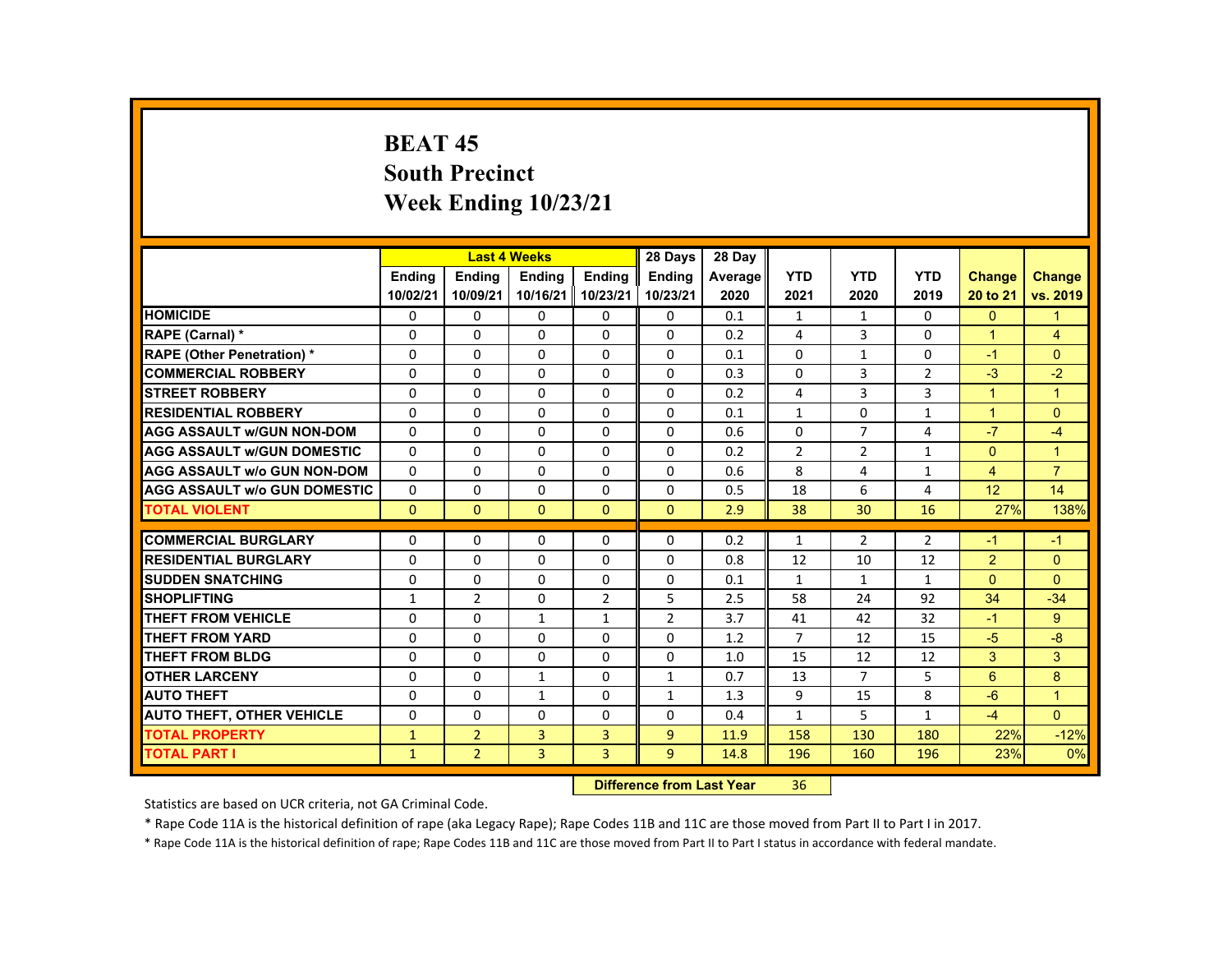# BEAT 45
## South Precinct
## Week Ending 10/23/21

| | Last 4 Weeks | | | | 28 Days | 28 Day | | | | | |
|---|---|---|---|---|---|---|---|---|---|---|---|
| | Ending 10/02/21 | Ending 10/09/21 | Ending 10/16/21 | Ending 10/23/21 | Ending 10/23/21 | Average 2020 | YTD 2021 | YTD 2020 | YTD 2019 | Change 20 to 21 | Change vs. 2019 |
| HOMICIDE | 0 | 0 | 0 | 0 | 0 | 0.1 | 1 | 1 | 0 | 0 | 1 |
| RAPE (Carnal) * | 0 | 0 | 0 | 0 | 0 | 0.2 | 4 | 3 | 0 | 1 | 4 |
| RAPE (Other Penetration) * | 0 | 0 | 0 | 0 | 0 | 0.1 | 0 | 1 | 0 | -1 | 0 |
| COMMERCIAL ROBBERY | 0 | 0 | 0 | 0 | 0 | 0.3 | 0 | 3 | 2 | -3 | -2 |
| STREET ROBBERY | 0 | 0 | 0 | 0 | 0 | 0.2 | 4 | 3 | 3 | 1 | 1 |
| RESIDENTIAL ROBBERY | 0 | 0 | 0 | 0 | 0 | 0.1 | 1 | 0 | 1 | 1 | 0 |
| AGG ASSAULT w/GUN NON-DOM | 0 | 0 | 0 | 0 | 0 | 0.6 | 0 | 7 | 4 | -7 | -4 |
| AGG ASSAULT w/GUN DOMESTIC | 0 | 0 | 0 | 0 | 0 | 0.2 | 2 | 2 | 1 | 0 | 1 |
| AGG ASSAULT w/o GUN NON-DOM | 0 | 0 | 0 | 0 | 0 | 0.6 | 8 | 4 | 1 | 4 | 7 |
| AGG ASSAULT w/o GUN DOMESTIC | 0 | 0 | 0 | 0 | 0 | 0.5 | 18 | 6 | 4 | 12 | 14 |
| TOTAL VIOLENT | 0 | 0 | 0 | 0 | 0 | 2.9 | 38 | 30 | 16 | 27% | 138% |
| COMMERCIAL BURGLARY | 0 | 0 | 0 | 0 | 0 | 0.2 | 1 | 2 | 2 | -1 | -1 |
| RESIDENTIAL BURGLARY | 0 | 0 | 0 | 0 | 0 | 0.8 | 12 | 10 | 12 | 2 | 0 |
| SUDDEN SNATCHING | 0 | 0 | 0 | 0 | 0 | 0.1 | 1 | 1 | 1 | 0 | 0 |
| SHOPLIFTING | 1 | 2 | 0 | 2 | 5 | 2.5 | 58 | 24 | 92 | 34 | -34 |
| THEFT FROM VEHICLE | 0 | 0 | 1 | 1 | 2 | 3.7 | 41 | 42 | 32 | -1 | 9 |
| THEFT FROM YARD | 0 | 0 | 0 | 0 | 0 | 1.2 | 7 | 12 | 15 | -5 | -8 |
| THEFT FROM BLDG | 0 | 0 | 0 | 0 | 0 | 1.0 | 15 | 12 | 12 | 3 | 3 |
| OTHER LARCENY | 0 | 0 | 1 | 0 | 1 | 0.7 | 13 | 7 | 5 | 6 | 8 |
| AUTO THEFT | 0 | 0 | 1 | 0 | 1 | 1.3 | 9 | 15 | 8 | -6 | 1 |
| AUTO THEFT, OTHER VEHICLE | 0 | 0 | 0 | 0 | 0 | 0.4 | 1 | 5 | 1 | -4 | 0 |
| TOTAL PROPERTY | 1 | 2 | 3 | 3 | 9 | 11.9 | 158 | 130 | 180 | 22% | -12% |
| TOTAL PART I | 1 | 2 | 3 | 3 | 9 | 14.8 | 196 | 160 | 196 | 23% | 0% |

**Difference from Last Year** 36

Statistics are based on UCR criteria, not GA Criminal Code.

* Rape Code 11A is the historical definition of rape (aka Legacy Rape); Rape Codes 11B and 11C are those moved from Part II to Part I in 2017.

* Rape Code 11A is the historical definition of rape; Rape Codes 11B and 11C are those moved from Part II to Part I status in accordance with federal mandate.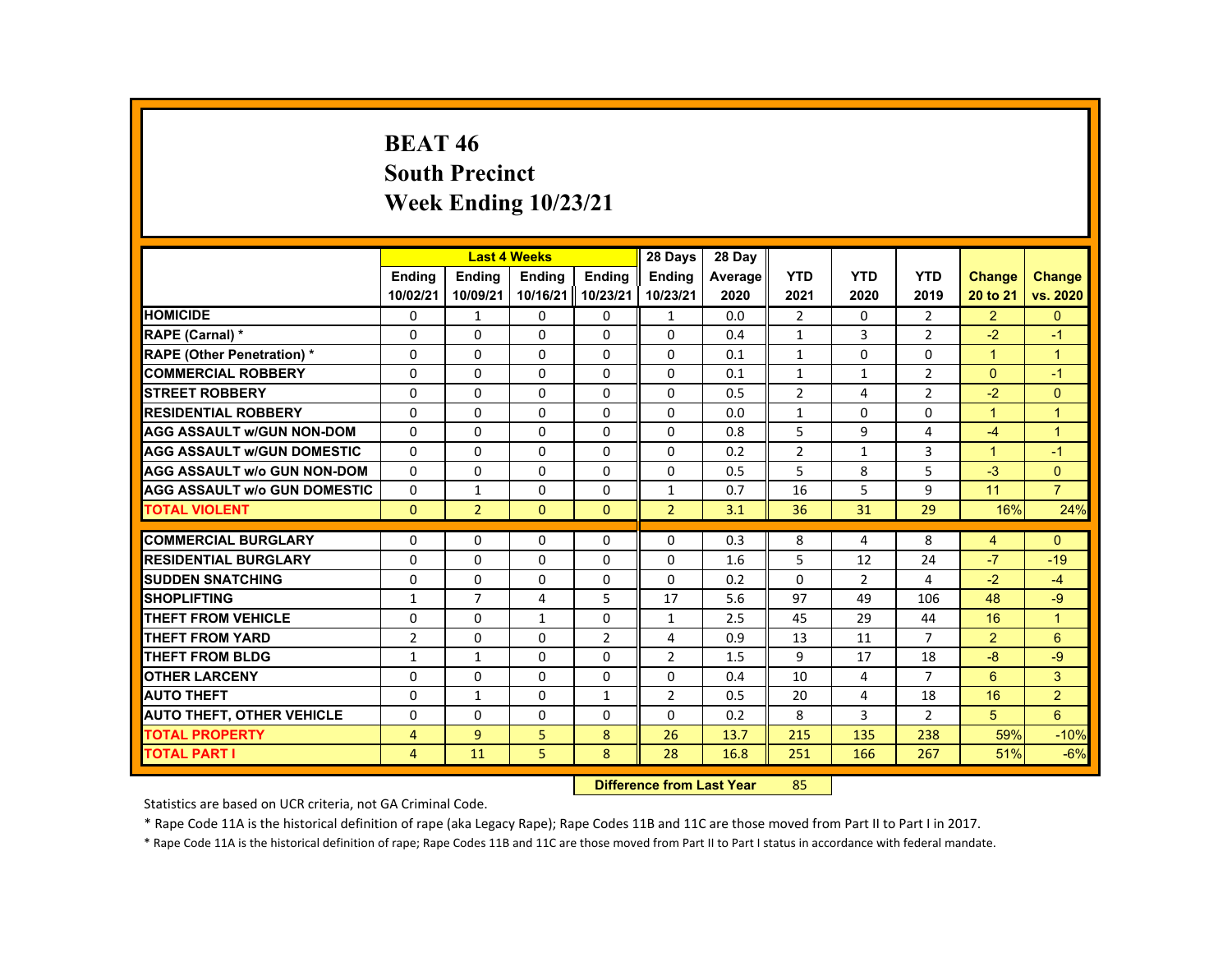# BEAT 46
## South Precinct
## Week Ending 10/23/21

| | Last 4 Weeks | | | | 28 Days | 28 Day | | | | | |
|---|---|---|---|---|---|---|---|---|---|---|---|
| | Ending 10/02/21 | Ending 10/09/21 | Ending 10/16/21 | Ending 10/23/21 | Ending 10/23/21 | Average 2020 | YTD 2021 | YTD 2020 | YTD 2019 | Change 20 to 21 | Change vs. 2020 |
| HOMICIDE | 0 | 1 | 0 | 0 | 1 | 0.0 | 2 | 0 | 2 | 2 | 0 |
| RAPE (Carnal) * | 0 | 0 | 0 | 0 | 0 | 0.4 | 1 | 3 | 2 | -2 | -1 |
| RAPE (Other Penetration) * | 0 | 0 | 0 | 0 | 0 | 0.1 | 1 | 0 | 0 | 1 | 1 |
| COMMERCIAL ROBBERY | 0 | 0 | 0 | 0 | 0 | 0.1 | 1 | 1 | 2 | 0 | -1 |
| STREET ROBBERY | 0 | 0 | 0 | 0 | 0 | 0.5 | 2 | 4 | 2 | -2 | 0 |
| RESIDENTIAL ROBBERY | 0 | 0 | 0 | 0 | 0 | 0.0 | 1 | 0 | 0 | 1 | 1 |
| AGG ASSAULT w/GUN NON-DOM | 0 | 0 | 0 | 0 | 0 | 0.8 | 5 | 9 | 4 | -4 | 1 |
| AGG ASSAULT w/GUN DOMESTIC | 0 | 0 | 0 | 0 | 0 | 0.2 | 2 | 1 | 3 | 1 | -1 |
| AGG ASSAULT w/o GUN NON-DOM | 0 | 0 | 0 | 0 | 0 | 0.5 | 5 | 8 | 5 | -3 | 0 |
| AGG ASSAULT w/o GUN DOMESTIC | 0 | 1 | 0 | 0 | 1 | 0.7 | 16 | 5 | 9 | 11 | 7 |
| TOTAL VIOLENT | 0 | 2 | 0 | 0 | 2 | 3.1 | 36 | 31 | 29 | 16% | 24% |
| COMMERCIAL BURGLARY | 0 | 0 | 0 | 0 | 0 | 0.3 | 8 | 4 | 8 | 4 | 0 |
| RESIDENTIAL BURGLARY | 0 | 0 | 0 | 0 | 0 | 1.6 | 5 | 12 | 24 | -7 | -19 |
| SUDDEN SNATCHING | 0 | 0 | 0 | 0 | 0 | 0.2 | 0 | 2 | 4 | -2 | -4 |
| SHOPLIFTING | 1 | 7 | 4 | 5 | 17 | 5.6 | 97 | 49 | 106 | 48 | -9 |
| THEFT FROM VEHICLE | 0 | 0 | 1 | 0 | 1 | 2.5 | 45 | 29 | 44 | 16 | 1 |
| THEFT FROM YARD | 2 | 0 | 0 | 2 | 4 | 0.9 | 13 | 11 | 7 | 2 | 6 |
| THEFT FROM BLDG | 1 | 1 | 0 | 0 | 2 | 1.5 | 9 | 17 | 18 | -8 | -9 |
| OTHER LARCENY | 0 | 0 | 0 | 0 | 0 | 0.4 | 10 | 4 | 7 | 6 | 3 |
| AUTO THEFT | 0 | 1 | 0 | 1 | 2 | 0.5 | 20 | 4 | 18 | 16 | 2 |
| AUTO THEFT, OTHER VEHICLE | 0 | 0 | 0 | 0 | 0 | 0.2 | 8 | 3 | 2 | 5 | 6 |
| TOTAL PROPERTY | 4 | 9 | 5 | 8 | 26 | 13.7 | 215 | 135 | 238 | 59% | -10% |
| TOTAL PART I | 4 | 11 | 5 | 8 | 28 | 16.8 | 251 | 166 | 267 | 51% | -6% |

**Difference from Last Year** 85

Statistics are based on UCR criteria, not GA Criminal Code.

* Rape Code 11A is the historical definition of rape (aka Legacy Rape); Rape Codes 11B and 11C are those moved from Part II to Part I in 2017.

* Rape Code 11A is the historical definition of rape; Rape Codes 11B and 11C are those moved from Part II to Part I status in accordance with federal mandate.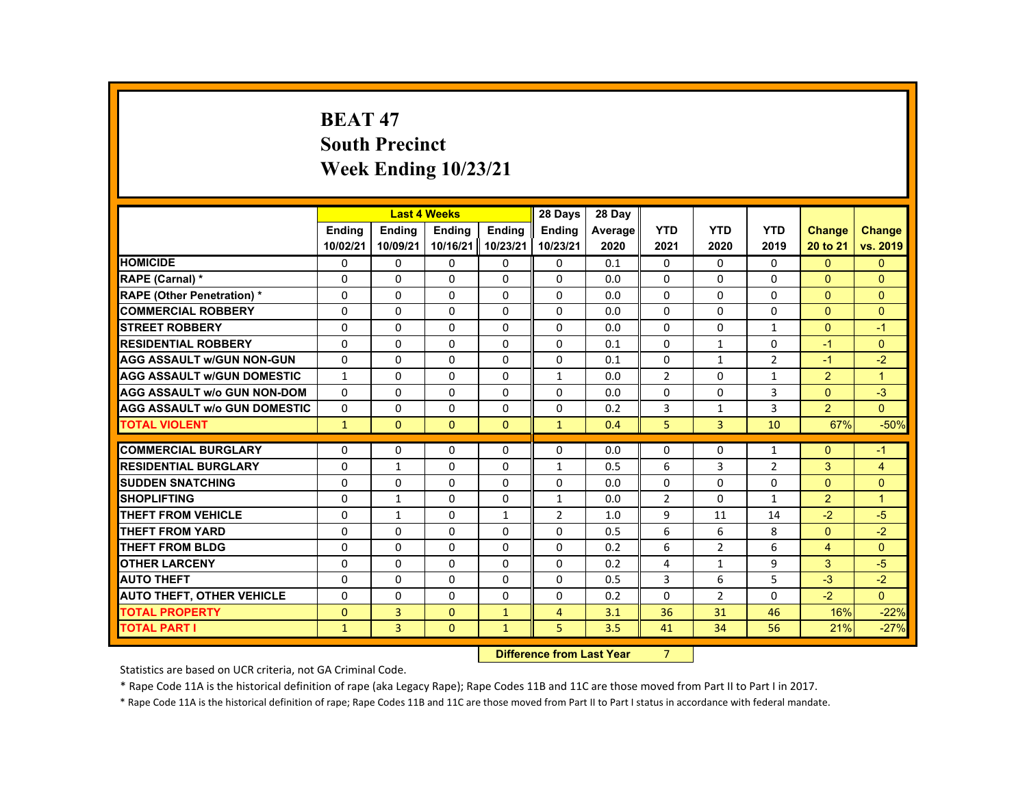# BEAT 47
# South Precinct
# Week Ending 10/23/21

| | Last 4 Weeks | | | | 28 Days | 28 Day | | | | | |
|---|---|---|---|---|---|---|---|---|---|---|---|
| | Ending 10/02/21 | Ending 10/09/21 | Ending 10/16/21 | Ending 10/23/21 | Ending 10/23/21 | Average 2020 | YTD 2021 | YTD 2020 | YTD 2019 | Change 20 to 21 | Change vs. 2019 |
| HOMICIDE | 0 | 0 | 0 | 0 | 0 | 0.1 | 0 | 0 | 0 | 0 | 0 |
| RAPE (Carnal) * | 0 | 0 | 0 | 0 | 0 | 0.0 | 0 | 0 | 0 | 0 | 0 |
| RAPE (Other Penetration) * | 0 | 0 | 0 | 0 | 0 | 0.0 | 0 | 0 | 0 | 0 | 0 |
| COMMERCIAL ROBBERY | 0 | 0 | 0 | 0 | 0 | 0.0 | 0 | 0 | 0 | 0 | 0 |
| STREET ROBBERY | 0 | 0 | 0 | 0 | 0 | 0.0 | 0 | 0 | 1 | 0 | -1 |
| RESIDENTIAL ROBBERY | 0 | 0 | 0 | 0 | 0 | 0.1 | 0 | 1 | 0 | -1 | 0 |
| AGG ASSAULT w/GUN NON-GUN | 0 | 0 | 0 | 0 | 0 | 0.1 | 0 | 1 | 2 | -1 | -2 |
| AGG ASSAULT w/GUN DOMESTIC | 1 | 0 | 0 | 0 | 1 | 0.0 | 2 | 0 | 1 | 2 | 1 |
| AGG ASSAULT w/o GUN NON-DOM | 0 | 0 | 0 | 0 | 0 | 0.0 | 0 | 0 | 3 | 0 | -3 |
| AGG ASSAULT w/o GUN DOMESTIC | 0 | 0 | 0 | 0 | 0 | 0.2 | 3 | 1 | 3 | 2 | 0 |
| TOTAL VIOLENT | 1 | 0 | 0 | 0 | 1 | 0.4 | 5 | 3 | 10 | 67% | -50% |
| COMMERCIAL BURGLARY | 0 | 0 | 0 | 0 | 0 | 0.0 | 0 | 0 | 1 | 0 | -1 |
| RESIDENTIAL BURGLARY | 0 | 1 | 0 | 0 | 1 | 0.5 | 6 | 3 | 2 | 3 | 4 |
| SUDDEN SNATCHING | 0 | 0 | 0 | 0 | 0 | 0.0 | 0 | 0 | 0 | 0 | 0 |
| SHOPLIFTING | 0 | 1 | 0 | 0 | 1 | 0.0 | 2 | 0 | 1 | 2 | 1 |
| THEFT FROM VEHICLE | 0 | 1 | 0 | 1 | 2 | 1.0 | 9 | 11 | 14 | -2 | -5 |
| THEFT FROM YARD | 0 | 0 | 0 | 0 | 0 | 0.5 | 6 | 6 | 8 | 0 | -2 |
| THEFT FROM BLDG | 0 | 0 | 0 | 0 | 0 | 0.2 | 6 | 2 | 6 | 4 | 0 |
| OTHER LARCENY | 0 | 0 | 0 | 0 | 0 | 0.2 | 4 | 1 | 9 | 3 | -5 |
| AUTO THEFT | 0 | 0 | 0 | 0 | 0 | 0.5 | 3 | 6 | 5 | -3 | -2 |
| AUTO THEFT, OTHER VEHICLE | 0 | 0 | 0 | 0 | 0 | 0.2 | 0 | 2 | 0 | -2 | 0 |
| TOTAL PROPERTY | 0 | 3 | 0 | 1 | 4 | 3.1 | 36 | 31 | 46 | 16% | -22% |
| TOTAL PART I | 1 | 3 | 0 | 1 | 5 | 3.5 | 41 | 34 | 56 | 21% | -27% |

**Difference from Last Year** 7

Statistics are based on UCR criteria, not GA Criminal Code.

* Rape Code 11A is the historical definition of rape (aka Legacy Rape); Rape Codes 11B and 11C are those moved from Part II to Part I in 2017.

* Rape Code 11A is the historical definition of rape; Rape Codes 11B and 11C are those moved from Part II to Part I status in accordance with federal mandate.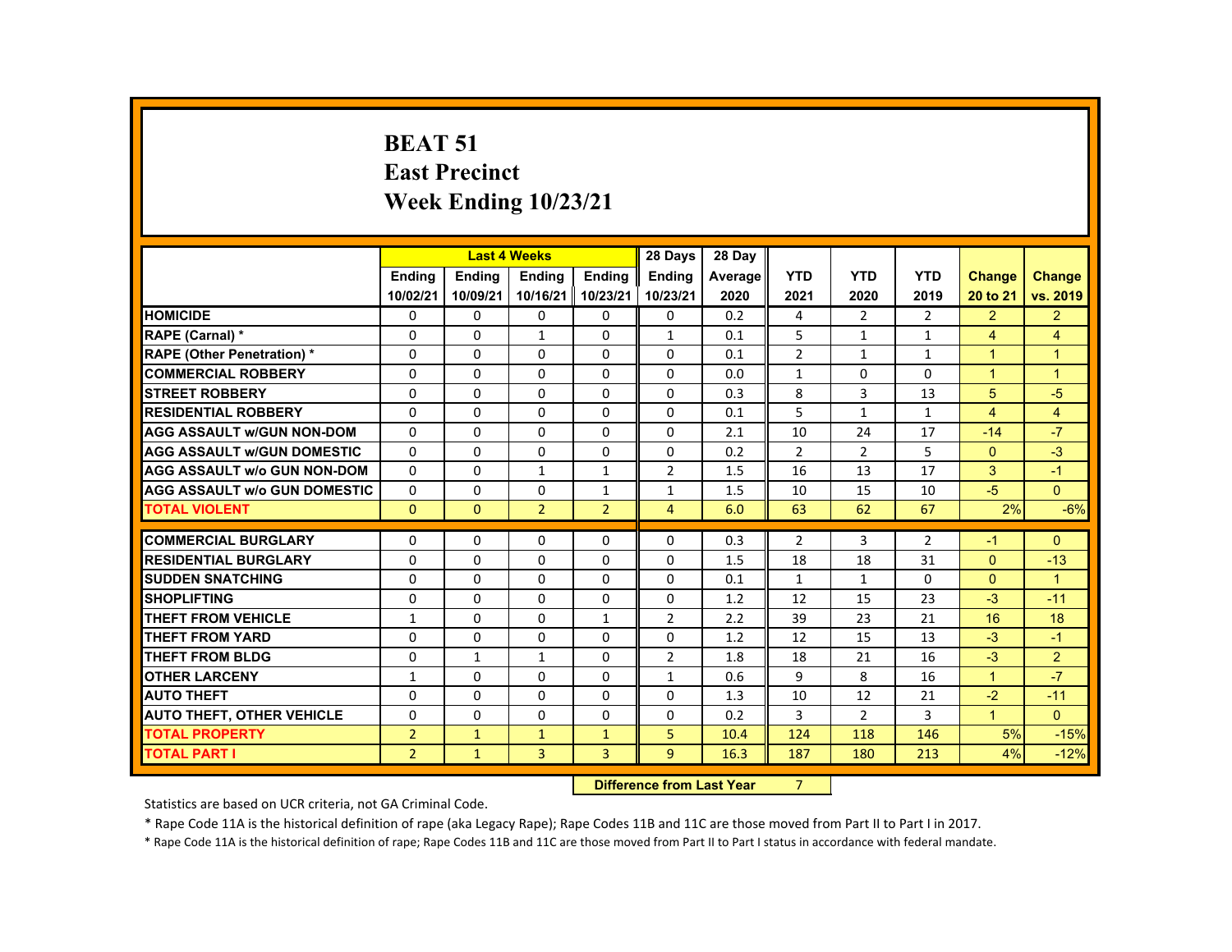# BEAT 51
## East Precinct
## Week Ending 10/23/21

| | Last 4 Weeks | | | | 28 Days | 28 Day | | | | | |
|---|---|---|---|---|---|---|---|---|---|---|---|
| | Ending 10/02/21 | Ending 10/09/21 | Ending 10/16/21 | Ending 10/23/21 | Ending 10/23/21 | Average 2020 | YTD 2021 | YTD 2020 | YTD 2019 | Change 20 to 21 | Change vs. 2019 |
| HOMICIDE | 0 | 0 | 0 | 0 | 0 | 0.2 | 4 | 2 | 2 | 2 | 2 |
| RAPE (Carnal) * | 0 | 0 | 1 | 0 | 1 | 0.1 | 5 | 1 | 1 | 4 | 4 |
| RAPE (Other Penetration) * | 0 | 0 | 0 | 0 | 0 | 0.1 | 2 | 1 | 1 | 1 | 1 |
| COMMERCIAL ROBBERY | 0 | 0 | 0 | 0 | 0 | 0.0 | 1 | 0 | 0 | 1 | 1 |
| STREET ROBBERY | 0 | 0 | 0 | 0 | 0 | 0.3 | 8 | 3 | 13 | 5 | -5 |
| RESIDENTIAL ROBBERY | 0 | 0 | 0 | 0 | 0 | 0.1 | 5 | 1 | 1 | 4 | 4 |
| AGG ASSAULT w/GUN NON-DOM | 0 | 0 | 0 | 0 | 0 | 2.1 | 10 | 24 | 17 | -14 | -7 |
| AGG ASSAULT w/GUN DOMESTIC | 0 | 0 | 0 | 0 | 0 | 0.2 | 2 | 2 | 5 | 0 | -3 |
| AGG ASSAULT w/o GUN NON-DOM | 0 | 0 | 1 | 1 | 2 | 1.5 | 16 | 13 | 17 | 3 | -1 |
| AGG ASSAULT w/o GUN DOMESTIC | 0 | 0 | 0 | 1 | 1 | 1.5 | 10 | 15 | 10 | -5 | 0 |
| TOTAL VIOLENT | 0 | 0 | 2 | 2 | 4 | 6.0 | 63 | 62 | 67 | 2% | -6% |
| COMMERCIAL BURGLARY | 0 | 0 | 0 | 0 | 0 | 0.3 | 2 | 3 | 2 | -1 | 0 |
| RESIDENTIAL BURGLARY | 0 | 0 | 0 | 0 | 0 | 1.5 | 18 | 18 | 31 | 0 | -13 |
| SUDDEN SNATCHING | 0 | 0 | 0 | 0 | 0 | 0.1 | 1 | 1 | 0 | 0 | 1 |
| SHOPLIFTING | 0 | 0 | 0 | 0 | 0 | 1.2 | 12 | 15 | 23 | -3 | -11 |
| THEFT FROM VEHICLE | 1 | 0 | 0 | 1 | 2 | 2.2 | 39 | 23 | 21 | 16 | 18 |
| THEFT FROM YARD | 0 | 0 | 0 | 0 | 0 | 1.2 | 12 | 15 | 13 | -3 | -1 |
| THEFT FROM BLDG | 0 | 1 | 1 | 0 | 2 | 1.8 | 18 | 21 | 16 | -3 | 2 |
| OTHER LARCENY | 1 | 0 | 0 | 0 | 1 | 0.6 | 9 | 8 | 16 | 1 | -7 |
| AUTO THEFT | 0 | 0 | 0 | 0 | 0 | 1.3 | 10 | 12 | 21 | -2 | -11 |
| AUTO THEFT, OTHER VEHICLE | 0 | 0 | 0 | 0 | 0 | 0.2 | 3 | 2 | 3 | 1 | 0 |
| TOTAL PROPERTY | 2 | 1 | 1 | 1 | 5 | 10.4 | 124 | 118 | 146 | 5% | -15% |
| TOTAL PART I | 2 | 1 | 3 | 3 | 9 | 16.3 | 187 | 180 | 213 | 4% | -12% |

**Difference from Last Year** 7

Statistics are based on UCR criteria, not GA Criminal Code.

* Rape Code 11A is the historical definition of rape (aka Legacy Rape); Rape Codes 11B and 11C are those moved from Part II to Part I in 2017.

* Rape Code 11A is the historical definition of rape; Rape Codes 11B and 11C are those moved from Part II to Part I status in accordance with federal mandate.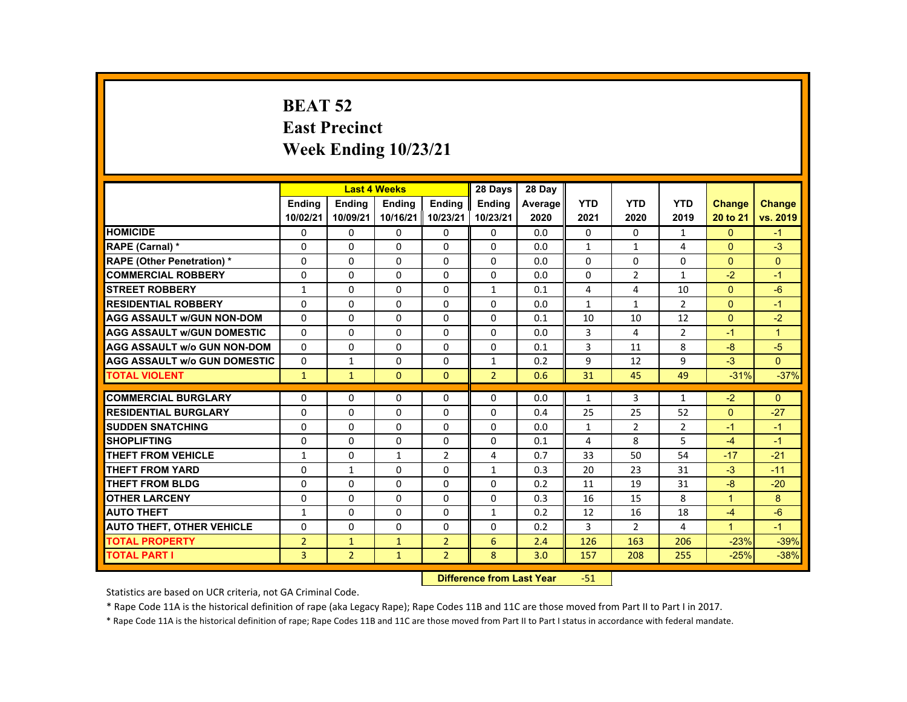# BEAT 52
# East Precinct
# Week Ending 10/23/21

| | Last 4 Weeks | | | | 28 Days | 28 Day | | | | | |
|---|---|---|---|---|---|---|---|---|---|---|---|
| | Ending 10/02/21 | Ending 10/09/21 | Ending 10/16/21 | Ending 10/23/21 | Ending 10/23/21 | Average 2020 | YTD 2021 | YTD 2020 | YTD 2019 | Change 20 to 21 | Change vs. 2019 |
| HOMICIDE | 0 | 0 | 0 | 0 | 0 | 0.0 | 0 | 0 | 1 | 0 | -1 |
| RAPE (Carnal) * | 0 | 0 | 0 | 0 | 0 | 0.0 | 1 | 1 | 4 | 0 | -3 |
| RAPE (Other Penetration) * | 0 | 0 | 0 | 0 | 0 | 0.0 | 0 | 0 | 0 | 0 | 0 |
| COMMERCIAL ROBBERY | 0 | 0 | 0 | 0 | 0 | 0.0 | 0 | 2 | 1 | -2 | -1 |
| STREET ROBBERY | 1 | 0 | 0 | 0 | 1 | 0.1 | 4 | 4 | 10 | 0 | -6 |
| RESIDENTIAL ROBBERY | 0 | 0 | 0 | 0 | 0 | 0.0 | 1 | 1 | 2 | 0 | -1 |
| AGG ASSAULT w/GUN NON-DOM | 0 | 0 | 0 | 0 | 0 | 0.1 | 10 | 10 | 12 | 0 | -2 |
| AGG ASSAULT w/GUN DOMESTIC | 0 | 0 | 0 | 0 | 0 | 0.0 | 3 | 4 | 2 | -1 | 1 |
| AGG ASSAULT w/o GUN NON-DOM | 0 | 0 | 0 | 0 | 0 | 0.1 | 3 | 11 | 8 | -8 | -5 |
| AGG ASSAULT w/o GUN DOMESTIC | 0 | 1 | 0 | 0 | 1 | 0.2 | 9 | 12 | 9 | -3 | 0 |
| TOTAL VIOLENT | 1 | 1 | 0 | 0 | 2 | 0.6 | 31 | 45 | 49 | -31% | -37% |
| COMMERCIAL BURGLARY | 0 | 0 | 0 | 0 | 0 | 0.0 | 1 | 3 | 1 | -2 | 0 |
| RESIDENTIAL BURGLARY | 0 | 0 | 0 | 0 | 0 | 0.4 | 25 | 25 | 52 | 0 | -27 |
| SUDDEN SNATCHING | 0 | 0 | 0 | 0 | 0 | 0.0 | 1 | 2 | 2 | -1 | -1 |
| SHOPLIFTING | 0 | 0 | 0 | 0 | 0 | 0.1 | 4 | 8 | 5 | -4 | -1 |
| THEFT FROM VEHICLE | 1 | 0 | 1 | 2 | 4 | 0.7 | 33 | 50 | 54 | -17 | -21 |
| THEFT FROM YARD | 0 | 1 | 0 | 0 | 1 | 0.3 | 20 | 23 | 31 | -3 | -11 |
| THEFT FROM BLDG | 0 | 0 | 0 | 0 | 0 | 0.2 | 11 | 19 | 31 | -8 | -20 |
| OTHER LARCENY | 0 | 0 | 0 | 0 | 0 | 0.3 | 16 | 15 | 8 | 1 | 8 |
| AUTO THEFT | 1 | 0 | 0 | 0 | 1 | 0.2 | 12 | 16 | 18 | -4 | -6 |
| AUTO THEFT, OTHER VEHICLE | 0 | 0 | 0 | 0 | 0 | 0.2 | 3 | 2 | 4 | 1 | -1 |
| TOTAL PROPERTY | 2 | 1 | 1 | 2 | 6 | 2.4 | 126 | 163 | 206 | -23% | -39% |
| TOTAL PART I | 3 | 2 | 1 | 2 | 8 | 3.0 | 157 | 208 | 255 | -25% | -38% |

**Difference from Last Year** -51

Statistics are based on UCR criteria, not GA Criminal Code.

* Rape Code 11A is the historical definition of rape (aka Legacy Rape); Rape Codes 11B and 11C are those moved from Part II to Part I in 2017.

* Rape Code 11A is the historical definition of rape; Rape Codes 11B and 11C are those moved from Part II to Part I status in accordance with federal mandate.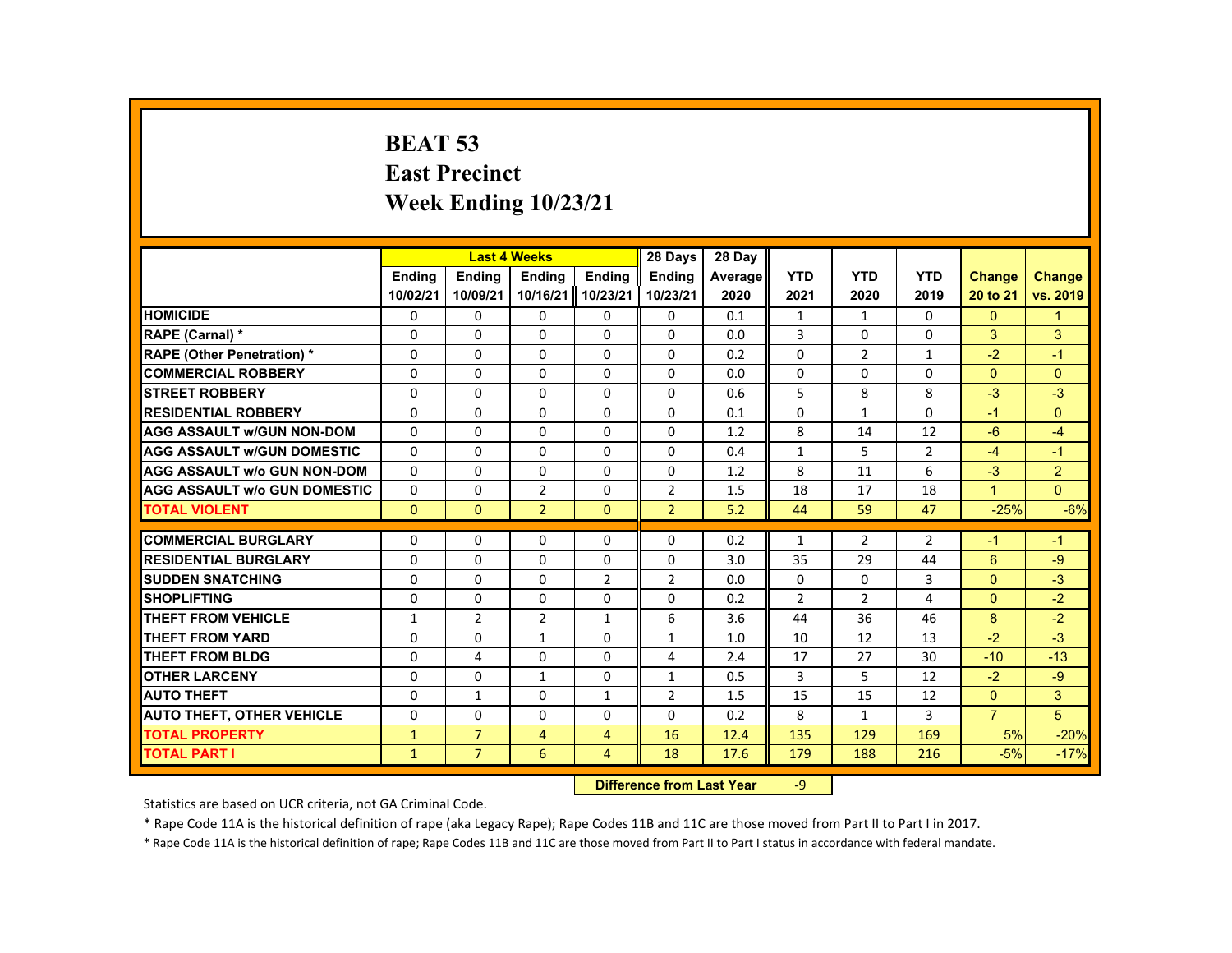# BEAT 53
## East Precinct
## Week Ending 10/23/21

| | Last 4 Weeks | | | | 28 Days | 28 Day | | | | | |
|---|---|---|---|---|---|---|---|---|---|---|---|
| | Ending 10/02/21 | Ending 10/09/21 | Ending 10/16/21 | Ending 10/23/21 | Ending 10/23/21 | Average 2020 | YTD 2021 | YTD 2020 | YTD 2019 | Change 20 to 21 | Change vs. 2019 |
| HOMICIDE | 0 | 0 | 0 | 0 | 0 | 0.1 | 1 | 1 | 0 | 0 | 1 |
| RAPE (Carnal) * | 0 | 0 | 0 | 0 | 0 | 0.0 | 3 | 0 | 0 | 3 | 3 |
| RAPE (Other Penetration) * | 0 | 0 | 0 | 0 | 0 | 0.2 | 0 | 2 | 1 | -2 | -1 |
| COMMERCIAL ROBBERY | 0 | 0 | 0 | 0 | 0 | 0.0 | 0 | 0 | 0 | 0 | 0 |
| STREET ROBBERY | 0 | 0 | 0 | 0 | 0 | 0.6 | 5 | 8 | 8 | -3 | -3 |
| RESIDENTIAL ROBBERY | 0 | 0 | 0 | 0 | 0 | 0.1 | 0 | 1 | 0 | -1 | 0 |
| AGG ASSAULT w/GUN NON-DOM | 0 | 0 | 0 | 0 | 0 | 1.2 | 8 | 14 | 12 | -6 | -4 |
| AGG ASSAULT w/GUN DOMESTIC | 0 | 0 | 0 | 0 | 0 | 0.4 | 1 | 5 | 2 | -4 | -1 |
| AGG ASSAULT w/o GUN NON-DOM | 0 | 0 | 0 | 0 | 0 | 1.2 | 8 | 11 | 6 | -3 | 2 |
| AGG ASSAULT w/o GUN DOMESTIC | 0 | 0 | 2 | 0 | 2 | 1.5 | 18 | 17 | 18 | 1 | 0 |
| TOTAL VIOLENT | 0 | 0 | 2 | 0 | 2 | 5.2 | 44 | 59 | 47 | -25% | -6% |
| COMMERCIAL BURGLARY | 0 | 0 | 0 | 0 | 0 | 0.2 | 1 | 2 | 2 | -1 | -1 |
| RESIDENTIAL BURGLARY | 0 | 0 | 0 | 0 | 0 | 3.0 | 35 | 29 | 44 | 6 | -9 |
| SUDDEN SNATCHING | 0 | 0 | 0 | 2 | 2 | 0.0 | 0 | 0 | 3 | 0 | -3 |
| SHOPLIFTING | 0 | 0 | 0 | 0 | 0 | 0.2 | 2 | 2 | 4 | 0 | -2 |
| THEFT FROM VEHICLE | 1 | 2 | 2 | 1 | 6 | 3.6 | 44 | 36 | 46 | 8 | -2 |
| THEFT FROM YARD | 0 | 0 | 1 | 0 | 1 | 1.0 | 10 | 12 | 13 | -2 | -3 |
| THEFT FROM BLDG | 0 | 4 | 0 | 0 | 4 | 2.4 | 17 | 27 | 30 | -10 | -13 |
| OTHER LARCENY | 0 | 0 | 1 | 0 | 1 | 0.5 | 3 | 5 | 12 | -2 | -9 |
| AUTO THEFT | 0 | 1 | 0 | 1 | 2 | 1.5 | 15 | 15 | 12 | 0 | 3 |
| AUTO THEFT, OTHER VEHICLE | 0 | 0 | 0 | 0 | 0 | 0.2 | 8 | 1 | 3 | 7 | 5 |
| TOTAL PROPERTY | 1 | 7 | 4 | 4 | 16 | 12.4 | 135 | 129 | 169 | 5% | -20% |
| TOTAL PART I | 1 | 7 | 6 | 4 | 18 | 17.6 | 179 | 188 | 216 | -5% | -17% |

**Difference from Last Year** -9

Statistics are based on UCR criteria, not GA Criminal Code.

* Rape Code 11A is the historical definition of rape (aka Legacy Rape); Rape Codes 11B and 11C are those moved from Part II to Part I in 2017.

* Rape Code 11A is the historical definition of rape; Rape Codes 11B and 11C are those moved from Part II to Part I status in accordance with federal mandate.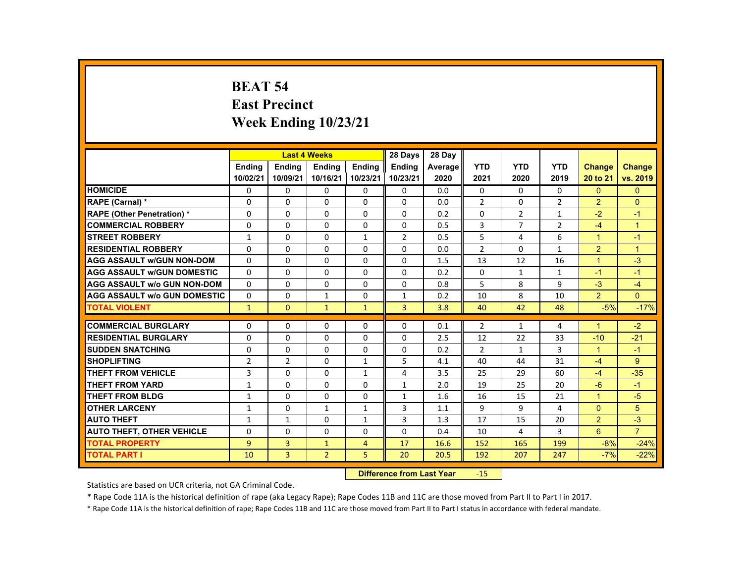# BEAT 54
## East Precinct
## Week Ending 10/23/21

| | Last 4 Weeks | | | | 28 Days | 28 Day | | | | | |
|---|---|---|---|---|---|---|---|---|---|---|---|
| | Ending 10/02/21 | Ending 10/09/21 | Ending 10/16/21 | Ending 10/23/21 | Ending 10/23/21 | Average 2020 | YTD 2021 | YTD 2020 | YTD 2019 | Change 20 to 21 | Change vs. 2019 |
| HOMICIDE | 0 | 0 | 0 | 0 | 0 | 0.0 | 0 | 0 | 0 | 0 | 0 |
| RAPE (Carnal) * | 0 | 0 | 0 | 0 | 0 | 0.0 | 2 | 0 | 2 | 2 | 0 |
| RAPE (Other Penetration) * | 0 | 0 | 0 | 0 | 0 | 0.2 | 0 | 2 | 1 | -2 | -1 |
| COMMERCIAL ROBBERY | 0 | 0 | 0 | 0 | 0 | 0.5 | 3 | 7 | 2 | -4 | 1 |
| STREET ROBBERY | 1 | 0 | 0 | 1 | 2 | 0.5 | 5 | 4 | 6 | 1 | -1 |
| RESIDENTIAL ROBBERY | 0 | 0 | 0 | 0 | 0 | 0.0 | 2 | 0 | 1 | 2 | 1 |
| AGG ASSAULT w/GUN NON-DOM | 0 | 0 | 0 | 0 | 0 | 1.5 | 13 | 12 | 16 | 1 | -3 |
| AGG ASSAULT w/GUN DOMESTIC | 0 | 0 | 0 | 0 | 0 | 0.2 | 0 | 1 | 1 | -1 | -1 |
| AGG ASSAULT w/o GUN NON-DOM | 0 | 0 | 0 | 0 | 0 | 0.8 | 5 | 8 | 9 | -3 | -4 |
| AGG ASSAULT w/o GUN DOMESTIC | 0 | 0 | 1 | 0 | 1 | 0.2 | 10 | 8 | 10 | 2 | 0 |
| TOTAL VIOLENT | 1 | 0 | 1 | 1 | 3 | 3.8 | 40 | 42 | 48 | -5% | -17% |
| COMMERCIAL BURGLARY | 0 | 0 | 0 | 0 | 0 | 0.1 | 2 | 1 | 4 | 1 | -2 |
| RESIDENTIAL BURGLARY | 0 | 0 | 0 | 0 | 0 | 2.5 | 12 | 22 | 33 | -10 | -21 |
| SUDDEN SNATCHING | 0 | 0 | 0 | 0 | 0 | 0.2 | 2 | 1 | 3 | 1 | -1 |
| SHOPLIFTING | 2 | 2 | 0 | 1 | 5 | 4.1 | 40 | 44 | 31 | -4 | 9 |
| THEFT FROM VEHICLE | 3 | 0 | 0 | 1 | 4 | 3.5 | 25 | 29 | 60 | -4 | -35 |
| THEFT FROM YARD | 1 | 0 | 0 | 0 | 1 | 2.0 | 19 | 25 | 20 | -6 | -1 |
| THEFT FROM BLDG | 1 | 0 | 0 | 0 | 1 | 1.6 | 16 | 15 | 21 | 1 | -5 |
| OTHER LARCENY | 1 | 0 | 1 | 1 | 3 | 1.1 | 9 | 9 | 4 | 0 | 5 |
| AUTO THEFT | 1 | 1 | 0 | 1 | 3 | 1.3 | 17 | 15 | 20 | 2 | -3 |
| AUTO THEFT, OTHER VEHICLE | 0 | 0 | 0 | 0 | 0 | 0.4 | 10 | 4 | 3 | 6 | 7 |
| TOTAL PROPERTY | 9 | 3 | 1 | 4 | 17 | 16.6 | 152 | 165 | 199 | -8% | -24% |
| TOTAL PART I | 10 | 3 | 2 | 5 | 20 | 20.5 | 192 | 207 | 247 | -7% | -22% |

**Difference from Last Year** -15

Statistics are based on UCR criteria, not GA Criminal Code.

* Rape Code 11A is the historical definition of rape (aka Legacy Rape); Rape Codes 11B and 11C are those moved from Part II to Part I in 2017.

* Rape Code 11A is the historical definition of rape; Rape Codes 11B and 11C are those moved from Part II to Part I status in accordance with federal mandate.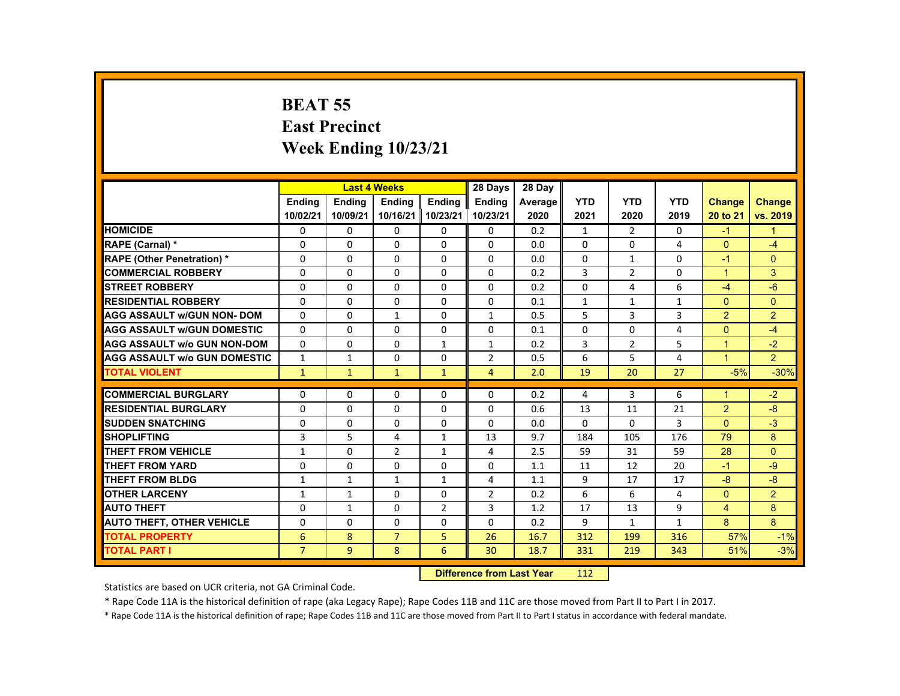# BEAT 55
# East Precinct
# Week Ending 10/23/21

| | Last 4 Weeks | | | | 28 Days | 28 Day | | | | | |
|---|---|---|---|---|---|---|---|---|---|---|---|
| | Ending 10/02/21 | Ending 10/09/21 | Ending 10/16/21 | Ending 10/23/21 | Ending 10/23/21 | Average 2020 | YTD 2021 | YTD 2020 | YTD 2019 | Change 20 to 21 | Change vs. 2019 |
| HOMICIDE | 0 | 0 | 0 | 0 | 0 | 0.2 | 1 | 2 | 0 | -1 | 1 |
| RAPE (Carnal) * | 0 | 0 | 0 | 0 | 0 | 0.0 | 0 | 0 | 4 | 0 | -4 |
| RAPE (Other Penetration) * | 0 | 0 | 0 | 0 | 0 | 0.0 | 0 | 1 | 0 | -1 | 0 |
| COMMERCIAL ROBBERY | 0 | 0 | 0 | 0 | 0 | 0.2 | 3 | 2 | 0 | 1 | 3 |
| STREET ROBBERY | 0 | 0 | 0 | 0 | 0 | 0.2 | 0 | 4 | 6 | -4 | -6 |
| RESIDENTIAL ROBBERY | 0 | 0 | 0 | 0 | 0 | 0.1 | 1 | 1 | 1 | 0 | 0 |
| AGG ASSAULT w/GUN NON- DOM | 0 | 0 | 1 | 0 | 1 | 0.5 | 5 | 3 | 3 | 2 | 2 |
| AGG ASSAULT w/GUN DOMESTIC | 0 | 0 | 0 | 0 | 0 | 0.1 | 0 | 0 | 4 | 0 | -4 |
| AGG ASSAULT w/o GUN NON-DOM | 0 | 0 | 0 | 1 | 1 | 0.2 | 3 | 2 | 5 | 1 | -2 |
| AGG ASSAULT w/o GUN DOMESTIC | 1 | 1 | 0 | 0 | 2 | 0.5 | 6 | 5 | 4 | 1 | 2 |
| TOTAL VIOLENT | 1 | 1 | 1 | 1 | 4 | 2.0 | 19 | 20 | 27 | -5% | -30% |
| COMMERCIAL BURGLARY | 0 | 0 | 0 | 0 | 0 | 0.2 | 4 | 3 | 6 | 1 | -2 |
| RESIDENTIAL BURGLARY | 0 | 0 | 0 | 0 | 0 | 0.6 | 13 | 11 | 21 | 2 | -8 |
| SUDDEN SNATCHING | 0 | 0 | 0 | 0 | 0 | 0.0 | 0 | 0 | 3 | 0 | -3 |
| SHOPLIFTING | 3 | 5 | 4 | 1 | 13 | 9.7 | 184 | 105 | 176 | 79 | 8 |
| THEFT FROM VEHICLE | 1 | 0 | 2 | 1 | 4 | 2.5 | 59 | 31 | 59 | 28 | 0 |
| THEFT FROM YARD | 0 | 0 | 0 | 0 | 0 | 1.1 | 11 | 12 | 20 | -1 | -9 |
| THEFT FROM BLDG | 1 | 1 | 1 | 1 | 4 | 1.1 | 9 | 17 | 17 | -8 | -8 |
| OTHER LARCENY | 1 | 1 | 0 | 0 | 2 | 0.2 | 6 | 6 | 4 | 0 | 2 |
| AUTO THEFT | 0 | 1 | 0 | 2 | 3 | 1.2 | 17 | 13 | 9 | 4 | 8 |
| AUTO THEFT, OTHER VEHICLE | 0 | 0 | 0 | 0 | 0 | 0.2 | 9 | 1 | 1 | 8 | 8 |
| TOTAL PROPERTY | 6 | 8 | 7 | 5 | 26 | 16.7 | 312 | 199 | 316 | 57% | -1% |
| TOTAL PART I | 7 | 9 | 8 | 6 | 30 | 18.7 | 331 | 219 | 343 | 51% | -3% |

**Difference from Last Year** 112

Statistics are based on UCR criteria, not GA Criminal Code.

* Rape Code 11A is the historical definition of rape (aka Legacy Rape); Rape Codes 11B and 11C are those moved from Part II to Part I in 2017.

* Rape Code 11A is the historical definition of rape; Rape Codes 11B and 11C are those moved from Part II to Part I status in accordance with federal mandate.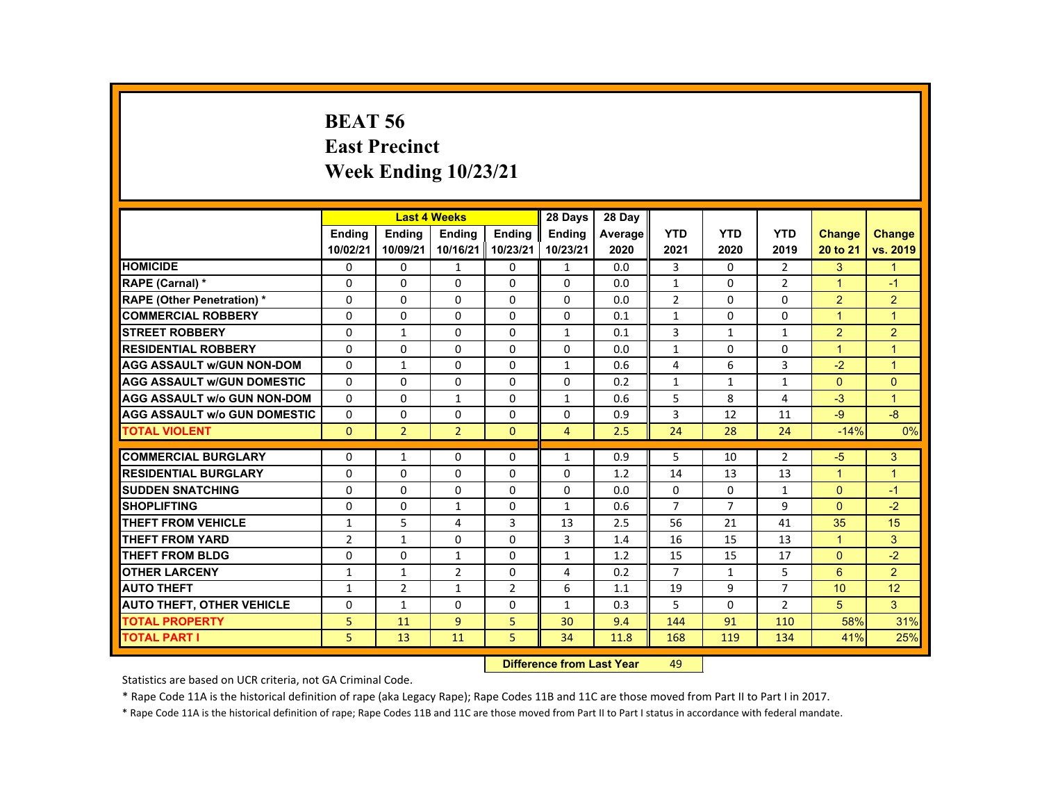# BEAT 56
## East Precinct
## Week Ending 10/23/21

| | Last 4 Weeks | | | | 28 Days | 28 Day | | | | | |
|---|---|---|---|---|---|---|---|---|---|---|---|
| | Ending 10/02/21 | Ending 10/09/21 | Ending 10/16/21 | Ending 10/23/21 | Ending 10/23/21 | Average 2020 | YTD 2021 | YTD 2020 | YTD 2019 | Change 20 to 21 | Change vs. 2019 |
| HOMICIDE | 0 | 0 | 1 | 0 | 1 | 0.0 | 3 | 0 | 2 | 3 | 1 |
| RAPE (Carnal) * | 0 | 0 | 0 | 0 | 0 | 0.0 | 1 | 0 | 2 | 1 | -1 |
| RAPE (Other Penetration) * | 0 | 0 | 0 | 0 | 0 | 0.0 | 2 | 0 | 0 | 2 | 2 |
| COMMERCIAL ROBBERY | 0 | 0 | 0 | 0 | 0 | 0.1 | 1 | 0 | 0 | 1 | 1 |
| STREET ROBBERY | 0 | 1 | 0 | 0 | 1 | 0.1 | 3 | 1 | 1 | 2 | 2 |
| RESIDENTIAL ROBBERY | 0 | 0 | 0 | 0 | 0 | 0.0 | 1 | 0 | 0 | 1 | 1 |
| AGG ASSAULT w/GUN NON-DOM | 0 | 1 | 0 | 0 | 1 | 0.6 | 4 | 6 | 3 | -2 | 1 |
| AGG ASSAULT w/GUN DOMESTIC | 0 | 0 | 0 | 0 | 0 | 0.2 | 1 | 1 | 1 | 0 | 0 |
| AGG ASSAULT w/o GUN NON-DOM | 0 | 0 | 1 | 0 | 1 | 0.6 | 5 | 8 | 4 | -3 | 1 |
| AGG ASSAULT w/o GUN DOMESTIC | 0 | 0 | 0 | 0 | 0 | 0.9 | 3 | 12 | 11 | -9 | -8 |
| TOTAL VIOLENT | 0 | 2 | 2 | 0 | 4 | 2.5 | 24 | 28 | 24 | -14% | 0% |
| COMMERCIAL BURGLARY | 0 | 1 | 0 | 0 | 1 | 0.9 | 5 | 10 | 2 | -5 | 3 |
| RESIDENTIAL BURGLARY | 0 | 0 | 0 | 0 | 0 | 1.2 | 14 | 13 | 13 | 1 | 1 |
| SUDDEN SNATCHING | 0 | 0 | 0 | 0 | 0 | 0.0 | 0 | 0 | 1 | 0 | -1 |
| SHOPLIFTING | 0 | 0 | 1 | 0 | 1 | 0.6 | 7 | 7 | 9 | 0 | -2 |
| THEFT FROM VEHICLE | 1 | 5 | 4 | 3 | 13 | 2.5 | 56 | 21 | 41 | 35 | 15 |
| THEFT FROM YARD | 2 | 1 | 0 | 0 | 3 | 1.4 | 16 | 15 | 13 | 1 | 3 |
| THEFT FROM BLDG | 0 | 0 | 1 | 0 | 1 | 1.2 | 15 | 15 | 17 | 0 | -2 |
| OTHER LARCENY | 1 | 1 | 2 | 0 | 4 | 0.2 | 7 | 1 | 5 | 6 | 2 |
| AUTO THEFT | 1 | 2 | 1 | 2 | 6 | 1.1 | 19 | 9 | 7 | 10 | 12 |
| AUTO THEFT, OTHER VEHICLE | 0 | 1 | 0 | 0 | 1 | 0.3 | 5 | 0 | 2 | 5 | 3 |
| TOTAL PROPERTY | 5 | 11 | 9 | 5 | 30 | 9.4 | 144 | 91 | 110 | 58% | 31% |
| TOTAL PART I | 5 | 13 | 11 | 5 | 34 | 11.8 | 168 | 119 | 134 | 41% | 25% |

**Difference from Last Year** 49

Statistics are based on UCR criteria, not GA Criminal Code.

* Rape Code 11A is the historical definition of rape (aka Legacy Rape); Rape Codes 11B and 11C are those moved from Part II to Part I in 2017.

* Rape Code 11A is the historical definition of rape; Rape Codes 11B and 11C are those moved from Part II to Part I status in accordance with federal mandate.